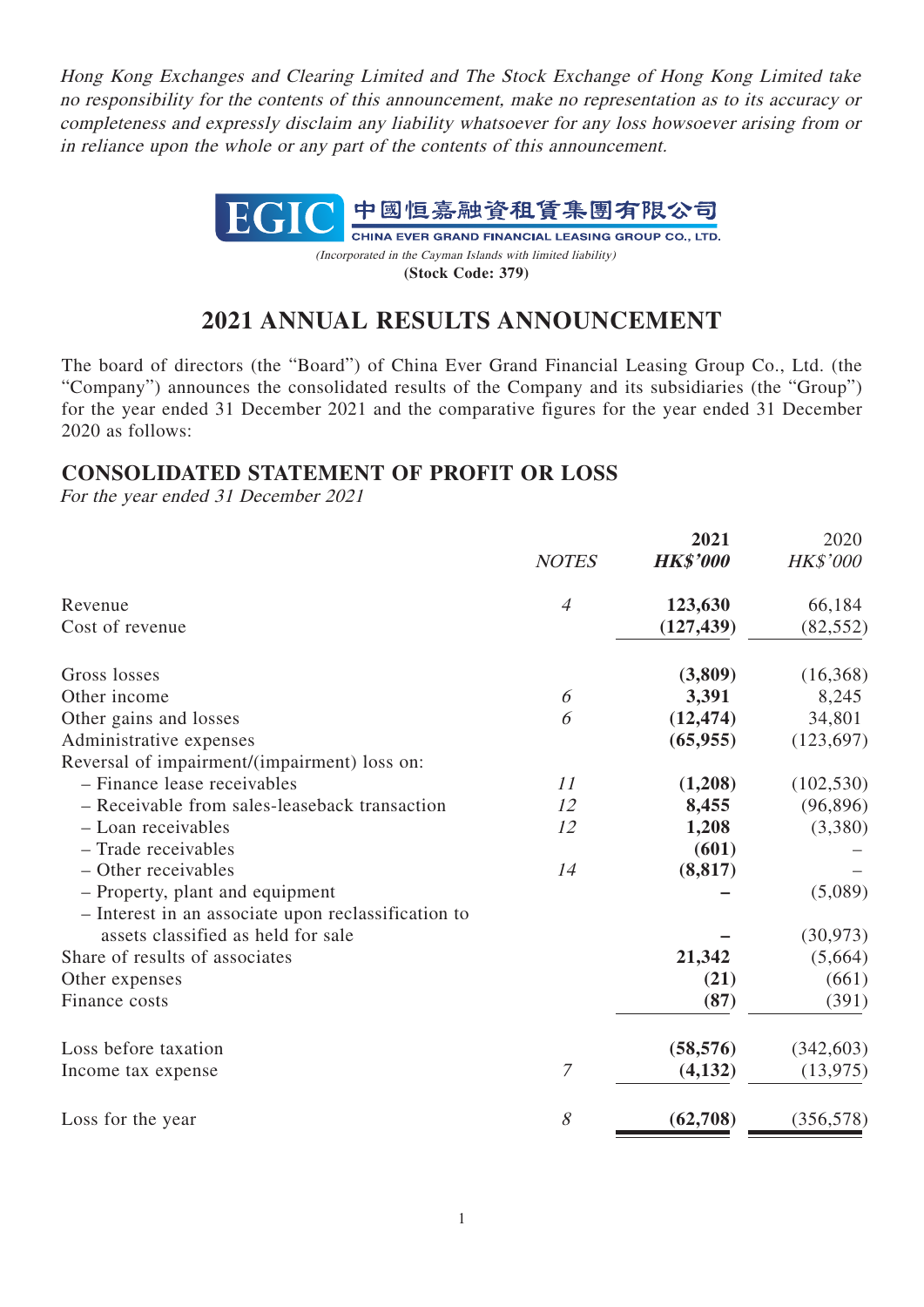*Hong Kong Exchanges and Clearing Limited and The Stock Exchange of Hong Kong Limited take no responsibility for the contents of this announcement, make no representation as to its accuracy or completeness and expressly disclaim any liability whatsoever for any loss howsoever arising from or in reliance upon the whole or any part of the contents of this announcement.*

EGIC 中國恒嘉融資租賃集團有限公司
CHINA EVER GRAND FINANCIAL LEASING GROUP CO., LTD.

*(Incorporated in the Cayman Islands with limited liability)*
**(Stock Code: 379)**

# 2021 ANNUAL RESULTS ANNOUNCEMENT

The board of directors (the "Board") of China Ever Grand Financial Leasing Group Co., Ltd. (the "Company") announces the consolidated results of the Company and its subsidiaries (the "Group") for the year ended 31 December 2021 and the comparative figures for the year ended 31 December 2020 as follows:

## CONSOLIDATED STATEMENT OF PROFIT OR LOSS

*For the year ended 31 December 2021*

| | *NOTES* | **2021** *HK$'000* | 2020 *HK$'000* |
|---|---|---|---|
| Revenue | *4* | **123,630** | 66,184 |
| Cost of revenue | | **(127,439)** | (82,552) |
| Gross losses | | **(3,809)** | (16,368) |
| Other income | 6 | **3,391** | 8,245 |
| Other gains and losses | 6 | **(12,474)** | 34,801 |
| Administrative expenses | | **(65,955)** | (123,697) |
| Reversal of impairment/(impairment) loss on: | | | |
| – Finance lease receivables | *11* | **(1,208)** | (102,530) |
| – Receivable from sales-leaseback transaction | *12* | **8,455** | (96,896) |
| – Loan receivables | *12* | **1,208** | (3,380) |
| – Trade receivables | | **(601)** | – |
| – Other receivables | *14* | **(8,817)** | – |
| – Property, plant and equipment | | **–** | (5,089) |
| – Interest in an associate upon reclassification to assets classified as held for sale | | **–** | (30,973) |
| Share of results of associates | | **21,342** | (5,664) |
| Other expenses | | **(21)** | (661) |
| Finance costs | | **(87)** | (391) |
| Loss before taxation | | **(58,576)** | (342,603) |
| Income tax expense | *7* | **(4,132)** | (13,975) |
| Loss for the year | *8* | **(62,708)** | (356,578) |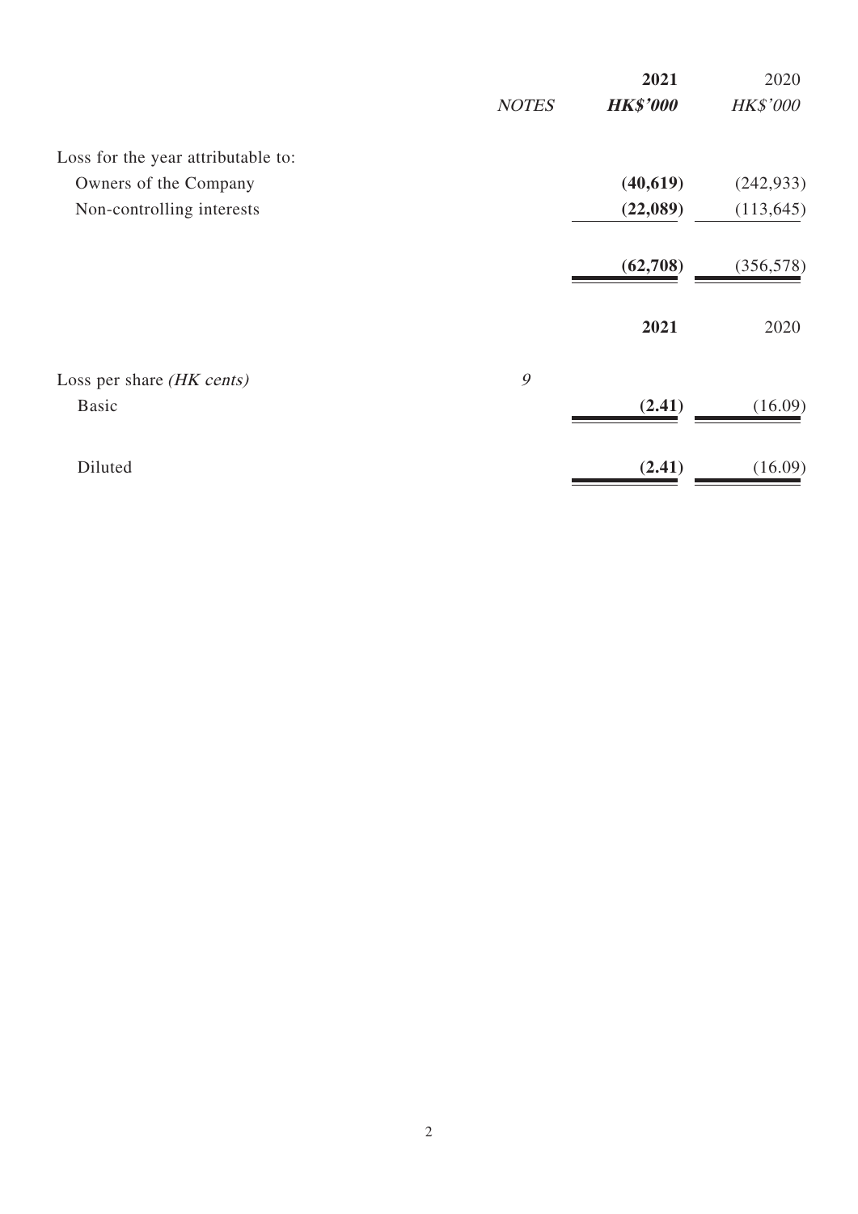| | NOTES | **2021** | 2020 |
|---|---|---|---|
| | | ***HK$'000*** | *HK$'000* |
| Loss for the year attributable to: | | | |
| Owners of the Company | | **(40,619)** | (242,933) |
| Non-controlling interests | | **(22,089)** | (113,645) |
| | | **(62,708)** | (356,578) |

| | | **2021** | 2020 |
|---|---|---|---|
| Loss per share *(HK cents)* | *9* | | |
| Basic | | **(2.41)** | (16.09) |
| Diluted | | **(2.41)** | (16.09) |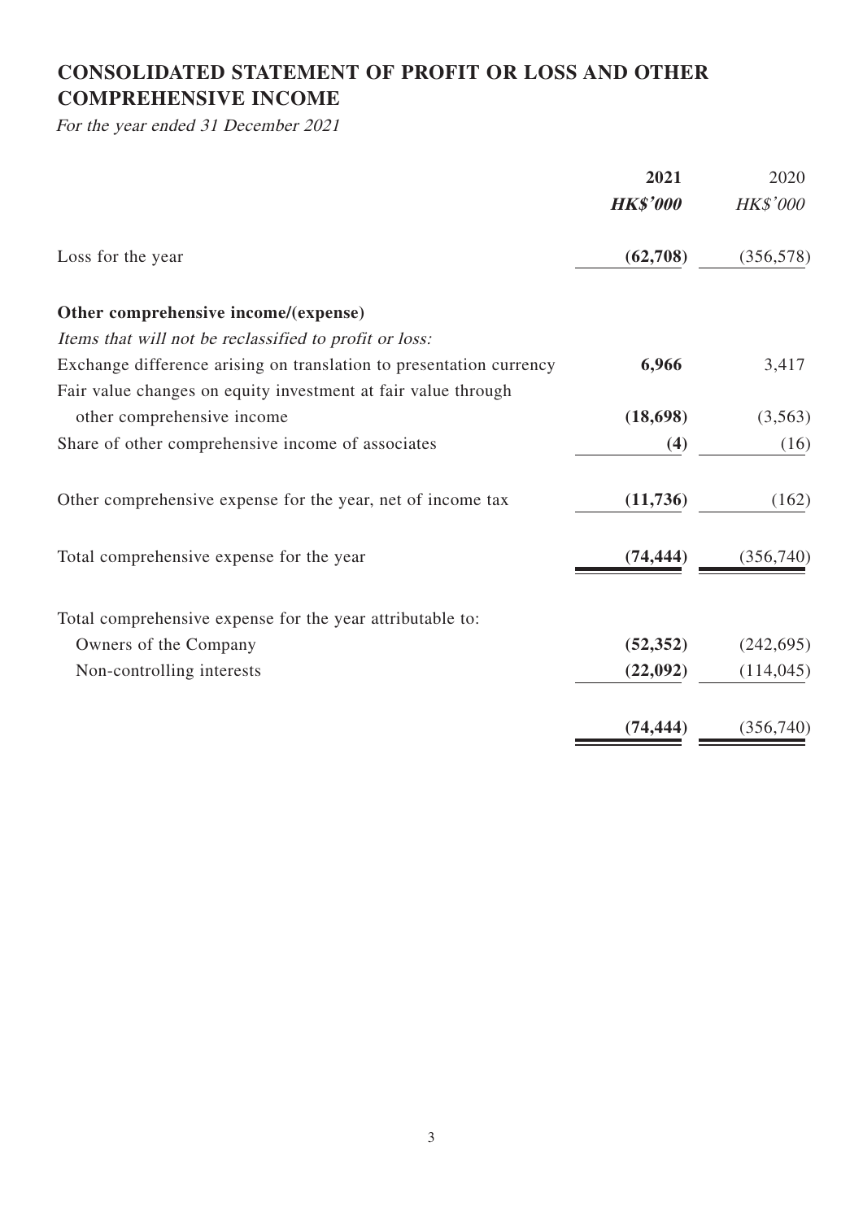# CONSOLIDATED STATEMENT OF PROFIT OR LOSS AND OTHER COMPREHENSIVE INCOME

*For the year ended 31 December 2021*

| | **2021** | 2020 |
|---|---|---|
| | ***HK$'000*** | *HK$'000* |
| Loss for the year | **(62,708)** | (356,578) |
| **Other comprehensive income/(expense)** | | |
| *Items that will not be reclassified to profit or loss:* | | |
| Exchange difference arising on translation to presentation currency | **6,966** | 3,417 |
| Fair value changes on equity investment at fair value through other comprehensive income | **(18,698)** | (3,563) |
| Share of other comprehensive income of associates | **(4)** | (16) |
| Other comprehensive expense for the year, net of income tax | **(11,736)** | (162) |
| Total comprehensive expense for the year | **(74,444)** | (356,740) |
| Total comprehensive expense for the year attributable to: | | |
| Owners of the Company | **(52,352)** | (242,695) |
| Non-controlling interests | **(22,092)** | (114,045) |
| | **(74,444)** | (356,740) |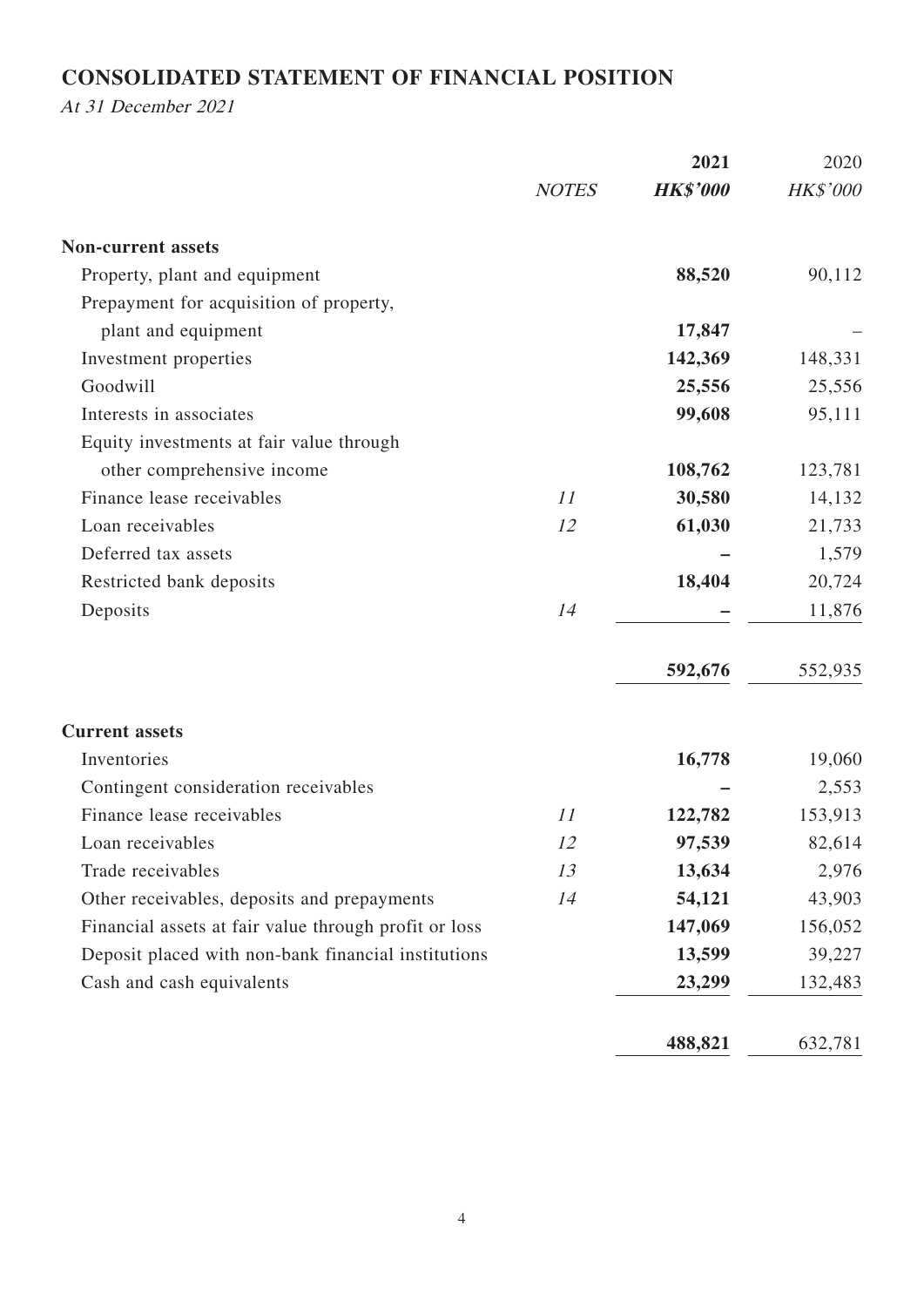## CONSOLIDATED STATEMENT OF FINANCIAL POSITION

*At 31 December 2021*

| | *NOTES* | **2021** | 2020 |
|---|---|---|---|
| | | ***HK$'000*** | *HK$'000* |
| **Non-current assets** | | | |
| Property, plant and equipment | | **88,520** | 90,112 |
| Prepayment for acquisition of property, plant and equipment | | **17,847** | – |
| Investment properties | | **142,369** | 148,331 |
| Goodwill | | **25,556** | 25,556 |
| Interests in associates | | **99,608** | 95,111 |
| Equity investments at fair value through other comprehensive income | | **108,762** | 123,781 |
| Finance lease receivables | *11* | **30,580** | 14,132 |
| Loan receivables | *12* | **61,030** | 21,733 |
| Deferred tax assets | | **–** | 1,579 |
| Restricted bank deposits | | **18,404** | 20,724 |
| Deposits | *14* | **–** | 11,876 |
| | | **592,676** | 552,935 |
| **Current assets** | | | |
| Inventories | | **16,778** | 19,060 |
| Contingent consideration receivables | | **–** | 2,553 |
| Finance lease receivables | *11* | **122,782** | 153,913 |
| Loan receivables | *12* | **97,539** | 82,614 |
| Trade receivables | *13* | **13,634** | 2,976 |
| Other receivables, deposits and prepayments | *14* | **54,121** | 43,903 |
| Financial assets at fair value through profit or loss | | **147,069** | 156,052 |
| Deposit placed with non-bank financial institutions | | **13,599** | 39,227 |
| Cash and cash equivalents | | **23,299** | 132,483 |
| | | **488,821** | 632,781 |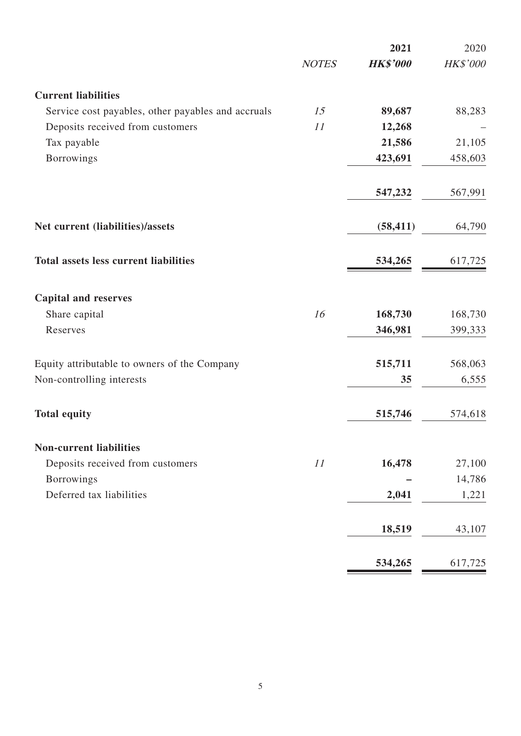| | NOTES | 2021 HK$'000 | 2020 HK$'000 |
|---|---|---|---|
| **Current liabilities** | | | |
| Service cost payables, other payables and accruals | 15 | **89,687** | 88,283 |
| Deposits received from customers | 11 | **12,268** | – |
| Tax payable | | **21,586** | 21,105 |
| Borrowings | | **423,691** | 458,603 |
| | | **547,232** | 567,991 |
| **Net current (liabilities)/assets** | | **(58,411)** | 64,790 |
| **Total assets less current liabilities** | | **534,265** | 617,725 |
| **Capital and reserves** | | | |
| Share capital | 16 | **168,730** | 168,730 |
| Reserves | | **346,981** | 399,333 |
| Equity attributable to owners of the Company | | **515,711** | 568,063 |
| Non-controlling interests | | **35** | 6,555 |
| **Total equity** | | **515,746** | 574,618 |
| **Non-current liabilities** | | | |
| Deposits received from customers | 11 | **16,478** | 27,100 |
| Borrowings | | **–** | 14,786 |
| Deferred tax liabilities | | **2,041** | 1,221 |
| | | **18,519** | 43,107 |
| | | **534,265** | 617,725 |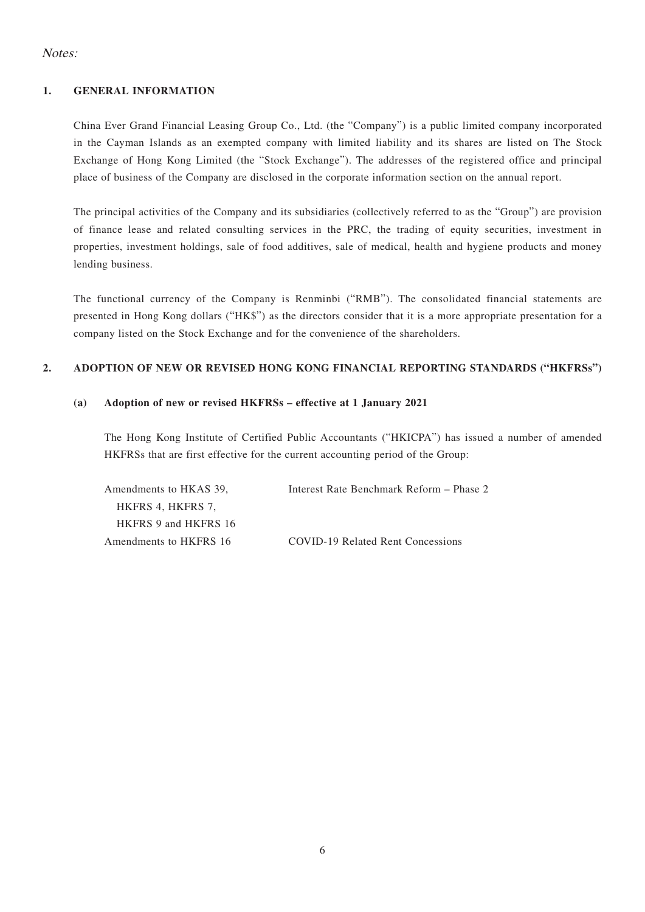*Notes:*

## 1. GENERAL INFORMATION

China Ever Grand Financial Leasing Group Co., Ltd. (the "Company") is a public limited company incorporated in the Cayman Islands as an exempted company with limited liability and its shares are listed on The Stock Exchange of Hong Kong Limited (the "Stock Exchange"). The addresses of the registered office and principal place of business of the Company are disclosed in the corporate information section on the annual report.

The principal activities of the Company and its subsidiaries (collectively referred to as the "Group") are provision of finance lease and related consulting services in the PRC, the trading of equity securities, investment in properties, investment holdings, sale of food additives, sale of medical, health and hygiene products and money lending business.

The functional currency of the Company is Renminbi ("RMB"). The consolidated financial statements are presented in Hong Kong dollars ("HK$") as the directors consider that it is a more appropriate presentation for a company listed on the Stock Exchange and for the convenience of the shareholders.

## 2. ADOPTION OF NEW OR REVISED HONG KONG FINANCIAL REPORTING STANDARDS ("HKFRSs")

### (a) Adoption of new or revised HKFRSs – effective at 1 January 2021

The Hong Kong Institute of Certified Public Accountants ("HKICPA") has issued a number of amended HKFRSs that are first effective for the current accounting period of the Group:

| | |
|---|---|
| Amendments to HKAS 39, HKFRS 4, HKFRS 7, HKFRS 9 and HKFRS 16 | Interest Rate Benchmark Reform – Phase 2 |
| Amendments to HKFRS 16 | COVID-19 Related Rent Concessions |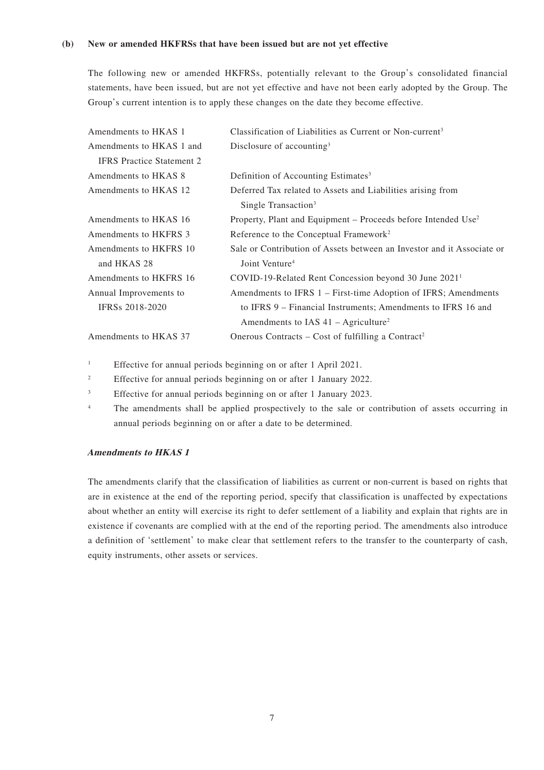**(b) New or amended HKFRSs that have been issued but are not yet effective**

The following new or amended HKFRSs, potentially relevant to the Group's consolidated financial statements, have been issued, but are not yet effective and have not been early adopted by the Group. The Group's current intention is to apply these changes on the date they become effective.

| | |
|---|---|
| Amendments to HKAS 1 | Classification of Liabilities as Current or Non-current[3] |
| Amendments to HKAS 1 and IFRS Practice Statement 2 | Disclosure of accounting[3] |
| Amendments to HKAS 8 | Definition of Accounting Estimates[3] |
| Amendments to HKAS 12 | Deferred Tax related to Assets and Liabilities arising from Single Transaction[3] |
| Amendments to HKAS 16 | Property, Plant and Equipment – Proceeds before Intended Use[2] |
| Amendments to HKFRS 3 | Reference to the Conceptual Framework[2] |
| Amendments to HKFRS 10 and HKAS 28 | Sale or Contribution of Assets between an Investor and it Associate or Joint Venture[4] |
| Amendments to HKFRS 16 | COVID-19-Related Rent Concession beyond 30 June 2021[1] |
| Annual Improvements to IFRSs 2018-2020 | Amendments to IFRS 1 – First-time Adoption of IFRS; Amendments to IFRS 9 – Financial Instruments; Amendments to IFRS 16 and Amendments to IAS 41 – Agriculture[2] |
| Amendments to HKAS 37 | Onerous Contracts – Cost of fulfilling a Contract[2] |

[1] Effective for annual periods beginning on or after 1 April 2021.

[2] Effective for annual periods beginning on or after 1 January 2022.

[3] Effective for annual periods beginning on or after 1 January 2023.

[4] The amendments shall be applied prospectively to the sale or contribution of assets occurring in annual periods beginning on or after a date to be determined.

***Amendments to HKAS 1***

The amendments clarify that the classification of liabilities as current or non-current is based on rights that are in existence at the end of the reporting period, specify that classification is unaffected by expectations about whether an entity will exercise its right to defer settlement of a liability and explain that rights are in existence if covenants are complied with at the end of the reporting period. The amendments also introduce a definition of 'settlement' to make clear that settlement refers to the transfer to the counterparty of cash, equity instruments, other assets or services.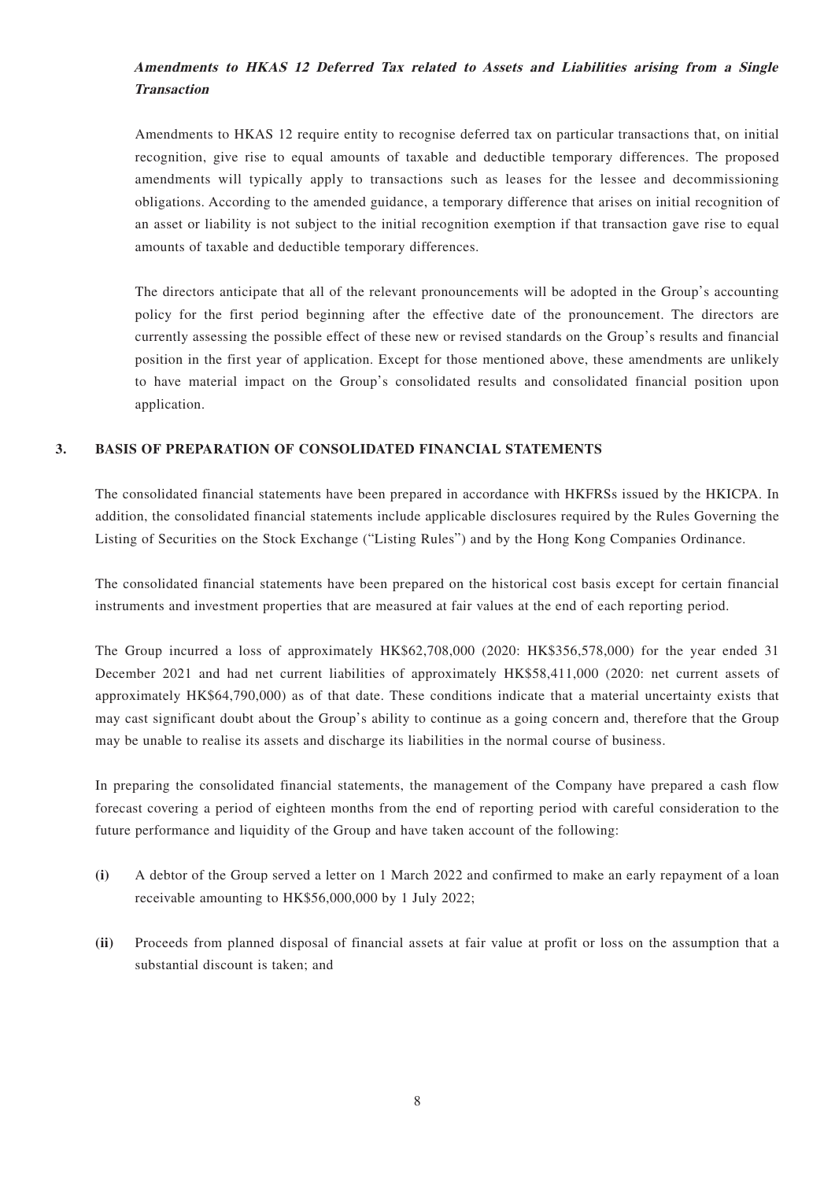***Amendments to HKAS 12 Deferred Tax related to Assets and Liabilities arising from a Single Transaction***

Amendments to HKAS 12 require entity to recognise deferred tax on particular transactions that, on initial recognition, give rise to equal amounts of taxable and deductible temporary differences. The proposed amendments will typically apply to transactions such as leases for the lessee and decommissioning obligations. According to the amended guidance, a temporary difference that arises on initial recognition of an asset or liability is not subject to the initial recognition exemption if that transaction gave rise to equal amounts of taxable and deductible temporary differences.

The directors anticipate that all of the relevant pronouncements will be adopted in the Group's accounting policy for the first period beginning after the effective date of the pronouncement. The directors are currently assessing the possible effect of these new or revised standards on the Group's results and financial position in the first year of application. Except for those mentioned above, these amendments are unlikely to have material impact on the Group's consolidated results and consolidated financial position upon application.

## 3. BASIS OF PREPARATION OF CONSOLIDATED FINANCIAL STATEMENTS

The consolidated financial statements have been prepared in accordance with HKFRSs issued by the HKICPA. In addition, the consolidated financial statements include applicable disclosures required by the Rules Governing the Listing of Securities on the Stock Exchange ("Listing Rules") and by the Hong Kong Companies Ordinance.

The consolidated financial statements have been prepared on the historical cost basis except for certain financial instruments and investment properties that are measured at fair values at the end of each reporting period.

The Group incurred a loss of approximately HK$62,708,000 (2020: HK$356,578,000) for the year ended 31 December 2021 and had net current liabilities of approximately HK$58,411,000 (2020: net current assets of approximately HK$64,790,000) as of that date. These conditions indicate that a material uncertainty exists that may cast significant doubt about the Group's ability to continue as a going concern and, therefore that the Group may be unable to realise its assets and discharge its liabilities in the normal course of business.

In preparing the consolidated financial statements, the management of the Company have prepared a cash flow forecast covering a period of eighteen months from the end of reporting period with careful consideration to the future performance and liquidity of the Group and have taken account of the following:

**(i)** A debtor of the Group served a letter on 1 March 2022 and confirmed to make an early repayment of a loan receivable amounting to HK$56,000,000 by 1 July 2022;

**(ii)** Proceeds from planned disposal of financial assets at fair value at profit or loss on the assumption that a substantial discount is taken; and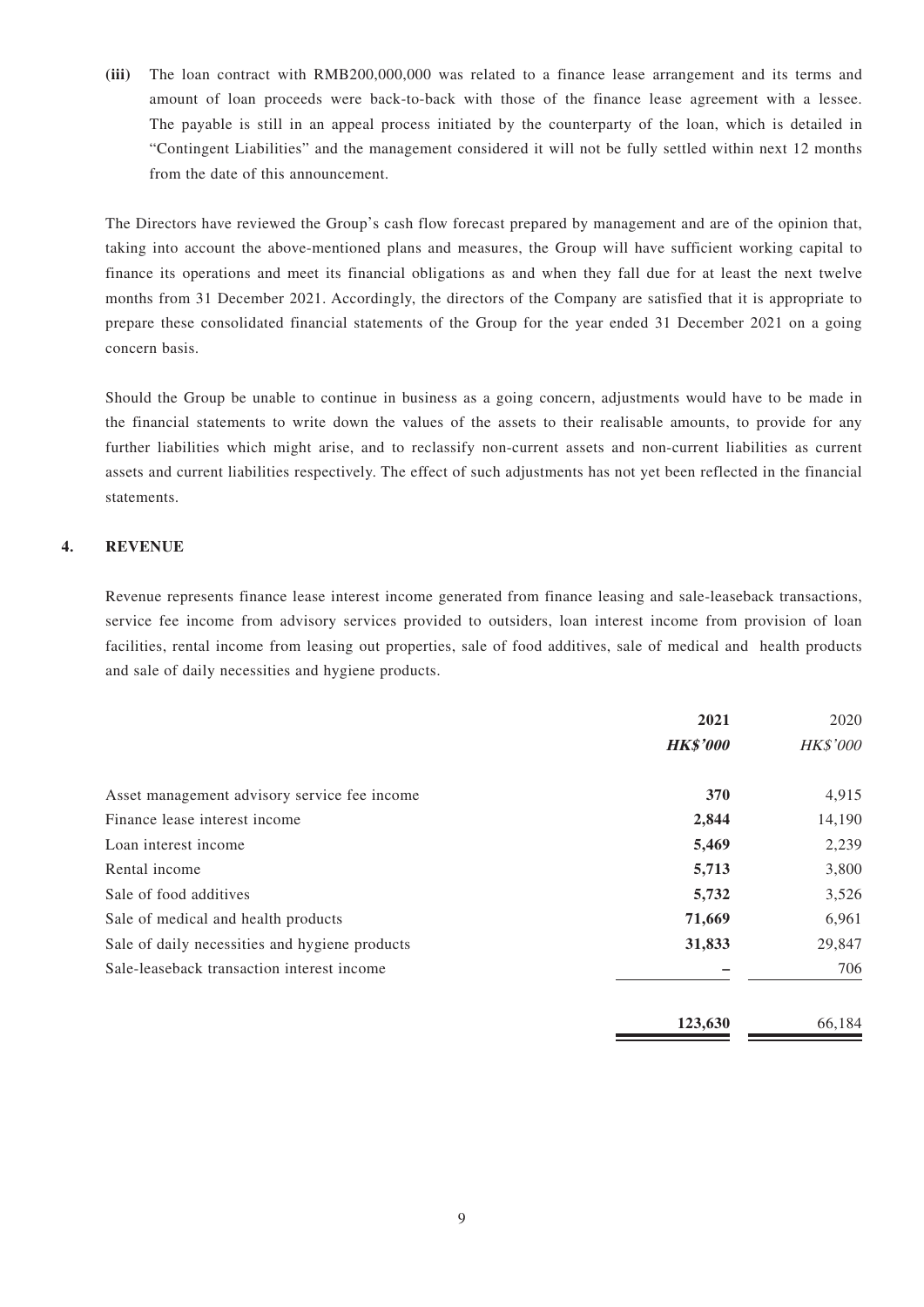**(iii)** The loan contract with RMB200,000,000 was related to a finance lease arrangement and its terms and amount of loan proceeds were back-to-back with those of the finance lease agreement with a lessee. The payable is still in an appeal process initiated by the counterparty of the loan, which is detailed in "Contingent Liabilities" and the management considered it will not be fully settled within next 12 months from the date of this announcement.

The Directors have reviewed the Group's cash flow forecast prepared by management and are of the opinion that, taking into account the above-mentioned plans and measures, the Group will have sufficient working capital to finance its operations and meet its financial obligations as and when they fall due for at least the next twelve months from 31 December 2021. Accordingly, the directors of the Company are satisfied that it is appropriate to prepare these consolidated financial statements of the Group for the year ended 31 December 2021 on a going concern basis.

Should the Group be unable to continue in business as a going concern, adjustments would have to be made in the financial statements to write down the values of the assets to their realisable amounts, to provide for any further liabilities which might arise, and to reclassify non-current assets and non-current liabilities as current assets and current liabilities respectively. The effect of such adjustments has not yet been reflected in the financial statements.

## 4. REVENUE

Revenue represents finance lease interest income generated from finance leasing and sale-leaseback transactions, service fee income from advisory services provided to outsiders, loan interest income from provision of loan facilities, rental income from leasing out properties, sale of food additives, sale of medical and health products and sale of daily necessities and hygiene products.

| | **2021** | 2020 |
|---|---|---|
| | ***HK$'000*** | *HK$'000* |
| Asset management advisory service fee income | **370** | 4,915 |
| Finance lease interest income | **2,844** | 14,190 |
| Loan interest income | **5,469** | 2,239 |
| Rental income | **5,713** | 3,800 |
| Sale of food additives | **5,732** | 3,526 |
| Sale of medical and health products | **71,669** | 6,961 |
| Sale of daily necessities and hygiene products | **31,833** | 29,847 |
| Sale-leaseback transaction interest income | **–** | 706 |
| | **123,630** | 66,184 |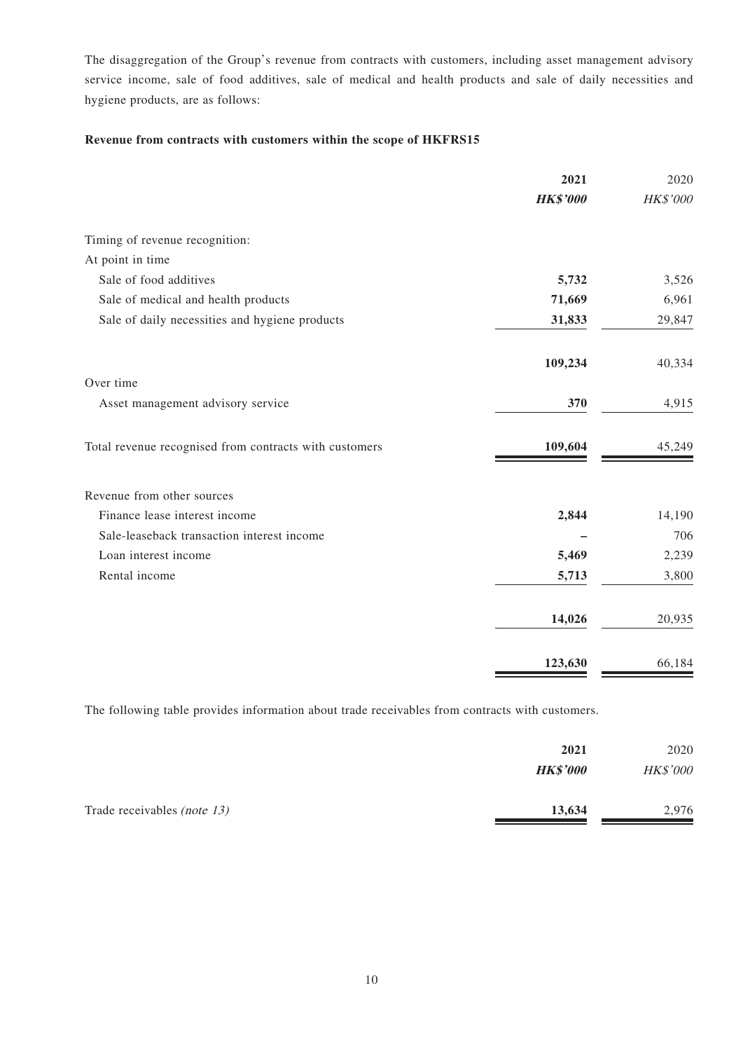The disaggregation of the Group's revenue from contracts with customers, including asset management advisory service income, sale of food additives, sale of medical and health products and sale of daily necessities and hygiene products, are as follows:

**Revenue from contracts with customers within the scope of HKFRS15**

| | **2021** | 2020 |
|---|---|---|
| | ***HK$'000*** | *HK$'000* |
| Timing of revenue recognition: | | |
| At point in time | | |
| Sale of food additives | **5,732** | 3,526 |
| Sale of medical and health products | **71,669** | 6,961 |
| Sale of daily necessities and hygiene products | **31,833** | 29,847 |
| | **109,234** | 40,334 |
| Over time | | |
| Asset management advisory service | **370** | 4,915 |
| Total revenue recognised from contracts with customers | **109,604** | 45,249 |
| Revenue from other sources | | |
| Finance lease interest income | **2,844** | 14,190 |
| Sale-leaseback transaction interest income | **–** | 706 |
| Loan interest income | **5,469** | 2,239 |
| Rental income | **5,713** | 3,800 |
| | **14,026** | 20,935 |
| | **123,630** | 66,184 |

The following table provides information about trade receivables from contracts with customers.

| | **2021** | 2020 |
|---|---|---|
| | ***HK$'000*** | *HK$'000* |
| Trade receivables *(note 13)* | **13,634** | 2,976 |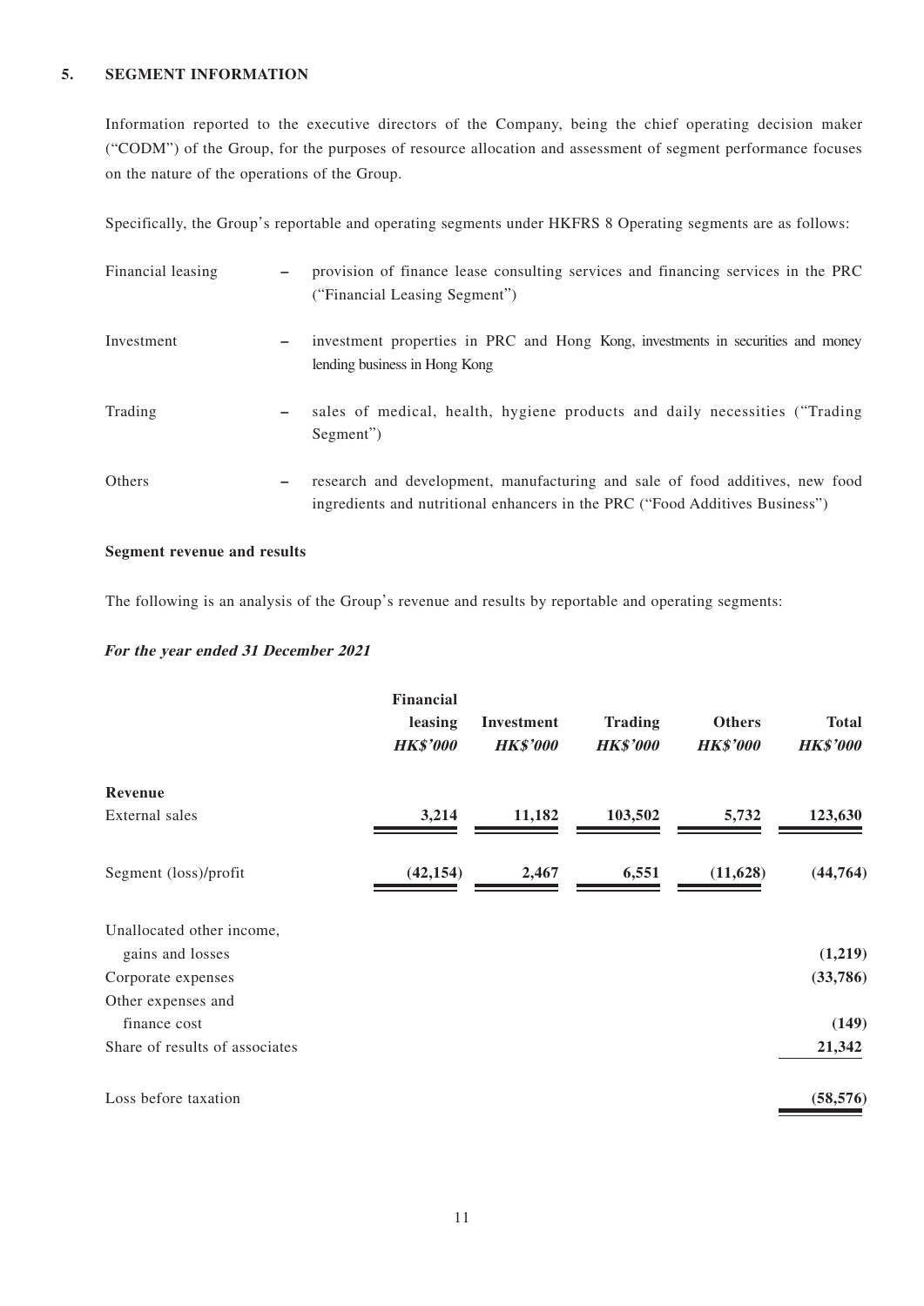## 5. SEGMENT INFORMATION

Information reported to the executive directors of the Company, being the chief operating decision maker ("CODM") of the Group, for the purposes of resource allocation and assessment of segment performance focuses on the nature of the operations of the Group.

Specifically, the Group's reportable and operating segments under HKFRS 8 Operating segments are as follows:

| | | |
|---|---|---|
| Financial leasing | – | provision of finance lease consulting services and financing services in the PRC ("Financial Leasing Segment") |
| Investment | – | investment properties in PRC and Hong Kong, investments in securities and money lending business in Hong Kong |
| Trading | – | sales of medical, health, hygiene products and daily necessities ("Trading Segment") |
| Others | – | research and development, manufacturing and sale of food additives, new food ingredients and nutritional enhancers in the PRC ("Food Additives Business") |

### Segment revenue and results

The following is an analysis of the Group's revenue and results by reportable and operating segments:

***For the year ended 31 December 2021***

| | Financial leasing | Investment | Trading | Others | Total |
|---|---|---|---|---|---|
| | *HK$'000* | *HK$'000* | *HK$'000* | *HK$'000* | *HK$'000* |
| **Revenue** | | | | | |
| External sales | **3,214** | **11,182** | **103,502** | **5,732** | **123,630** |
| Segment (loss)/profit | **(42,154)** | **2,467** | **6,551** | **(11,628)** | **(44,764)** |
| Unallocated other income, gains and losses | | | | | **(1,219)** |
| Corporate expenses | | | | | **(33,786)** |
| Other expenses and finance cost | | | | | **(149)** |
| Share of results of associates | | | | | **21,342** |
| Loss before taxation | | | | | **(58,576)** |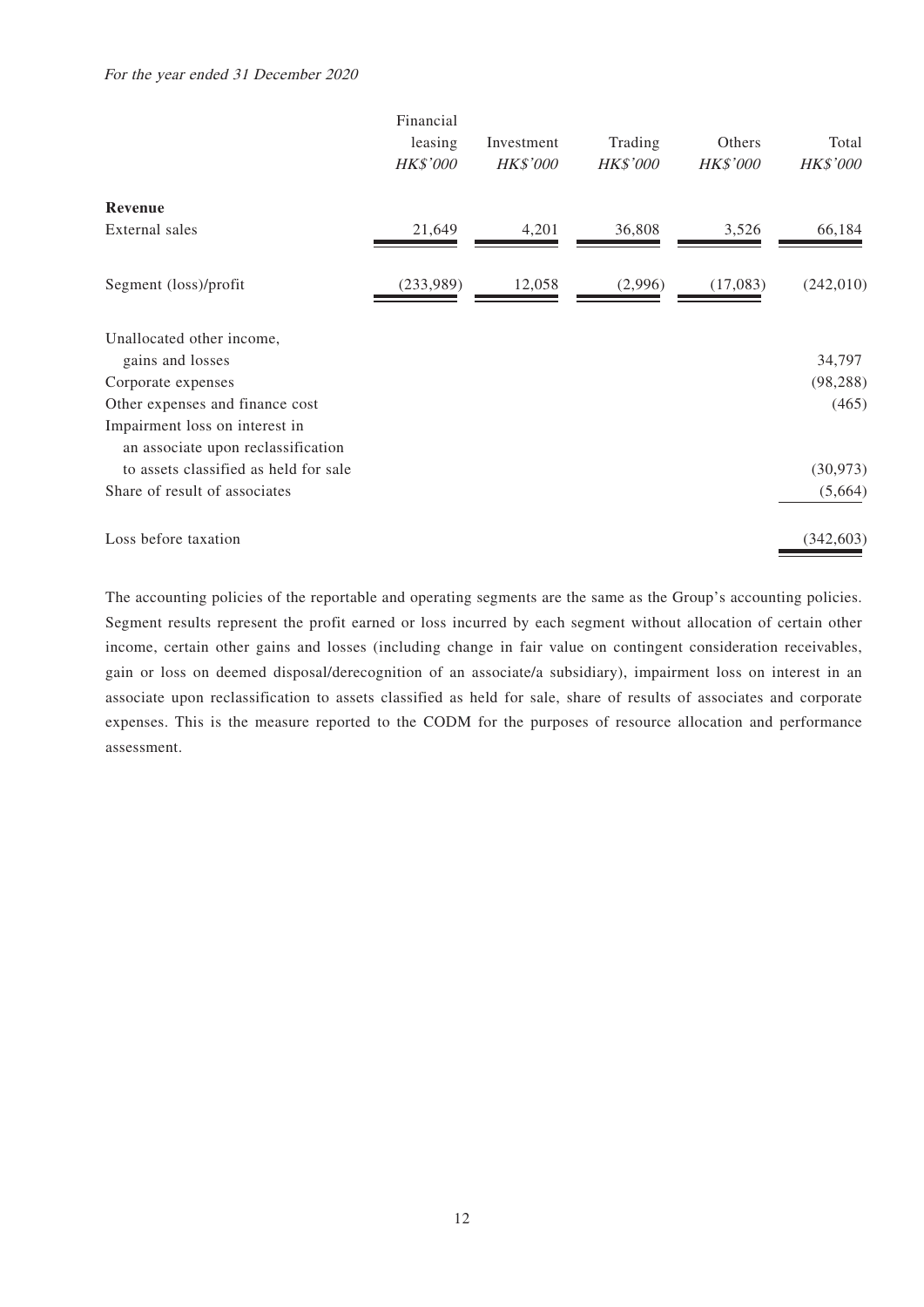*For the year ended 31 December 2020*

| | Financial leasing | Investment | Trading | Others | Total |
|---|---|---|---|---|---|
| | *HK$'000* | *HK$'000* | *HK$'000* | *HK$'000* | *HK$'000* |
| **Revenue** | | | | | |
| External sales | 21,649 | 4,201 | 36,808 | 3,526 | 66,184 |
| Segment (loss)/profit | (233,989) | 12,058 | (2,996) | (17,083) | (242,010) |
| Unallocated other income, gains and losses | | | | | 34,797 |
| Corporate expenses | | | | | (98,288) |
| Other expenses and finance cost | | | | | (465) |
| Impairment loss on interest in an associate upon reclassification to assets classified as held for sale | | | | | (30,973) |
| Share of result of associates | | | | | (5,664) |
| Loss before taxation | | | | | (342,603) |

The accounting policies of the reportable and operating segments are the same as the Group's accounting policies. Segment results represent the profit earned or loss incurred by each segment without allocation of certain other income, certain other gains and losses (including change in fair value on contingent consideration receivables, gain or loss on deemed disposal/derecognition of an associate/a subsidiary), impairment loss on interest in an associate upon reclassification to assets classified as held for sale, share of results of associates and corporate expenses. This is the measure reported to the CODM for the purposes of resource allocation and performance assessment.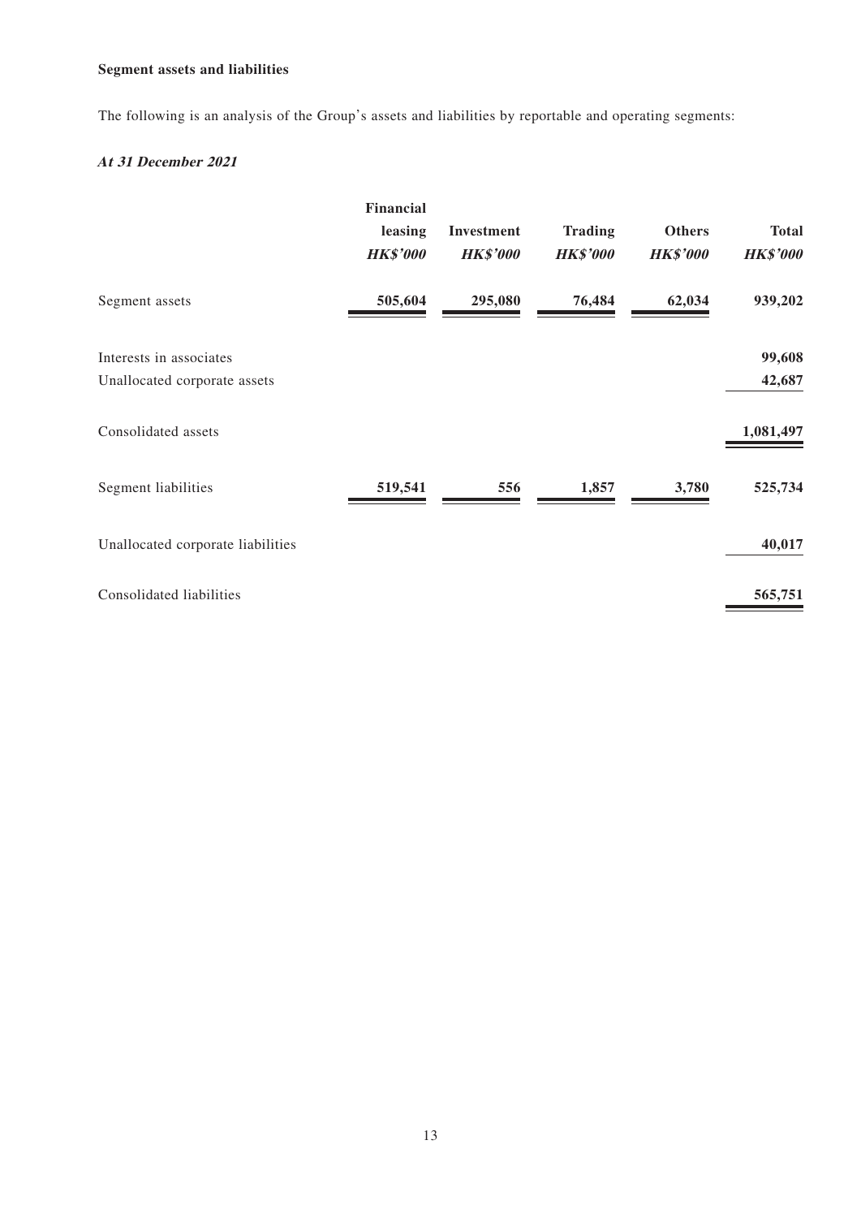**Segment assets and liabilities**

The following is an analysis of the Group's assets and liabilities by reportable and operating segments:

***At 31 December 2021***

| | Financial leasing | Investment | Trading | Others | Total |
|---|---|---|---|---|---|
| | ***HK$'000*** | ***HK$'000*** | ***HK$'000*** | ***HK$'000*** | ***HK$'000*** |
| Segment assets | **505,604** | **295,080** | **76,484** | **62,034** | **939,202** |
| Interests in associates | | | | | **99,608** |
| Unallocated corporate assets | | | | | **42,687** |
| Consolidated assets | | | | | **1,081,497** |
| Segment liabilities | **519,541** | **556** | **1,857** | **3,780** | **525,734** |
| Unallocated corporate liabilities | | | | | **40,017** |
| Consolidated liabilities | | | | | **565,751** |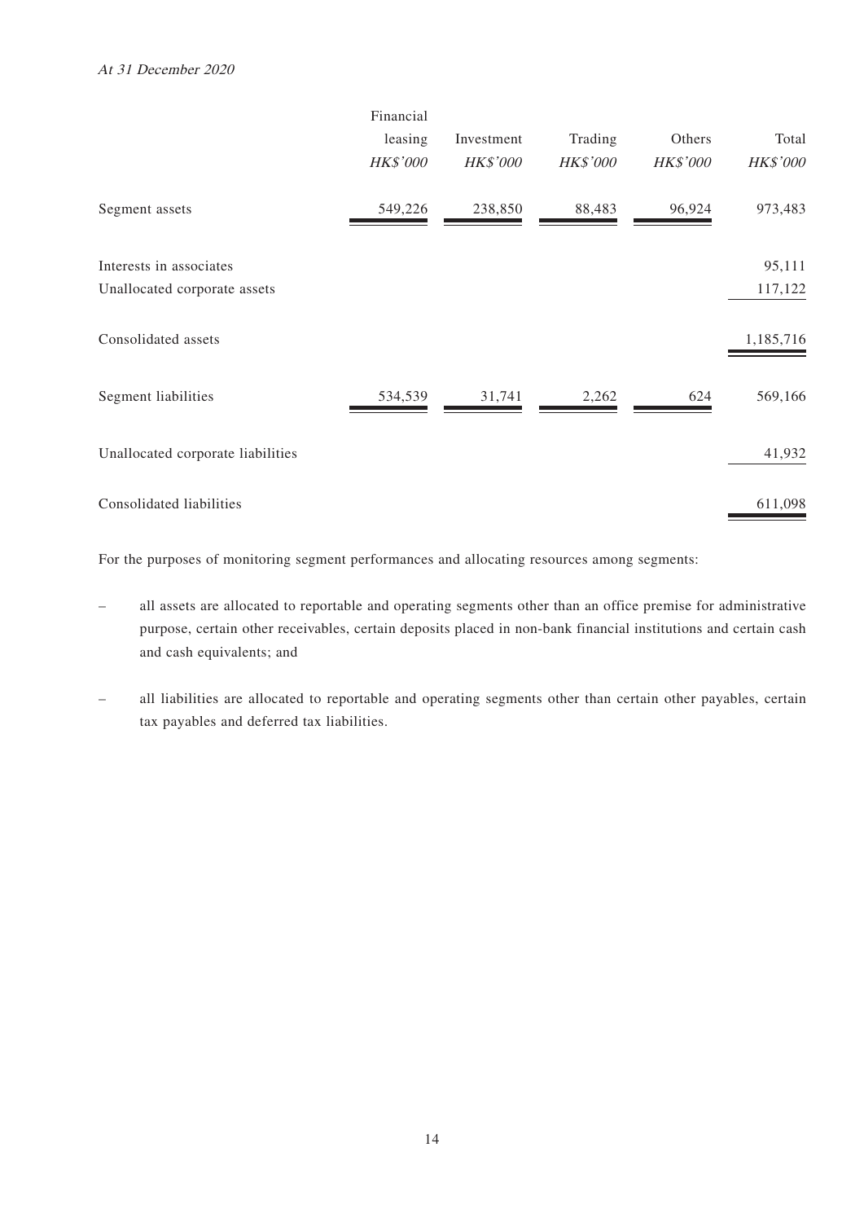*At 31 December 2020*

| | Financial leasing | Investment | Trading | Others | Total |
|---|---|---|---|---|---|
| | *HK$'000* | *HK$'000* | *HK$'000* | *HK$'000* | *HK$'000* |
| Segment assets | 549,226 | 238,850 | 88,483 | 96,924 | 973,483 |
| Interests in associates | | | | | 95,111 |
| Unallocated corporate assets | | | | | 117,122 |
| Consolidated assets | | | | | 1,185,716 |
| Segment liabilities | 534,539 | 31,741 | 2,262 | 624 | 569,166 |
| Unallocated corporate liabilities | | | | | 41,932 |
| Consolidated liabilities | | | | | 611,098 |

For the purposes of monitoring segment performances and allocating resources among segments:

– all assets are allocated to reportable and operating segments other than an office premise for administrative purpose, certain other receivables, certain deposits placed in non-bank financial institutions and certain cash and cash equivalents; and

– all liabilities are allocated to reportable and operating segments other than certain other payables, certain tax payables and deferred tax liabilities.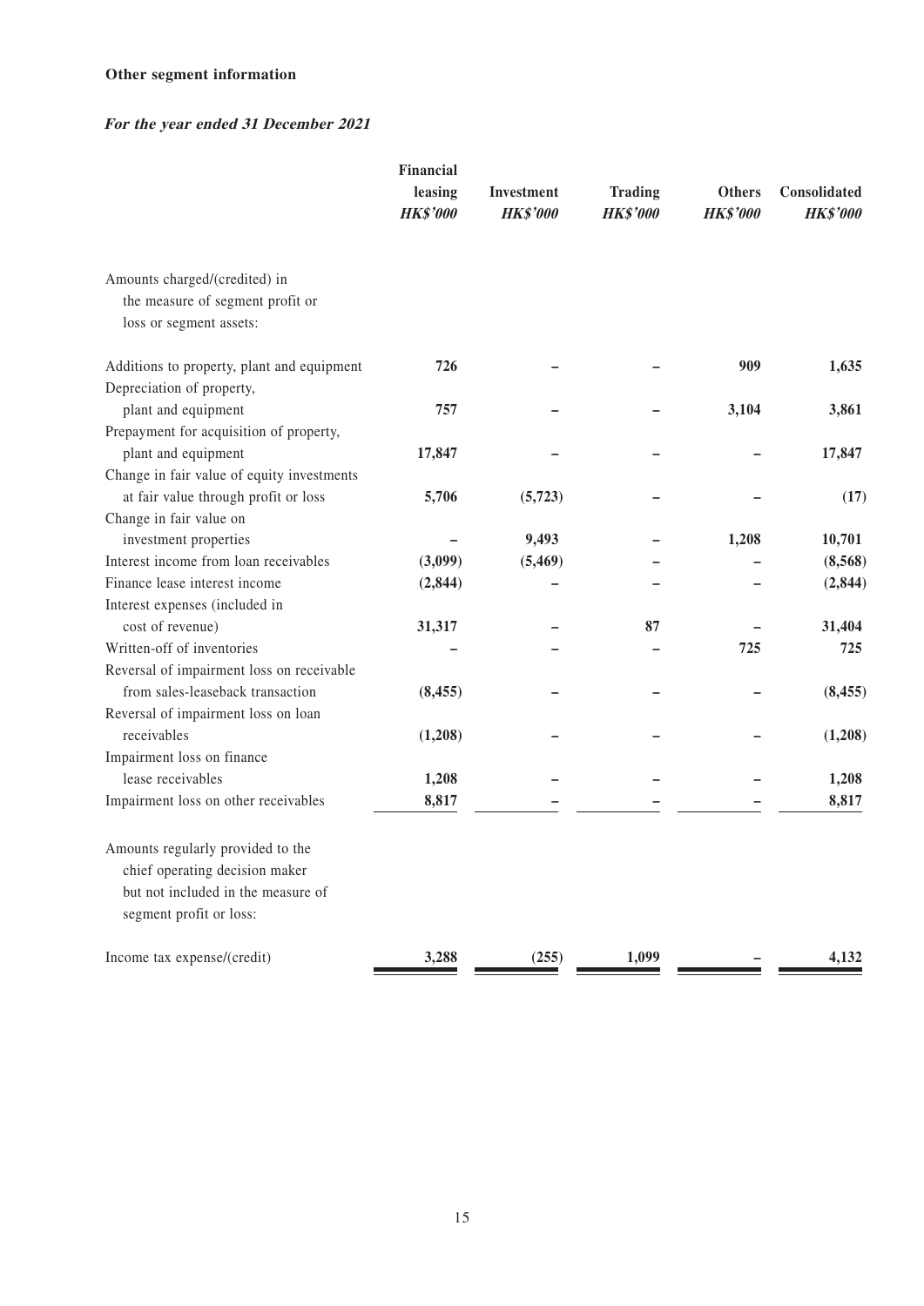**Other segment information**

***For the year ended 31 December 2021***

| | Financial leasing *HK$'000* | Investment *HK$'000* | Trading *HK$'000* | Others *HK$'000* | Consolidated *HK$'000* |
|---|---|---|---|---|---|
| Amounts charged/(credited) in the measure of segment profit or loss or segment assets: | | | | | |
| Additions to property, plant and equipment | 726 | – | – | 909 | 1,635 |
| Depreciation of property, plant and equipment | 757 | – | – | 3,104 | 3,861 |
| Prepayment for acquisition of property, plant and equipment | 17,847 | – | – | – | 17,847 |
| Change in fair value of equity investments at fair value through profit or loss | 5,706 | (5,723) | – | – | (17) |
| Change in fair value on investment properties | – | 9,493 | – | 1,208 | 10,701 |
| Interest income from loan receivables | (3,099) | (5,469) | – | – | (8,568) |
| Finance lease interest income | (2,844) | – | – | – | (2,844) |
| Interest expenses (included in cost of revenue) | 31,317 | – | 87 | – | 31,404 |
| Written-off of inventories | – | – | – | 725 | 725 |
| Reversal of impairment loss on receivable from sales-leaseback transaction | (8,455) | – | – | – | (8,455) |
| Reversal of impairment loss on loan receivables | (1,208) | – | – | – | (1,208) |
| Impairment loss on finance lease receivables | 1,208 | – | – | – | 1,208 |
| Impairment loss on other receivables | 8,817 | – | – | – | 8,817 |
| Amounts regularly provided to the chief operating decision maker but not included in the measure of segment profit or loss: | | | | | |
| Income tax expense/(credit) | 3,288 | (255) | 1,099 | – | 4,132 |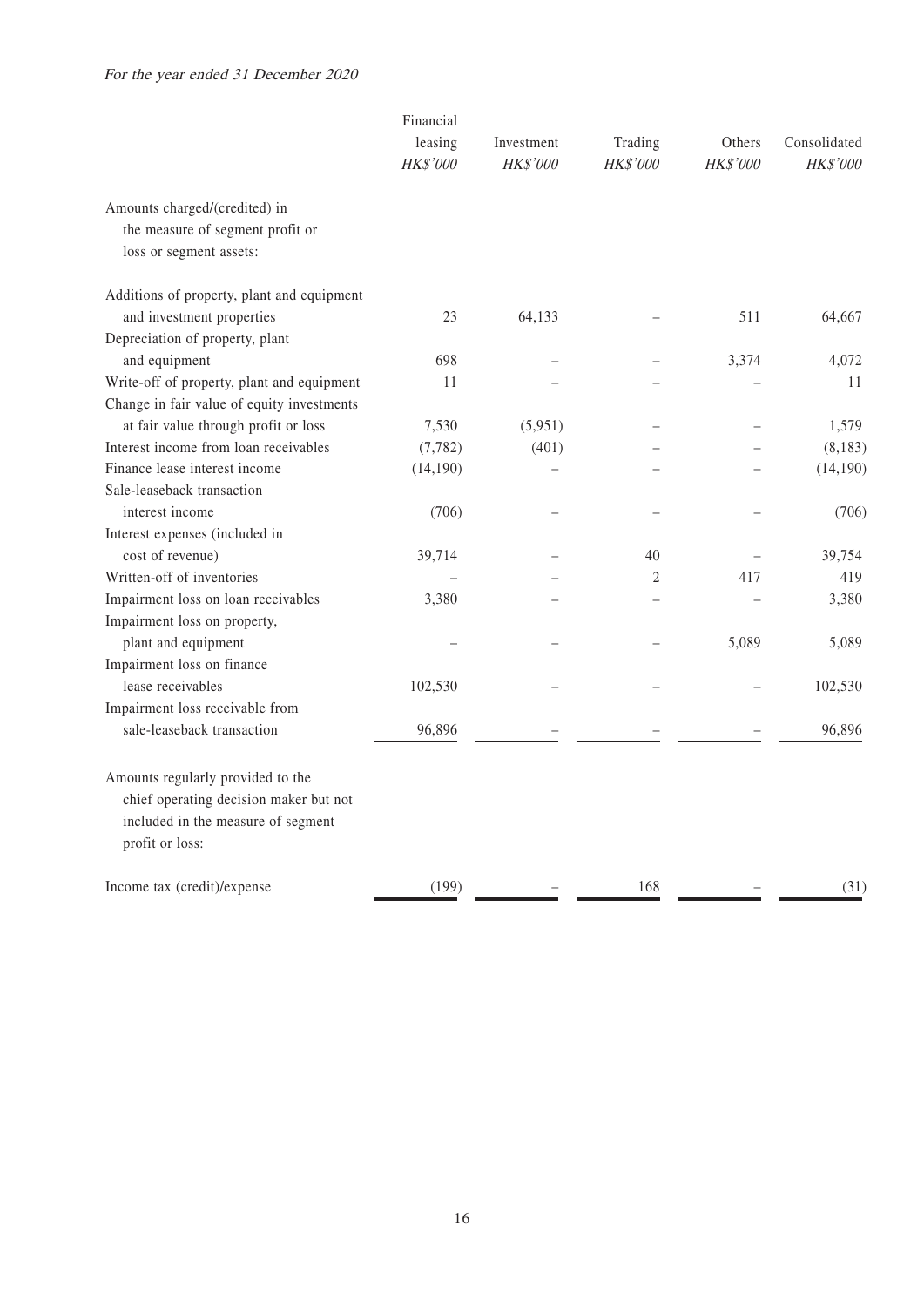*For the year ended 31 December 2020*

| | Financial leasing *HK$'000* | Investment *HK$'000* | Trading *HK$'000* | Others *HK$'000* | Consolidated *HK$'000* |
|---|---|---|---|---|---|
| Amounts charged/(credited) in the measure of segment profit or loss or segment assets: | | | | | |
| Additions of property, plant and equipment and investment properties | 23 | 64,133 | – | 511 | 64,667 |
| Depreciation of property, plant and equipment | 698 | – | – | 3,374 | 4,072 |
| Write-off of property, plant and equipment | 11 | – | – | – | 11 |
| Change in fair value of equity investments at fair value through profit or loss | 7,530 | (5,951) | – | – | 1,579 |
| Interest income from loan receivables | (7,782) | (401) | – | – | (8,183) |
| Finance lease interest income | (14,190) | – | – | – | (14,190) |
| Sale-leaseback transaction interest income | (706) | – | – | – | (706) |
| Interest expenses (included in cost of revenue) | 39,714 | – | 40 | – | 39,754 |
| Written-off of inventories | – | – | 2 | 417 | 419 |
| Impairment loss on loan receivables | 3,380 | – | – | – | 3,380 |
| Impairment loss on property, plant and equipment | – | – | – | 5,089 | 5,089 |
| Impairment loss on finance lease receivables | 102,530 | – | – | – | 102,530 |
| Impairment loss receivable from sale-leaseback transaction | 96,896 | – | – | – | 96,896 |
| Amounts regularly provided to the chief operating decision maker but not included in the measure of segment profit or loss: | | | | | |
| Income tax (credit)/expense | (199) | – | 168 | – | (31) |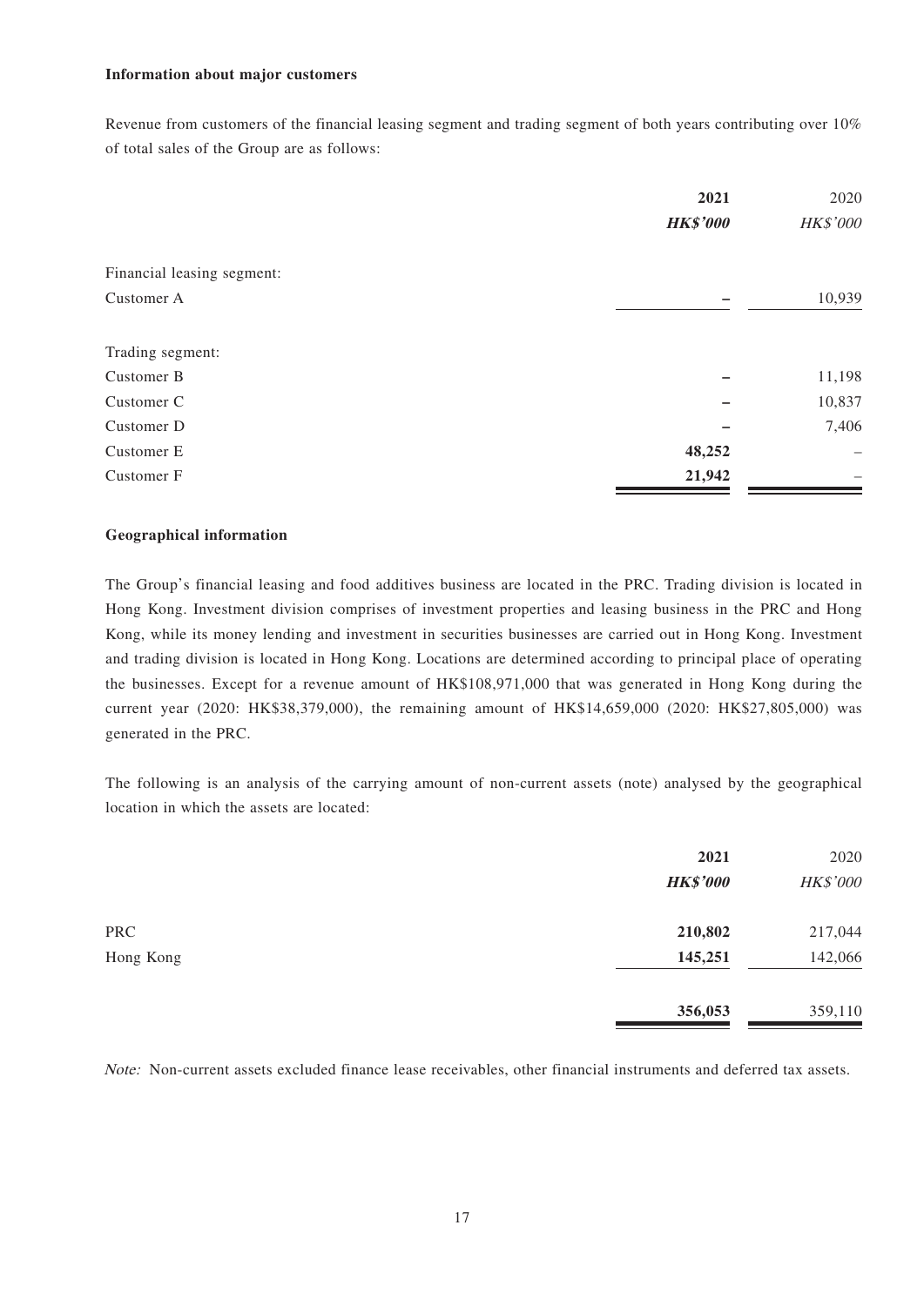**Information about major customers**

Revenue from customers of the financial leasing segment and trading segment of both years contributing over 10% of total sales of the Group are as follows:

| | 2021 | 2020 |
|---|---|---|
| | ***HK$'000*** | *HK$'000* |
| Financial leasing segment: | | |
| Customer A | – | 10,939 |
| Trading segment: | | |
| Customer B | – | 11,198 |
| Customer C | – | 10,837 |
| Customer D | – | 7,406 |
| Customer E | **48,252** | – |
| Customer F | **21,942** | – |

**Geographical information**

The Group's financial leasing and food additives business are located in the PRC. Trading division is located in Hong Kong. Investment division comprises of investment properties and leasing business in the PRC and Hong Kong, while its money lending and investment in securities businesses are carried out in Hong Kong. Investment and trading division is located in Hong Kong. Locations are determined according to principal place of operating the businesses. Except for a revenue amount of HK$108,971,000 that was generated in Hong Kong during the current year (2020: HK$38,379,000), the remaining amount of HK$14,659,000 (2020: HK$27,805,000) was generated in the PRC.

The following is an analysis of the carrying amount of non-current assets (note) analysed by the geographical location in which the assets are located:

| | 2021 | 2020 |
|---|---|---|
| | ***HK$'000*** | *HK$'000* |
| PRC | **210,802** | 217,044 |
| Hong Kong | **145,251** | 142,066 |
| | **356,053** | 359,110 |

*Note:* Non-current assets excluded finance lease receivables, other financial instruments and deferred tax assets.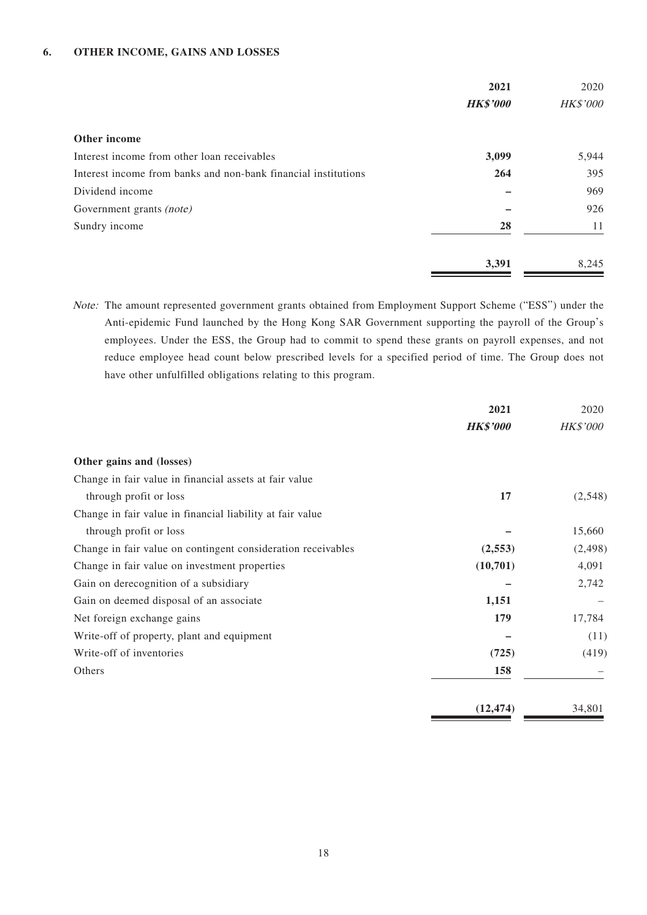## 6. OTHER INCOME, GAINS AND LOSSES

| | 2021 | 2020 |
|---|---|---|
| | ***HK$'000*** | *HK$'000* |
| **Other income** | | |
| Interest income from other loan receivables | **3,099** | 5,944 |
| Interest income from banks and non-bank financial institutions | **264** | 395 |
| Dividend income | **–** | 969 |
| Government grants *(note)* | **–** | 926 |
| Sundry income | **28** | 11 |
| | **3,391** | 8,245 |

*Note:* The amount represented government grants obtained from Employment Support Scheme ("ESS") under the Anti-epidemic Fund launched by the Hong Kong SAR Government supporting the payroll of the Group's employees. Under the ESS, the Group had to commit to spend these grants on payroll expenses, and not reduce employee head count below prescribed levels for a specified period of time. The Group does not have other unfulfilled obligations relating to this program.

| | 2021 | 2020 |
|---|---|---|
| | ***HK$'000*** | *HK$'000* |
| **Other gains and (losses)** | | |
| Change in fair value in financial assets at fair value through profit or loss | **17** | (2,548) |
| Change in fair value in financial liability at fair value through profit or loss | **–** | 15,660 |
| Change in fair value on contingent consideration receivables | **(2,553)** | (2,498) |
| Change in fair value on investment properties | **(10,701)** | 4,091 |
| Gain on derecognition of a subsidiary | **–** | 2,742 |
| Gain on deemed disposal of an associate | **1,151** | – |
| Net foreign exchange gains | **179** | 17,784 |
| Write-off of property, plant and equipment | **–** | (11) |
| Write-off of inventories | **(725)** | (419) |
| Others | **158** | – |
| | **(12,474)** | 34,801 |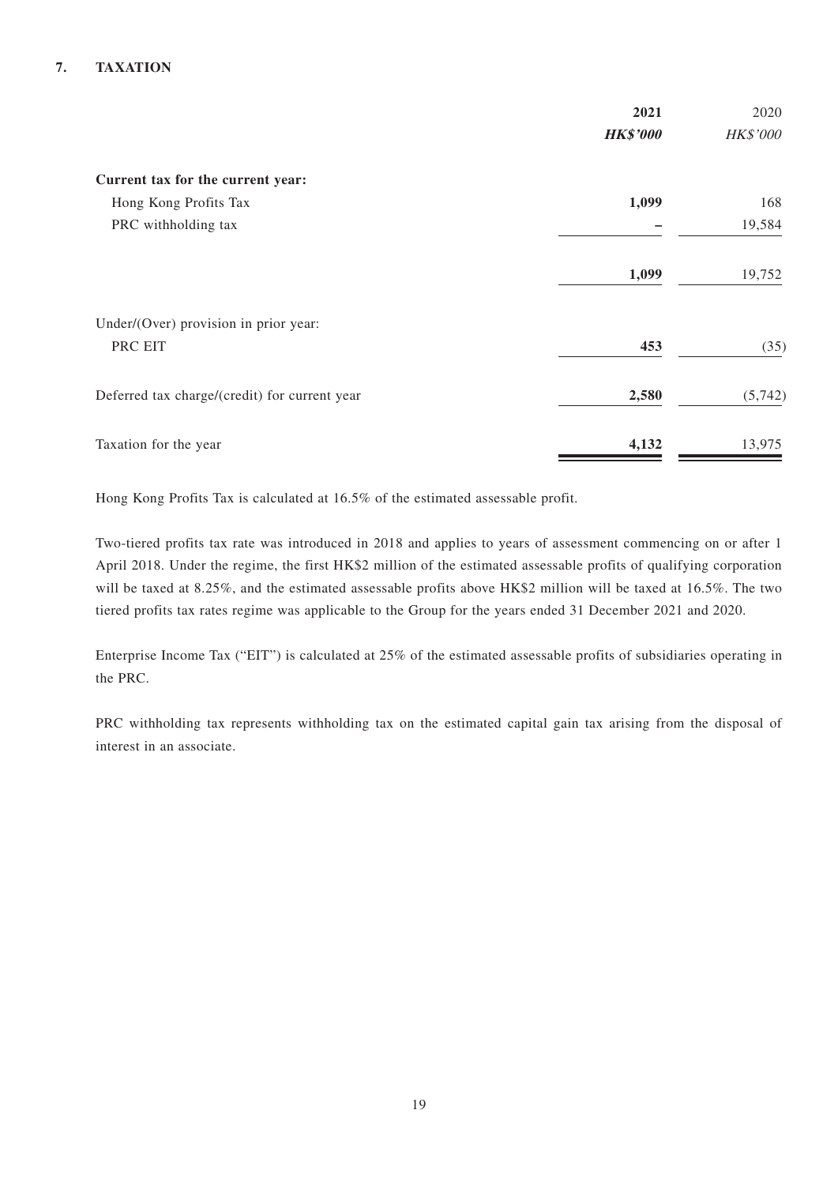## 7. TAXATION

| | **2021** | 2020 |
|---|---|---|
| | ***HK$'000*** | *HK$'000* |
| **Current tax for the current year:** | | |
| Hong Kong Profits Tax | **1,099** | 168 |
| PRC withholding tax | **–** | 19,584 |
| | **1,099** | 19,752 |
| Under/(Over) provision in prior year: | | |
| PRC EIT | **453** | (35) |
| Deferred tax charge/(credit) for current year | **2,580** | (5,742) |
| Taxation for the year | **4,132** | 13,975 |

Hong Kong Profits Tax is calculated at 16.5% of the estimated assessable profit.

Two-tiered profits tax rate was introduced in 2018 and applies to years of assessment commencing on or after 1 April 2018. Under the regime, the first HK$2 million of the estimated assessable profits of qualifying corporation will be taxed at 8.25%, and the estimated assessable profits above HK$2 million will be taxed at 16.5%. The two tiered profits tax rates regime was applicable to the Group for the years ended 31 December 2021 and 2020.

Enterprise Income Tax ("EIT") is calculated at 25% of the estimated assessable profits of subsidiaries operating in the PRC.

PRC withholding tax represents withholding tax on the estimated capital gain tax arising from the disposal of interest in an associate.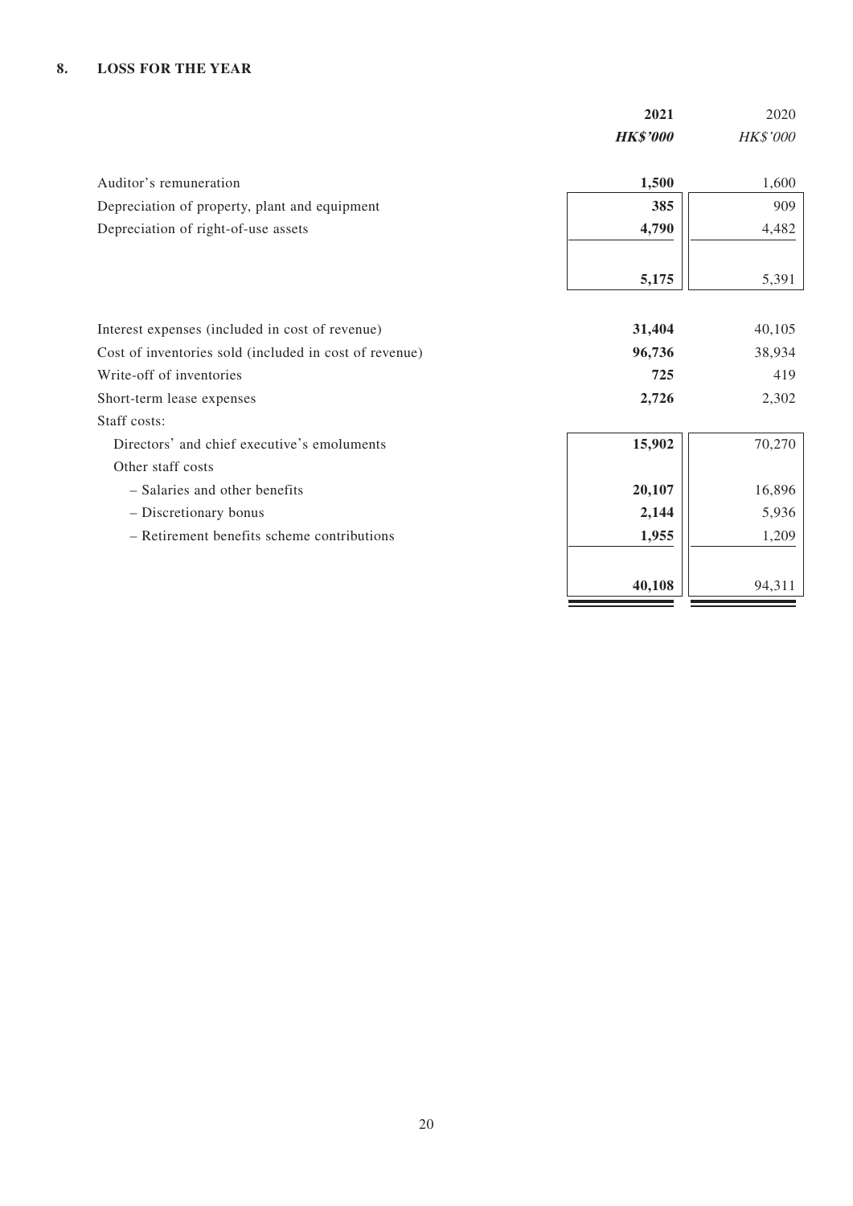## 8. LOSS FOR THE YEAR

| | 2021 | 2020 |
|---|---|---|
| | ***HK$'000*** | *HK$'000* |
| Auditor's remuneration | **1,500** | 1,600 |
| Depreciation of property, plant and equipment | **385** | 909 |
| Depreciation of right-of-use assets | **4,790** | 4,482 |
| | **5,175** | 5,391 |
| Interest expenses (included in cost of revenue) | **31,404** | 40,105 |
| Cost of inventories sold (included in cost of revenue) | **96,736** | 38,934 |
| Write-off of inventories | **725** | 419 |
| Short-term lease expenses | **2,726** | 2,302 |
| Staff costs: | | |
| Directors' and chief executive's emoluments | **15,902** | 70,270 |
| Other staff costs | | |
| – Salaries and other benefits | **20,107** | 16,896 |
| – Discretionary bonus | **2,144** | 5,936 |
| – Retirement benefits scheme contributions | **1,955** | 1,209 |
| | **40,108** | 94,311 |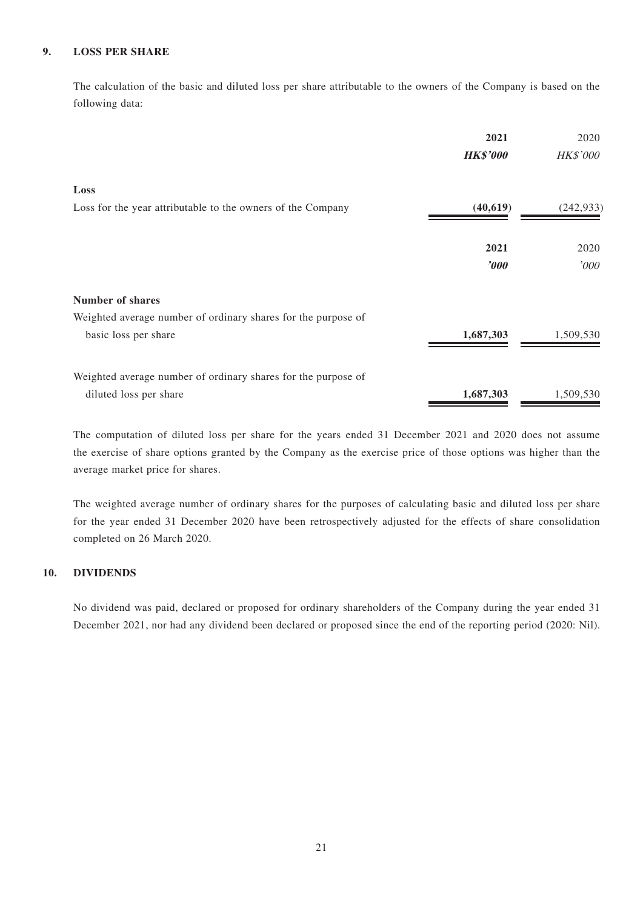## 9. LOSS PER SHARE

The calculation of the basic and diluted loss per share attributable to the owners of the Company is based on the following data:

| | **2021** | 2020 |
|---|---|---|
| | ***HK$'000*** | *HK$'000* |
| **Loss** | | |
| Loss for the year attributable to the owners of the Company | **(40,619)** | (242,933) |

| | **2021** | 2020 |
|---|---|---|
| | ***'000*** | *'000* |
| **Number of shares** | | |
| Weighted average number of ordinary shares for the purpose of basic loss per share | **1,687,303** | 1,509,530 |
| Weighted average number of ordinary shares for the purpose of diluted loss per share | **1,687,303** | 1,509,530 |

The computation of diluted loss per share for the years ended 31 December 2021 and 2020 does not assume the exercise of share options granted by the Company as the exercise price of those options was higher than the average market price for shares.

The weighted average number of ordinary shares for the purposes of calculating basic and diluted loss per share for the year ended 31 December 2020 have been retrospectively adjusted for the effects of share consolidation completed on 26 March 2020.

## 10. DIVIDENDS

No dividend was paid, declared or proposed for ordinary shareholders of the Company during the year ended 31 December 2021, nor had any dividend been declared or proposed since the end of the reporting period (2020: Nil).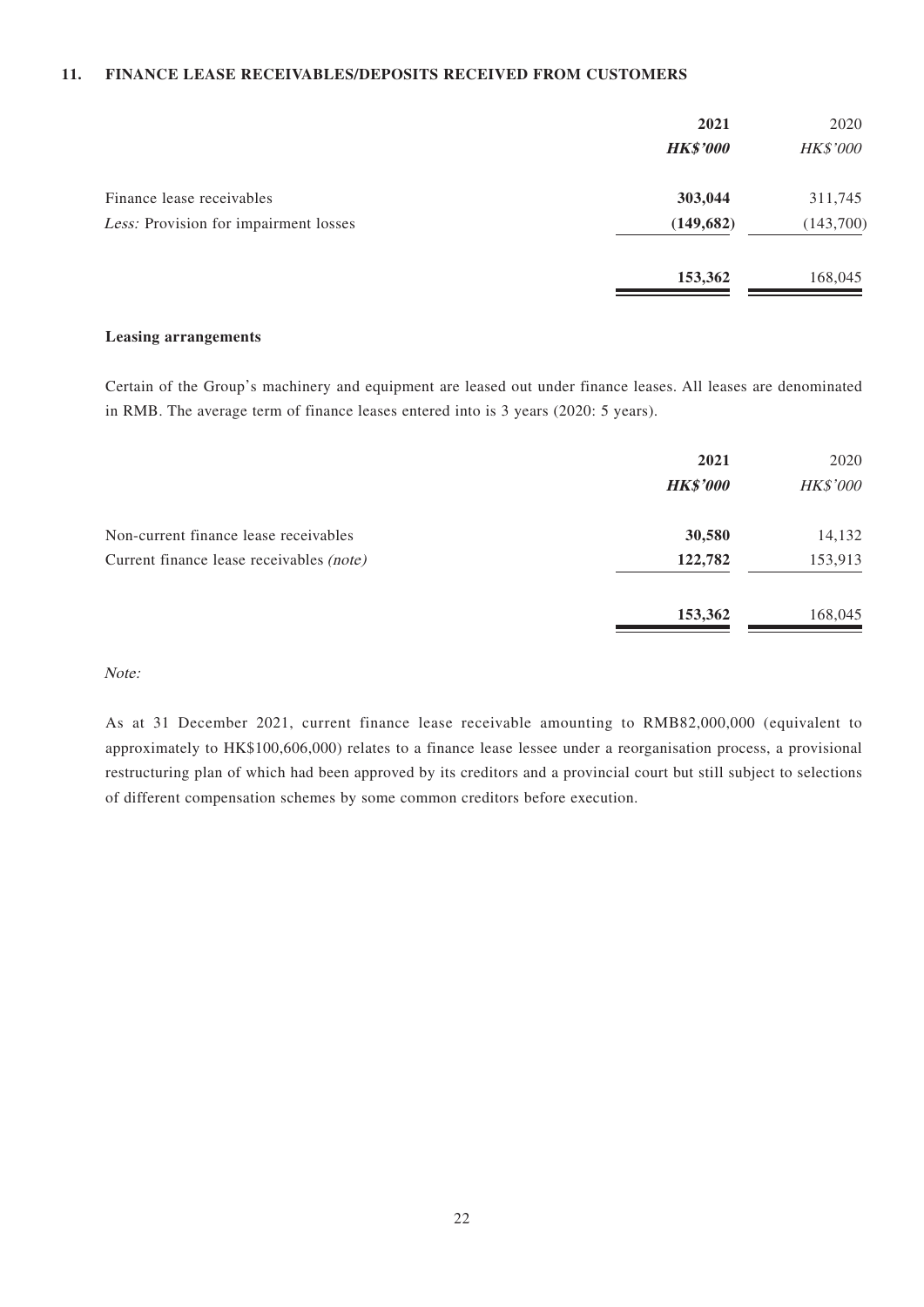## 11. FINANCE LEASE RECEIVABLES/DEPOSITS RECEIVED FROM CUSTOMERS

| | **2021** | 2020 |
|---|---|---|
| | ***HK$'000*** | *HK$'000* |
| Finance lease receivables | **303,044** | 311,745 |
| *Less:* Provision for impairment losses | **(149,682)** | (143,700) |
| | **153,362** | 168,045 |

**Leasing arrangements**

Certain of the Group's machinery and equipment are leased out under finance leases. All leases are denominated in RMB. The average term of finance leases entered into is 3 years (2020: 5 years).

| | **2021** | 2020 |
|---|---|---|
| | ***HK$'000*** | *HK$'000* |
| Non-current finance lease receivables | **30,580** | 14,132 |
| Current finance lease receivables *(note)* | **122,782** | 153,913 |
| | **153,362** | 168,045 |

*Note:*

As at 31 December 2021, current finance lease receivable amounting to RMB82,000,000 (equivalent to approximately to HK$100,606,000) relates to a finance lease lessee under a reorganisation process, a provisional restructuring plan of which had been approved by its creditors and a provincial court but still subject to selections of different compensation schemes by some common creditors before execution.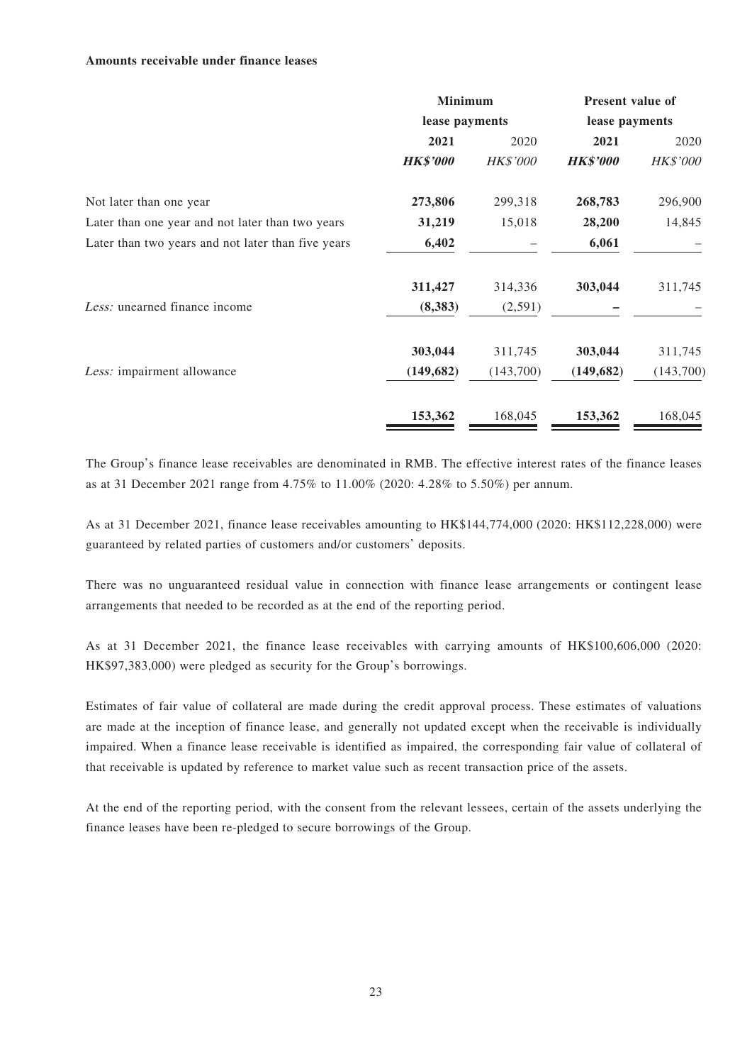**Amounts receivable under finance leases**

| | Minimum lease payments | | Present value of lease payments | |
|---|---|---|---|---|
| | **2021** | 2020 | **2021** | 2020 |
| | ***HK$'000*** | *HK$'000* | ***HK$'000*** | *HK$'000* |
| Not later than one year | **273,806** | 299,318 | **268,783** | 296,900 |
| Later than one year and not later than two years | **31,219** | 15,018 | **28,200** | 14,845 |
| Later than two years and not later than five years | **6,402** | – | **6,061** | – |
| | **311,427** | 314,336 | **303,044** | 311,745 |
| *Less:* unearned finance income | **(8,383)** | (2,591) | **–** | – |
| | **303,044** | 311,745 | **303,044** | 311,745 |
| *Less:* impairment allowance | **(149,682)** | (143,700) | **(149,682)** | (143,700) |
| | **153,362** | 168,045 | **153,362** | 168,045 |

The Group's finance lease receivables are denominated in RMB. The effective interest rates of the finance leases as at 31 December 2021 range from 4.75% to 11.00% (2020: 4.28% to 5.50%) per annum.

As at 31 December 2021, finance lease receivables amounting to HK$144,774,000 (2020: HK$112,228,000) were guaranteed by related parties of customers and/or customers' deposits.

There was no unguaranteed residual value in connection with finance lease arrangements or contingent lease arrangements that needed to be recorded as at the end of the reporting period.

As at 31 December 2021, the finance lease receivables with carrying amounts of HK$100,606,000 (2020: HK$97,383,000) were pledged as security for the Group's borrowings.

Estimates of fair value of collateral are made during the credit approval process. These estimates of valuations are made at the inception of finance lease, and generally not updated except when the receivable is individually impaired. When a finance lease receivable is identified as impaired, the corresponding fair value of collateral of that receivable is updated by reference to market value such as recent transaction price of the assets.

At the end of the reporting period, with the consent from the relevant lessees, certain of the assets underlying the finance leases have been re-pledged to secure borrowings of the Group.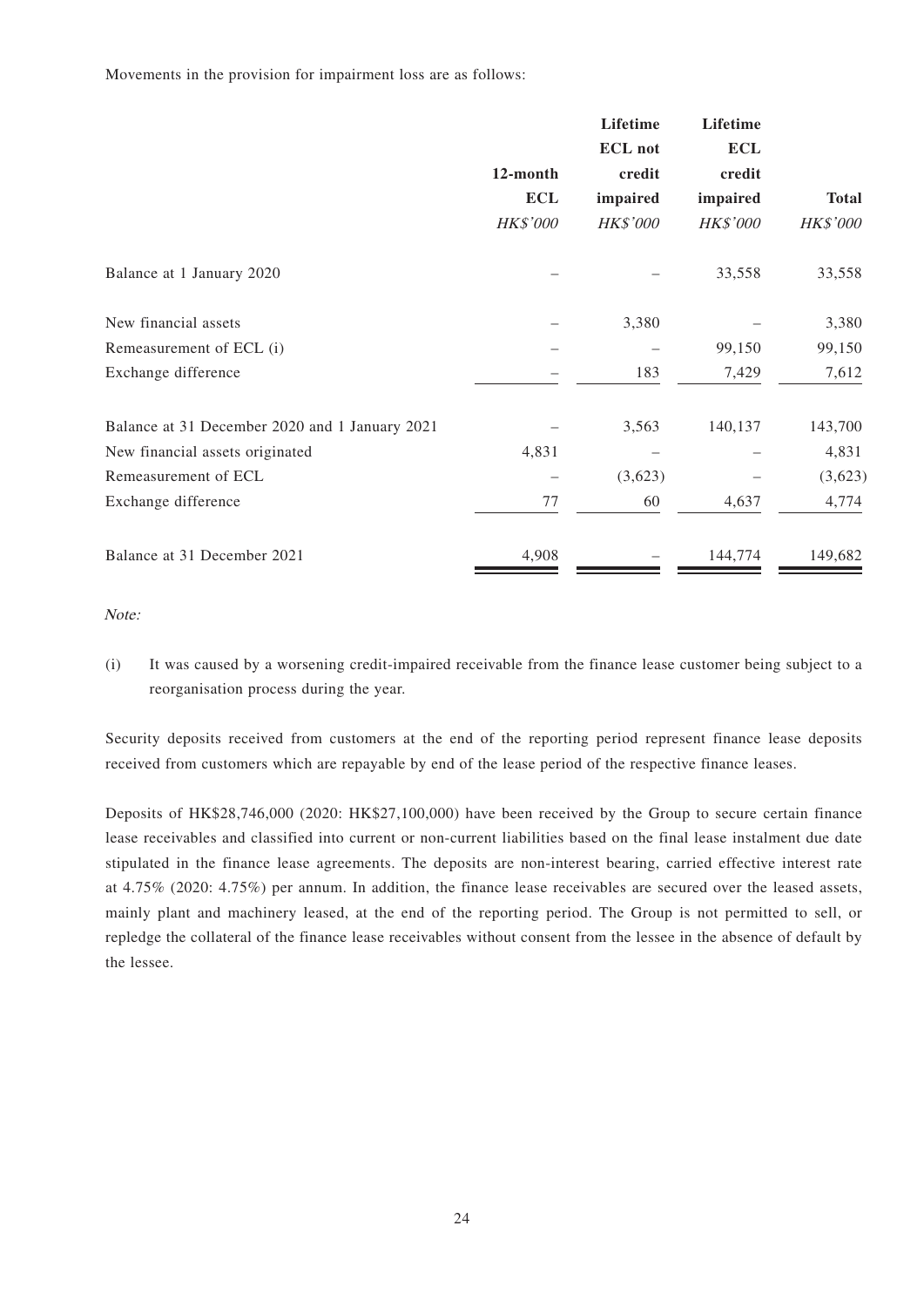Movements in the provision for impairment loss are as follows:

| | 12-month ECL | Lifetime ECL not credit impaired | Lifetime ECL credit impaired | Total |
|---|---|---|---|---|
| | *HK$'000* | *HK$'000* | *HK$'000* | *HK$'000* |
| Balance at 1 January 2020 | – | – | 33,558 | 33,558 |
| New financial assets | – | 3,380 | – | 3,380 |
| Remeasurement of ECL (i) | – | – | 99,150 | 99,150 |
| Exchange difference | – | 183 | 7,429 | 7,612 |
| Balance at 31 December 2020 and 1 January 2021 | – | 3,563 | 140,137 | 143,700 |
| New financial assets originated | 4,831 | – | – | 4,831 |
| Remeasurement of ECL | – | (3,623) | – | (3,623) |
| Exchange difference | 77 | 60 | 4,637 | 4,774 |
| Balance at 31 December 2021 | 4,908 | – | 144,774 | 149,682 |

*Note:*

(i) It was caused by a worsening credit-impaired receivable from the finance lease customer being subject to a reorganisation process during the year.

Security deposits received from customers at the end of the reporting period represent finance lease deposits received from customers which are repayable by end of the lease period of the respective finance leases.

Deposits of HK$28,746,000 (2020: HK$27,100,000) have been received by the Group to secure certain finance lease receivables and classified into current or non-current liabilities based on the final lease instalment due date stipulated in the finance lease agreements. The deposits are non-interest bearing, carried effective interest rate at 4.75% (2020: 4.75%) per annum. In addition, the finance lease receivables are secured over the leased assets, mainly plant and machinery leased, at the end of the reporting period. The Group is not permitted to sell, or repledge the collateral of the finance lease receivables without consent from the lessee in the absence of default by the lessee.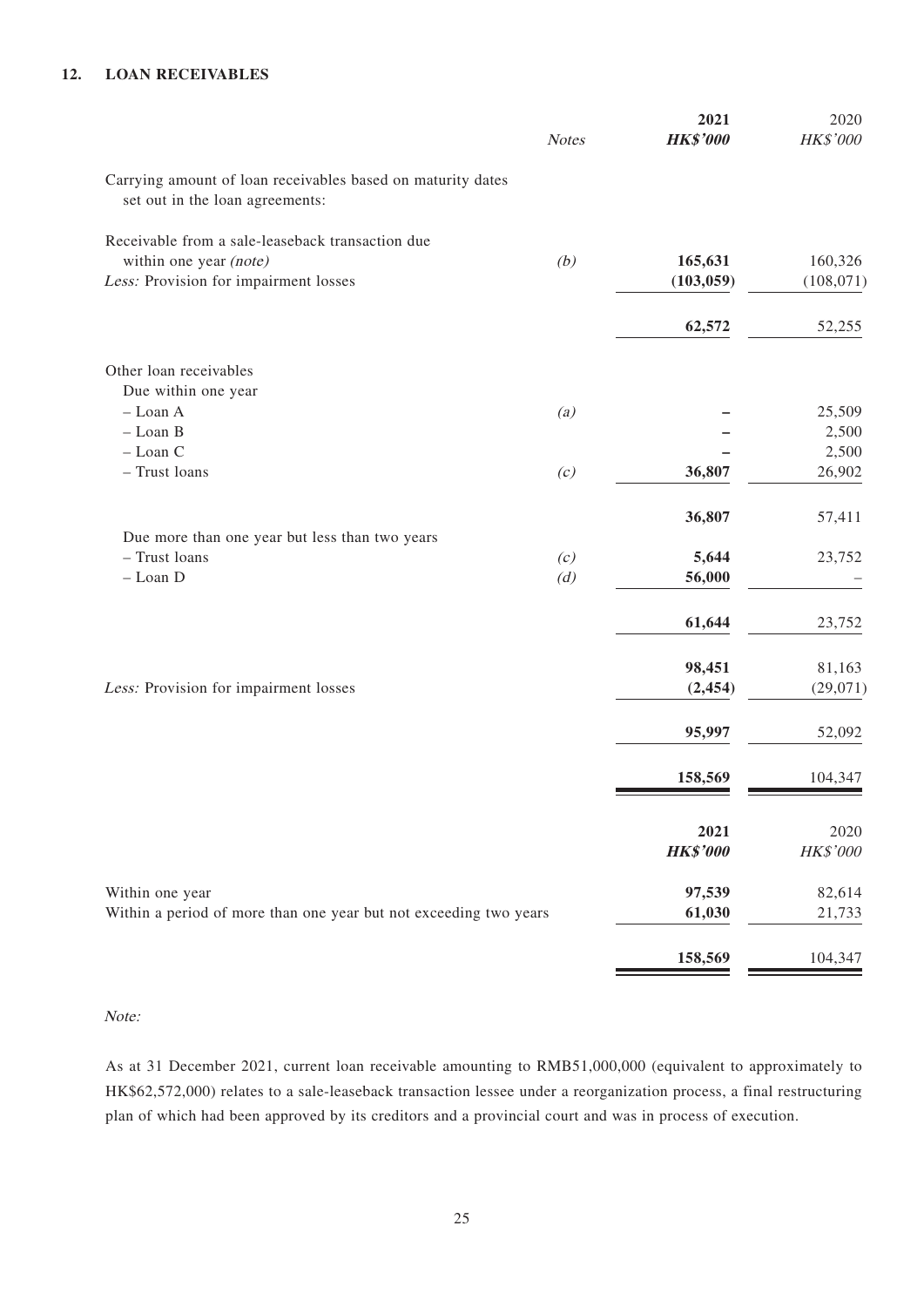## 12. LOAN RECEIVABLES

| | Notes | 2021 HK$'000 | 2020 HK$'000 |
|---|---|---|---|
| Carrying amount of loan receivables based on maturity dates set out in the loan agreements: | | | |
| Receivable from a sale-leaseback transaction due within one year *(note)* | *(b)* | **165,631** | 160,326 |
| *Less:* Provision for impairment losses | | **(103,059)** | (108,071) |
| | | **62,572** | 52,255 |
| Other loan receivables | | | |
| Due within one year | | | |
| – Loan A | *(a)* | **–** | 25,509 |
| – Loan B | | **–** | 2,500 |
| – Loan C | | **–** | 2,500 |
| – Trust loans | *(c)* | **36,807** | 26,902 |
| | | **36,807** | 57,411 |
| Due more than one year but less than two years | | | |
| – Trust loans | *(c)* | **5,644** | 23,752 |
| – Loan D | *(d)* | **56,000** | – |
| | | **61,644** | 23,752 |
| | | **98,451** | 81,163 |
| *Less:* Provision for impairment losses | | **(2,454)** | (29,071) |
| | | **95,997** | 52,092 |
| | | **158,569** | 104,347 |

| | 2021 HK$'000 | 2020 HK$'000 |
|---|---|---|
| Within one year | **97,539** | 82,614 |
| Within a period of more than one year but not exceeding two years | **61,030** | 21,733 |
| | **158,569** | 104,347 |

*Note:*

As at 31 December 2021, current loan receivable amounting to RMB51,000,000 (equivalent to approximately to HK$62,572,000) relates to a sale-leaseback transaction lessee under a reorganization process, a final restructuring plan of which had been approved by its creditors and a provincial court and was in process of execution.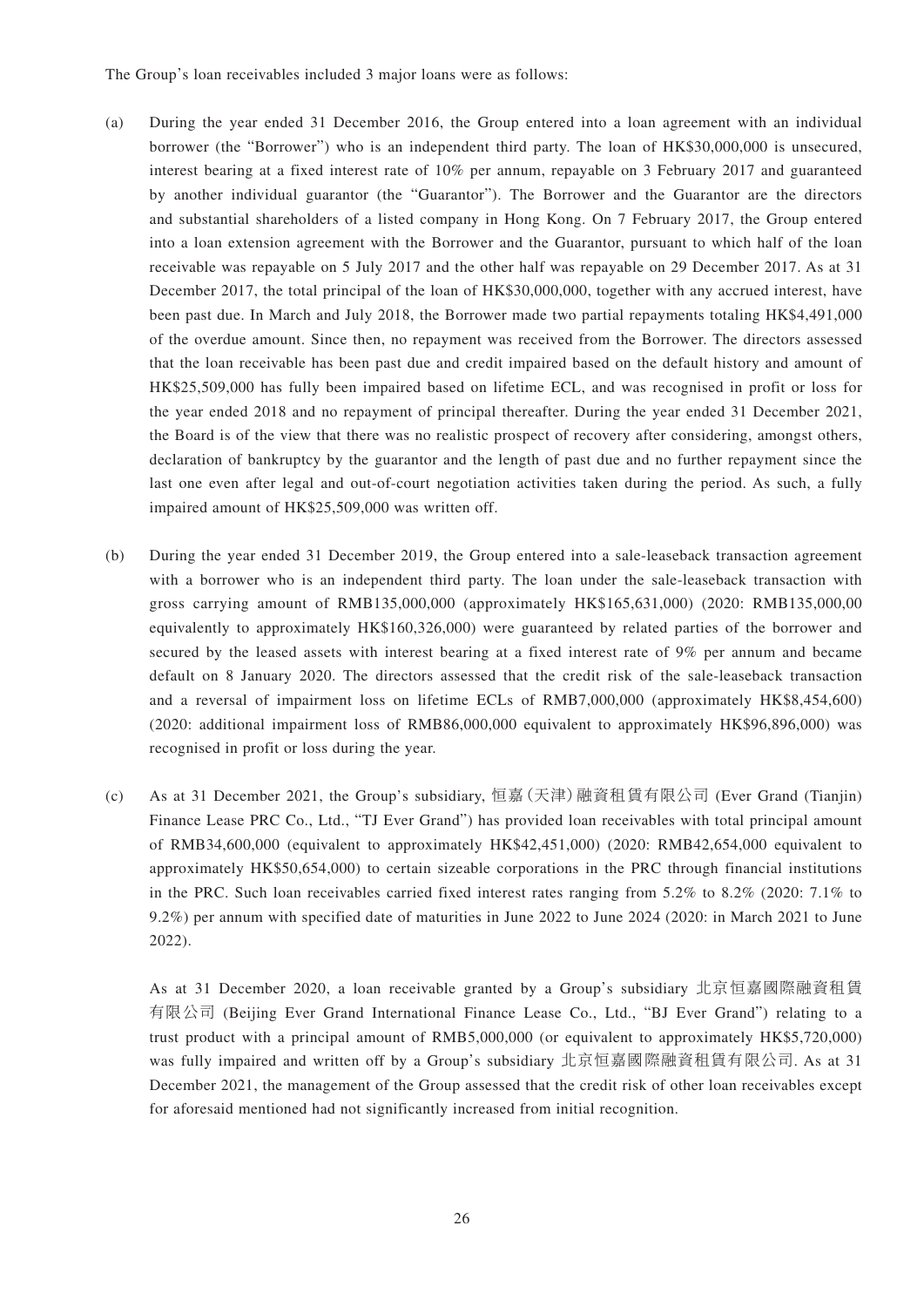The Group's loan receivables included 3 major loans were as follows:

(a) During the year ended 31 December 2016, the Group entered into a loan agreement with an individual borrower (the "Borrower") who is an independent third party. The loan of HK$30,000,000 is unsecured, interest bearing at a fixed interest rate of 10% per annum, repayable on 3 February 2017 and guaranteed by another individual guarantor (the "Guarantor"). The Borrower and the Guarantor are the directors and substantial shareholders of a listed company in Hong Kong. On 7 February 2017, the Group entered into a loan extension agreement with the Borrower and the Guarantor, pursuant to which half of the loan receivable was repayable on 5 July 2017 and the other half was repayable on 29 December 2017. As at 31 December 2017, the total principal of the loan of HK$30,000,000, together with any accrued interest, have been past due. In March and July 2018, the Borrower made two partial repayments totaling HK$4,491,000 of the overdue amount. Since then, no repayment was received from the Borrower. The directors assessed that the loan receivable has been past due and credit impaired based on the default history and amount of HK$25,509,000 has fully been impaired based on lifetime ECL, and was recognised in profit or loss for the year ended 2018 and no repayment of principal thereafter. During the year ended 31 December 2021, the Board is of the view that there was no realistic prospect of recovery after considering, amongst others, declaration of bankruptcy by the guarantor and the length of past due and no further repayment since the last one even after legal and out-of-court negotiation activities taken during the period. As such, a fully impaired amount of HK$25,509,000 was written off.

(b) During the year ended 31 December 2019, the Group entered into a sale-leaseback transaction agreement with a borrower who is an independent third party. The loan under the sale-leaseback transaction with gross carrying amount of RMB135,000,000 (approximately HK$165,631,000) (2020: RMB135,000,00 equivalently to approximately HK$160,326,000) were guaranteed by related parties of the borrower and secured by the leased assets with interest bearing at a fixed interest rate of 9% per annum and became default on 8 January 2020. The directors assessed that the credit risk of the sale-leaseback transaction and a reversal of impairment loss on lifetime ECLs of RMB7,000,000 (approximately HK$8,454,600) (2020: additional impairment loss of RMB86,000,000 equivalent to approximately HK$96,896,000) was recognised in profit or loss during the year.

(c) As at 31 December 2021, the Group's subsidiary, 恒嘉（天津）融資租賃有限公司 (Ever Grand (Tianjin) Finance Lease PRC Co., Ltd., "TJ Ever Grand") has provided loan receivables with total principal amount of RMB34,600,000 (equivalent to approximately HK$42,451,000) (2020: RMB42,654,000 equivalent to approximately HK$50,654,000) to certain sizeable corporations in the PRC through financial institutions in the PRC. Such loan receivables carried fixed interest rates ranging from 5.2% to 8.2% (2020: 7.1% to 9.2%) per annum with specified date of maturities in June 2022 to June 2024 (2020: in March 2021 to June 2022).

    As at 31 December 2020, a loan receivable granted by a Group's subsidiary 北京恒嘉國際融資租賃有限公司 (Beijing Ever Grand International Finance Lease Co., Ltd., "BJ Ever Grand") relating to a trust product with a principal amount of RMB5,000,000 (or equivalent to approximately HK$5,720,000) was fully impaired and written off by a Group's subsidiary 北京恒嘉國際融資租賃有限公司. As at 31 December 2021, the management of the Group assessed that the credit risk of other loan receivables except for aforesaid mentioned had not significantly increased from initial recognition.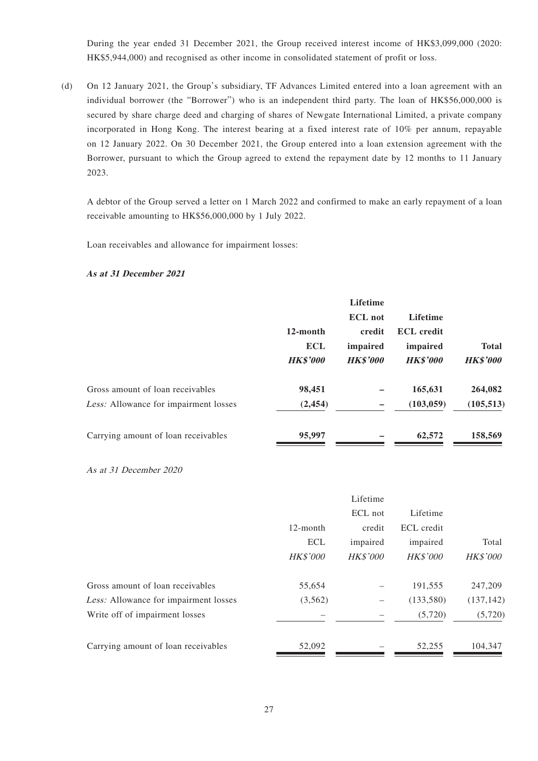During the year ended 31 December 2021, the Group received interest income of HK$3,099,000 (2020: HK$5,944,000) and recognised as other income in consolidated statement of profit or loss.

(d) On 12 January 2021, the Group's subsidiary, TF Advances Limited entered into a loan agreement with an individual borrower (the "Borrower") who is an independent third party. The loan of HK$56,000,000 is secured by share charge deed and charging of shares of Newgate International Limited, a private company incorporated in Hong Kong. The interest bearing at a fixed interest rate of 10% per annum, repayable on 12 January 2022. On 30 December 2021, the Group entered into a loan extension agreement with the Borrower, pursuant to which the Group agreed to extend the repayment date by 12 months to 11 January 2023.

A debtor of the Group served a letter on 1 March 2022 and confirmed to make an early repayment of a loan receivable amounting to HK$56,000,000 by 1 July 2022.

Loan receivables and allowance for impairment losses:

***As at 31 December 2021***

| | **12-month ECL** | **Lifetime ECL not credit impaired** | **Lifetime ECL credit impaired** | **Total** |
|---|---|---|---|---|
| | ***HK$'000*** | ***HK$'000*** | ***HK$'000*** | ***HK$'000*** |
| Gross amount of loan receivables | **98,451** | **–** | **165,631** | **264,082** |
| *Less:* Allowance for impairment losses | **(2,454)** | **–** | **(103,059)** | **(105,513)** |
| Carrying amount of loan receivables | **95,997** | **–** | **62,572** | **158,569** |

*As at 31 December 2020*

| | 12-month ECL | Lifetime ECL not credit impaired | Lifetime ECL credit impaired | Total |
|---|---|---|---|---|
| | *HK$'000* | *HK$'000* | *HK$'000* | *HK$'000* |
| Gross amount of loan receivables | 55,654 | – | 191,555 | 247,209 |
| *Less:* Allowance for impairment losses | (3,562) | – | (133,580) | (137,142) |
| Write off of impairment losses | – | – | (5,720) | (5,720) |
| Carrying amount of loan receivables | 52,092 | – | 52,255 | 104,347 |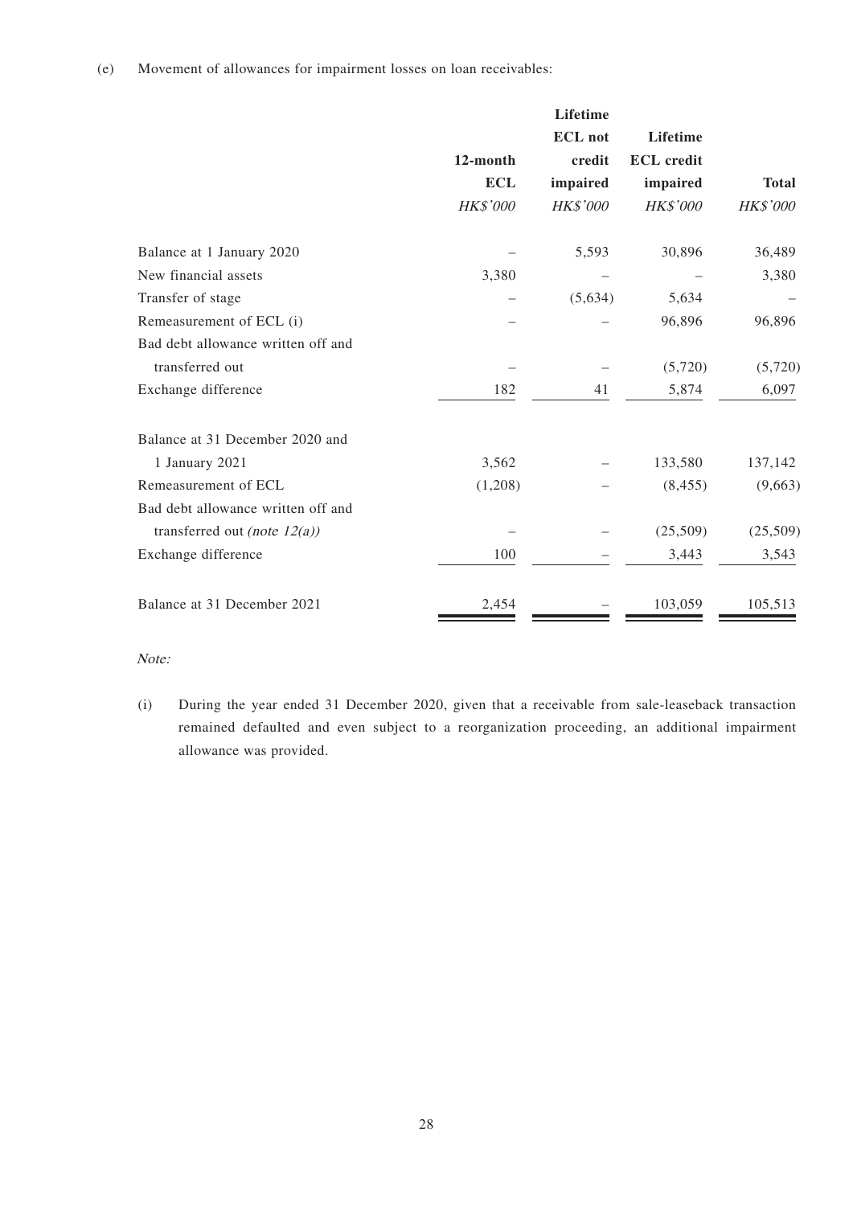(e) Movement of allowances for impairment losses on loan receivables:

| | 12-month ECL | Lifetime ECL not credit impaired | Lifetime ECL credit impaired | Total |
|---|---|---|---|---|
| | *HK$'000* | *HK$'000* | *HK$'000* | *HK$'000* |
| Balance at 1 January 2020 | – | 5,593 | 30,896 | 36,489 |
| New financial assets | 3,380 | – | – | 3,380 |
| Transfer of stage | – | (5,634) | 5,634 | – |
| Remeasurement of ECL (i) | – | – | 96,896 | 96,896 |
| Bad debt allowance written off and transferred out | – | – | (5,720) | (5,720) |
| Exchange difference | 182 | 41 | 5,874 | 6,097 |
| Balance at 31 December 2020 and 1 January 2021 | 3,562 | – | 133,580 | 137,142 |
| Remeasurement of ECL | (1,208) | – | (8,455) | (9,663) |
| Bad debt allowance written off and transferred out *(note 12(a))* | – | – | (25,509) | (25,509) |
| Exchange difference | 100 | – | 3,443 | 3,543 |
| Balance at 31 December 2021 | 2,454 | – | 103,059 | 105,513 |

*Note:*

(i) During the year ended 31 December 2020, given that a receivable from sale-leaseback transaction remained defaulted and even subject to a reorganization proceeding, an additional impairment allowance was provided.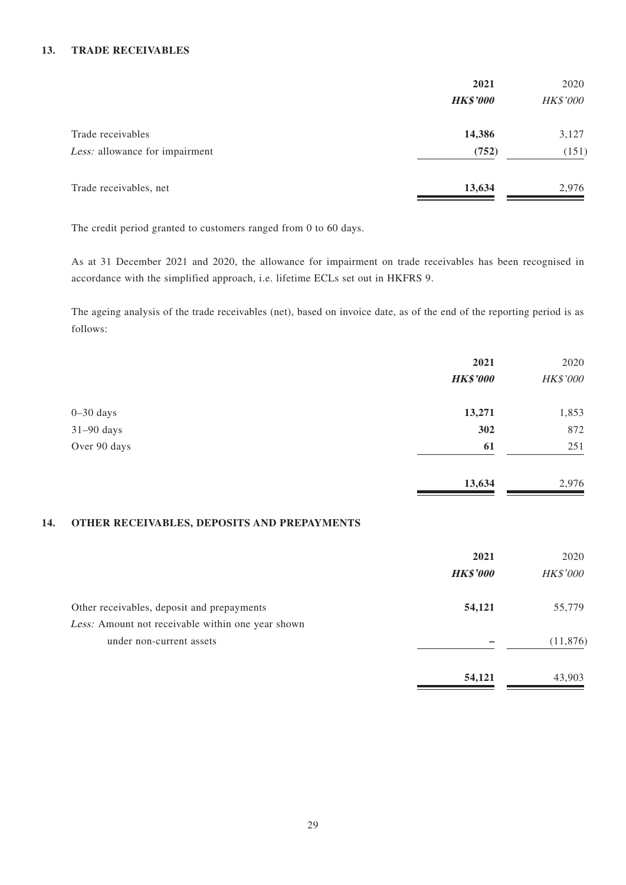## 13. TRADE RECEIVABLES

| | 2021 | 2020 |
|---|---|---|
| | ***HK$'000*** | *HK$'000* |
| Trade receivables | **14,386** | 3,127 |
| *Less:* allowance for impairment | **(752)** | (151) |
| Trade receivables, net | **13,634** | 2,976 |

The credit period granted to customers ranged from 0 to 60 days.

As at 31 December 2021 and 2020, the allowance for impairment on trade receivables has been recognised in accordance with the simplified approach, i.e. lifetime ECLs set out in HKFRS 9.

The ageing analysis of the trade receivables (net), based on invoice date, as of the end of the reporting period is as follows:

| | 2021 | 2020 |
|---|---|---|
| | ***HK$'000*** | *HK$'000* |
| 0–30 days | **13,271** | 1,853 |
| 31–90 days | **302** | 872 |
| Over 90 days | **61** | 251 |
| | **13,634** | 2,976 |

## 14. OTHER RECEIVABLES, DEPOSITS AND PREPAYMENTS

| | 2021 | 2020 |
|---|---|---|
| | ***HK$'000*** | *HK$'000* |
| Other receivables, deposit and prepayments | **54,121** | 55,779 |
| *Less:* Amount not receivable within one year shown under non-current assets | **–** | (11,876) |
| | **54,121** | 43,903 |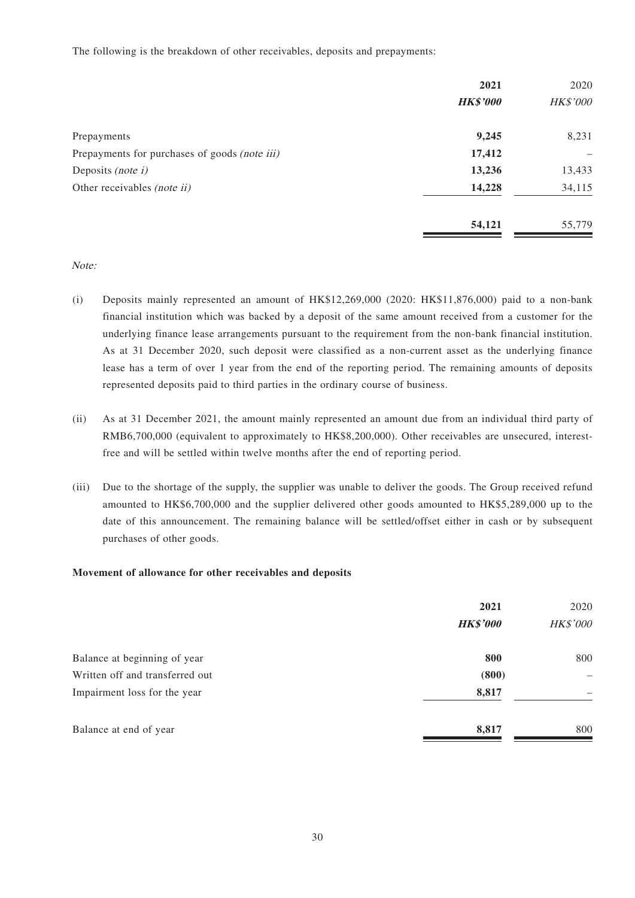The following is the breakdown of other receivables, deposits and prepayments:

| | 2021 | 2020 |
|---|---|---|
| | ***HK$'000*** | *HK$'000* |
| Prepayments | **9,245** | 8,231 |
| Prepayments for purchases of goods *(note iii)* | **17,412** | – |
| Deposits *(note i)* | **13,236** | 13,433 |
| Other receivables *(note ii)* | **14,228** | 34,115 |
| | **54,121** | 55,779 |

*Note:*

(i) Deposits mainly represented an amount of HK$12,269,000 (2020: HK$11,876,000) paid to a non-bank financial institution which was backed by a deposit of the same amount received from a customer for the underlying finance lease arrangements pursuant to the requirement from the non-bank financial institution. As at 31 December 2020, such deposit were classified as a non-current asset as the underlying finance lease has a term of over 1 year from the end of the reporting period. The remaining amounts of deposits represented deposits paid to third parties in the ordinary course of business.

(ii) As at 31 December 2021, the amount mainly represented an amount due from an individual third party of RMB6,700,000 (equivalent to approximately to HK$8,200,000). Other receivables are unsecured, interest-free and will be settled within twelve months after the end of reporting period.

(iii) Due to the shortage of the supply, the supplier was unable to deliver the goods. The Group received refund amounted to HK$6,700,000 and the supplier delivered other goods amounted to HK$5,289,000 up to the date of this announcement. The remaining balance will be settled/offset either in cash or by subsequent purchases of other goods.

**Movement of allowance for other receivables and deposits**

| | 2021 | 2020 |
|---|---|---|
| | ***HK$'000*** | *HK$'000* |
| Balance at beginning of year | **800** | 800 |
| Written off and transferred out | **(800)** | – |
| Impairment loss for the year | **8,817** | – |
| Balance at end of year | **8,817** | 800 |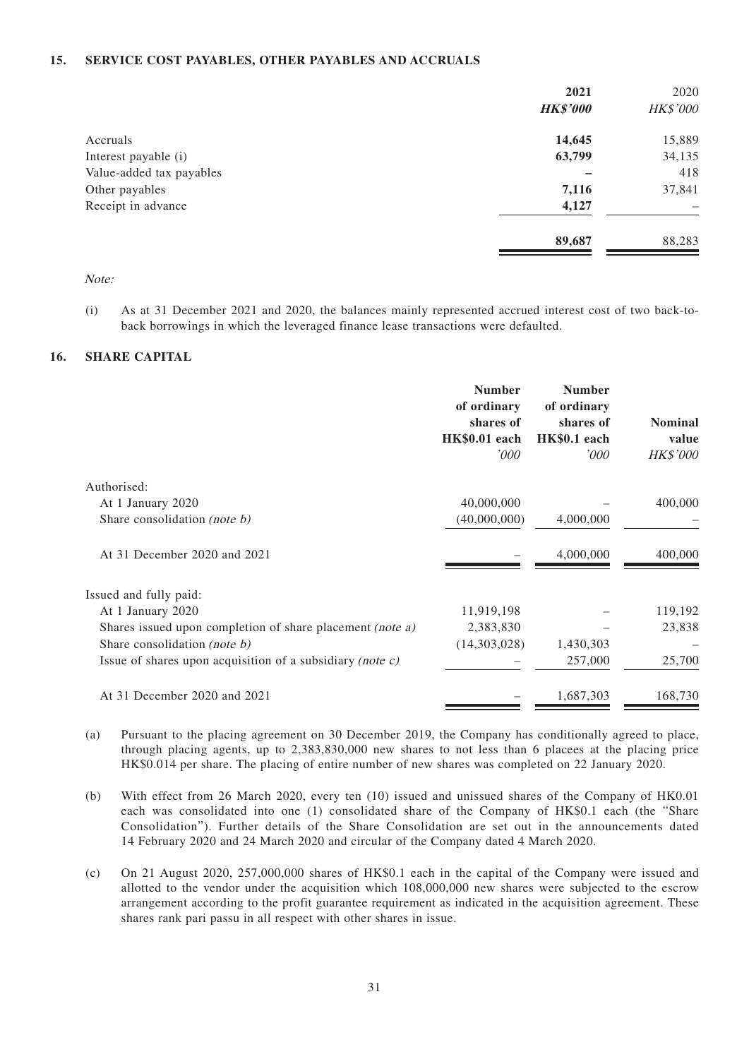## 15. SERVICE COST PAYABLES, OTHER PAYABLES AND ACCRUALS

| | 2021 | 2020 |
|---|---|---|
| | ***HK$'000*** | *HK$'000* |
| Accruals | **14,645** | 15,889 |
| Interest payable (i) | **63,799** | 34,135 |
| Value-added tax payables | **–** | 418 |
| Other payables | **7,116** | 37,841 |
| Receipt in advance | **4,127** | – |
| | **89,687** | 88,283 |

*Note:*

(i) As at 31 December 2021 and 2020, the balances mainly represented accrued interest cost of two back-to-back borrowings in which the leveraged finance lease transactions were defaulted.

## 16. SHARE CAPITAL

| | Number of ordinary shares of HK$0.01 each | Number of ordinary shares of HK$0.1 each | Nominal value |
|---|---|---|---|
| | *'000* | *'000* | *HK$'000* |
| Authorised: | | | |
| At 1 January 2020 | 40,000,000 | – | 400,000 |
| Share consolidation *(note b)* | (40,000,000) | 4,000,000 | – |
| At 31 December 2020 and 2021 | – | 4,000,000 | 400,000 |
| Issued and fully paid: | | | |
| At 1 January 2020 | 11,919,198 | – | 119,192 |
| Shares issued upon completion of share placement *(note a)* | 2,383,830 | – | 23,838 |
| Share consolidation *(note b)* | (14,303,028) | 1,430,303 | – |
| Issue of shares upon acquisition of a subsidiary *(note c)* | – | 257,000 | 25,700 |
| At 31 December 2020 and 2021 | – | 1,687,303 | 168,730 |

(a) Pursuant to the placing agreement on 30 December 2019, the Company has conditionally agreed to place, through placing agents, up to 2,383,830,000 new shares to not less than 6 placees at the placing price HK$0.014 per share. The placing of entire number of new shares was completed on 22 January 2020.

(b) With effect from 26 March 2020, every ten (10) issued and unissued shares of the Company of HK0.01 each was consolidated into one (1) consolidated share of the Company of HK$0.1 each (the "Share Consolidation"). Further details of the Share Consolidation are set out in the announcements dated 14 February 2020 and 24 March 2020 and circular of the Company dated 4 March 2020.

(c) On 21 August 2020, 257,000,000 shares of HK$0.1 each in the capital of the Company were issued and allotted to the vendor under the acquisition which 108,000,000 new shares were subjected to the escrow arrangement according to the profit guarantee requirement as indicated in the acquisition agreement. These shares rank pari passu in all respect with other shares in issue.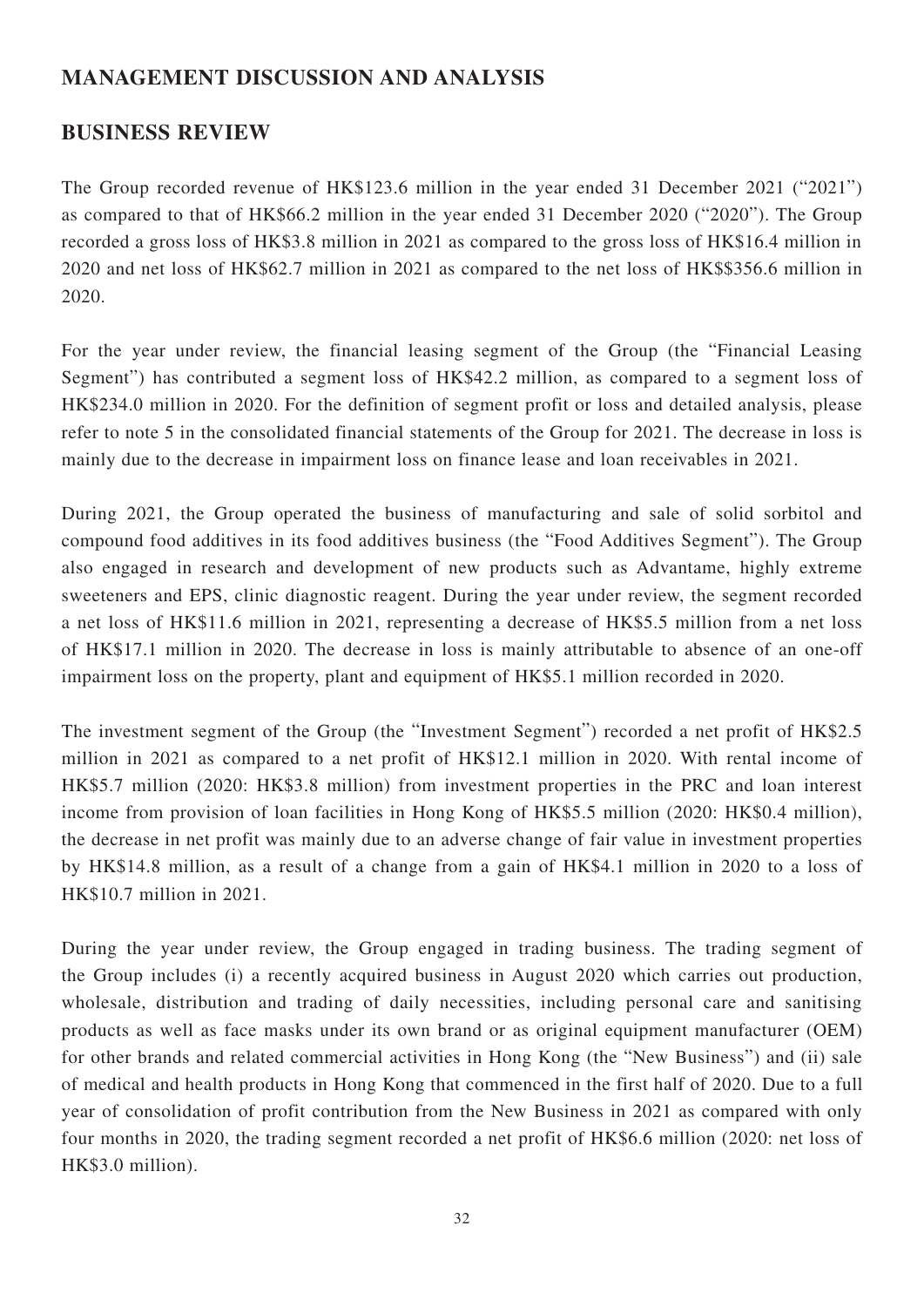# MANAGEMENT DISCUSSION AND ANALYSIS

## BUSINESS REVIEW

The Group recorded revenue of HK$123.6 million in the year ended 31 December 2021 ("2021") as compared to that of HK$66.2 million in the year ended 31 December 2020 ("2020"). The Group recorded a gross loss of HK$3.8 million in 2021 as compared to the gross loss of HK$16.4 million in 2020 and net loss of HK$62.7 million in 2021 as compared to the net loss of HK$$356.6 million in 2020.

For the year under review, the financial leasing segment of the Group (the "Financial Leasing Segment") has contributed a segment loss of HK$42.2 million, as compared to a segment loss of HK$234.0 million in 2020. For the definition of segment profit or loss and detailed analysis, please refer to note 5 in the consolidated financial statements of the Group for 2021. The decrease in loss is mainly due to the decrease in impairment loss on finance lease and loan receivables in 2021.

During 2021, the Group operated the business of manufacturing and sale of solid sorbitol and compound food additives in its food additives business (the "Food Additives Segment"). The Group also engaged in research and development of new products such as Advantame, highly extreme sweeteners and EPS, clinic diagnostic reagent. During the year under review, the segment recorded a net loss of HK$11.6 million in 2021, representing a decrease of HK$5.5 million from a net loss of HK$17.1 million in 2020. The decrease in loss is mainly attributable to absence of an one-off impairment loss on the property, plant and equipment of HK$5.1 million recorded in 2020.

The investment segment of the Group (the "Investment Segment") recorded a net profit of HK$2.5 million in 2021 as compared to a net profit of HK$12.1 million in 2020. With rental income of HK$5.7 million (2020: HK$3.8 million) from investment properties in the PRC and loan interest income from provision of loan facilities in Hong Kong of HK$5.5 million (2020: HK$0.4 million), the decrease in net profit was mainly due to an adverse change of fair value in investment properties by HK$14.8 million, as a result of a change from a gain of HK$4.1 million in 2020 to a loss of HK$10.7 million in 2021.

During the year under review, the Group engaged in trading business. The trading segment of the Group includes (i) a recently acquired business in August 2020 which carries out production, wholesale, distribution and trading of daily necessities, including personal care and sanitising products as well as face masks under its own brand or as original equipment manufacturer (OEM) for other brands and related commercial activities in Hong Kong (the "New Business") and (ii) sale of medical and health products in Hong Kong that commenced in the first half of 2020. Due to a full year of consolidation of profit contribution from the New Business in 2021 as compared with only four months in 2020, the trading segment recorded a net profit of HK$6.6 million (2020: net loss of HK$3.0 million).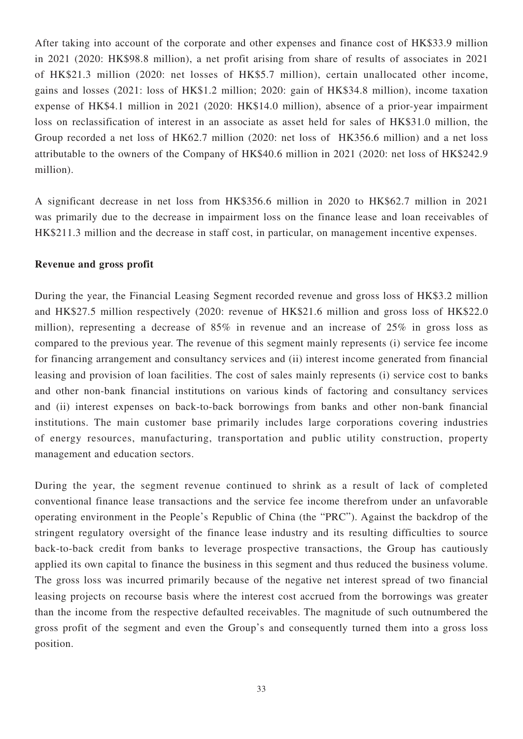After taking into account of the corporate and other expenses and finance cost of HK$33.9 million in 2021 (2020: HK$98.8 million), a net profit arising from share of results of associates in 2021 of HK$21.3 million (2020: net losses of HK$5.7 million), certain unallocated other income, gains and losses (2021: loss of HK$1.2 million; 2020: gain of HK$34.8 million), income taxation expense of HK$4.1 million in 2021 (2020: HK$14.0 million), absence of a prior-year impairment loss on reclassification of interest in an associate as asset held for sales of HK$31.0 million, the Group recorded a net loss of HK62.7 million (2020: net loss of HK356.6 million) and a net loss attributable to the owners of the Company of HK$40.6 million in 2021 (2020: net loss of HK$242.9 million).

A significant decrease in net loss from HK$356.6 million in 2020 to HK$62.7 million in 2021 was primarily due to the decrease in impairment loss on the finance lease and loan receivables of HK$211.3 million and the decrease in staff cost, in particular, on management incentive expenses.

**Revenue and gross profit**

During the year, the Financial Leasing Segment recorded revenue and gross loss of HK$3.2 million and HK$27.5 million respectively (2020: revenue of HK$21.6 million and gross loss of HK$22.0 million), representing a decrease of 85% in revenue and an increase of 25% in gross loss as compared to the previous year. The revenue of this segment mainly represents (i) service fee income for financing arrangement and consultancy services and (ii) interest income generated from financial leasing and provision of loan facilities. The cost of sales mainly represents (i) service cost to banks and other non-bank financial institutions on various kinds of factoring and consultancy services and (ii) interest expenses on back-to-back borrowings from banks and other non-bank financial institutions. The main customer base primarily includes large corporations covering industries of energy resources, manufacturing, transportation and public utility construction, property management and education sectors.

During the year, the segment revenue continued to shrink as a result of lack of completed conventional finance lease transactions and the service fee income therefrom under an unfavorable operating environment in the People's Republic of China (the "PRC"). Against the backdrop of the stringent regulatory oversight of the finance lease industry and its resulting difficulties to source back-to-back credit from banks to leverage prospective transactions, the Group has cautiously applied its own capital to finance the business in this segment and thus reduced the business volume. The gross loss was incurred primarily because of the negative net interest spread of two financial leasing projects on recourse basis where the interest cost accrued from the borrowings was greater than the income from the respective defaulted receivables. The magnitude of such outnumbered the gross profit of the segment and even the Group's and consequently turned them into a gross loss position.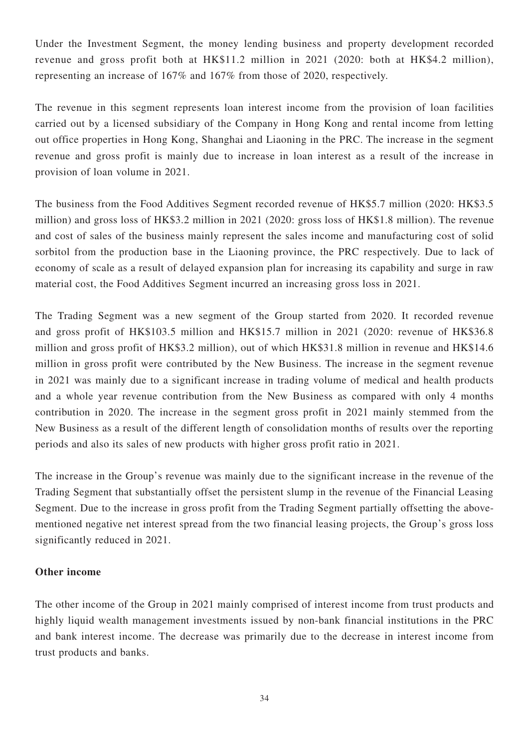Under the Investment Segment, the money lending business and property development recorded revenue and gross profit both at HK$11.2 million in 2021 (2020: both at HK$4.2 million), representing an increase of 167% and 167% from those of 2020, respectively.

The revenue in this segment represents loan interest income from the provision of loan facilities carried out by a licensed subsidiary of the Company in Hong Kong and rental income from letting out office properties in Hong Kong, Shanghai and Liaoning in the PRC. The increase in the segment revenue and gross profit is mainly due to increase in loan interest as a result of the increase in provision of loan volume in 2021.

The business from the Food Additives Segment recorded revenue of HK$5.7 million (2020: HK$3.5 million) and gross loss of HK$3.2 million in 2021 (2020: gross loss of HK$1.8 million). The revenue and cost of sales of the business mainly represent the sales income and manufacturing cost of solid sorbitol from the production base in the Liaoning province, the PRC respectively. Due to lack of economy of scale as a result of delayed expansion plan for increasing its capability and surge in raw material cost, the Food Additives Segment incurred an increasing gross loss in 2021.

The Trading Segment was a new segment of the Group started from 2020. It recorded revenue and gross profit of HK$103.5 million and HK$15.7 million in 2021 (2020: revenue of HK$36.8 million and gross profit of HK$3.2 million), out of which HK$31.8 million in revenue and HK$14.6 million in gross profit were contributed by the New Business. The increase in the segment revenue in 2021 was mainly due to a significant increase in trading volume of medical and health products and a whole year revenue contribution from the New Business as compared with only 4 months contribution in 2020. The increase in the segment gross profit in 2021 mainly stemmed from the New Business as a result of the different length of consolidation months of results over the reporting periods and also its sales of new products with higher gross profit ratio in 2021.

The increase in the Group's revenue was mainly due to the significant increase in the revenue of the Trading Segment that substantially offset the persistent slump in the revenue of the Financial Leasing Segment. Due to the increase in gross profit from the Trading Segment partially offsetting the above-mentioned negative net interest spread from the two financial leasing projects, the Group's gross loss significantly reduced in 2021.

**Other income**

The other income of the Group in 2021 mainly comprised of interest income from trust products and highly liquid wealth management investments issued by non-bank financial institutions in the PRC and bank interest income. The decrease was primarily due to the decrease in interest income from trust products and banks.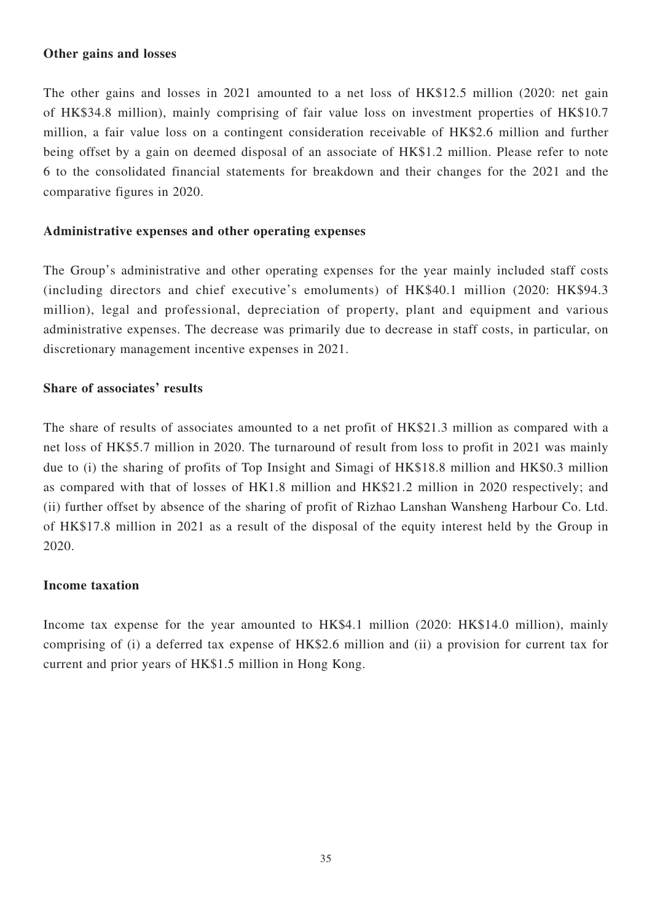**Other gains and losses**

The other gains and losses in 2021 amounted to a net loss of HK$12.5 million (2020: net gain of HK$34.8 million), mainly comprising of fair value loss on investment properties of HK$10.7 million, a fair value loss on a contingent consideration receivable of HK$2.6 million and further being offset by a gain on deemed disposal of an associate of HK$1.2 million. Please refer to note 6 to the consolidated financial statements for breakdown and their changes for the 2021 and the comparative figures in 2020.

**Administrative expenses and other operating expenses**

The Group's administrative and other operating expenses for the year mainly included staff costs (including directors and chief executive's emoluments) of HK$40.1 million (2020: HK$94.3 million), legal and professional, depreciation of property, plant and equipment and various administrative expenses. The decrease was primarily due to decrease in staff costs, in particular, on discretionary management incentive expenses in 2021.

**Share of associates' results**

The share of results of associates amounted to a net profit of HK$21.3 million as compared with a net loss of HK$5.7 million in 2020. The turnaround of result from loss to profit in 2021 was mainly due to (i) the sharing of profits of Top Insight and Simagi of HK$18.8 million and HK$0.3 million as compared with that of losses of HK1.8 million and HK$21.2 million in 2020 respectively; and (ii) further offset by absence of the sharing of profit of Rizhao Lanshan Wansheng Harbour Co. Ltd. of HK$17.8 million in 2021 as a result of the disposal of the equity interest held by the Group in 2020.

**Income taxation**

Income tax expense for the year amounted to HK$4.1 million (2020: HK$14.0 million), mainly comprising of (i) a deferred tax expense of HK$2.6 million and (ii) a provision for current tax for current and prior years of HK$1.5 million in Hong Kong.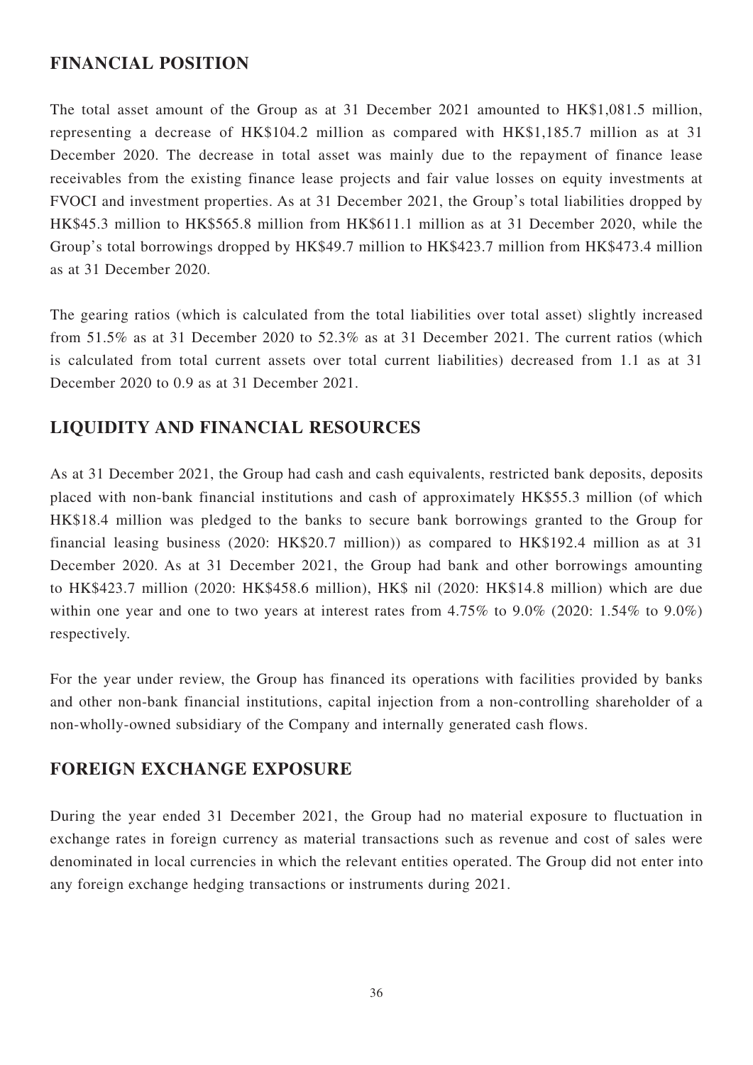## FINANCIAL POSITION

The total asset amount of the Group as at 31 December 2021 amounted to HK$1,081.5 million, representing a decrease of HK$104.2 million as compared with HK$1,185.7 million as at 31 December 2020. The decrease in total asset was mainly due to the repayment of finance lease receivables from the existing finance lease projects and fair value losses on equity investments at FVOCI and investment properties. As at 31 December 2021, the Group's total liabilities dropped by HK$45.3 million to HK$565.8 million from HK$611.1 million as at 31 December 2020, while the Group's total borrowings dropped by HK$49.7 million to HK$423.7 million from HK$473.4 million as at 31 December 2020.

The gearing ratios (which is calculated from the total liabilities over total asset) slightly increased from 51.5% as at 31 December 2020 to 52.3% as at 31 December 2021. The current ratios (which is calculated from total current assets over total current liabilities) decreased from 1.1 as at 31 December 2020 to 0.9 as at 31 December 2021.

## LIQUIDITY AND FINANCIAL RESOURCES

As at 31 December 2021, the Group had cash and cash equivalents, restricted bank deposits, deposits placed with non-bank financial institutions and cash of approximately HK$55.3 million (of which HK$18.4 million was pledged to the banks to secure bank borrowings granted to the Group for financial leasing business (2020: HK$20.7 million)) as compared to HK$192.4 million as at 31 December 2020. As at 31 December 2021, the Group had bank and other borrowings amounting to HK$423.7 million (2020: HK$458.6 million), HK$ nil (2020: HK$14.8 million) which are due within one year and one to two years at interest rates from 4.75% to 9.0% (2020: 1.54% to 9.0%) respectively.

For the year under review, the Group has financed its operations with facilities provided by banks and other non-bank financial institutions, capital injection from a non-controlling shareholder of a non-wholly-owned subsidiary of the Company and internally generated cash flows.

## FOREIGN EXCHANGE EXPOSURE

During the year ended 31 December 2021, the Group had no material exposure to fluctuation in exchange rates in foreign currency as material transactions such as revenue and cost of sales were denominated in local currencies in which the relevant entities operated. The Group did not enter into any foreign exchange hedging transactions or instruments during 2021.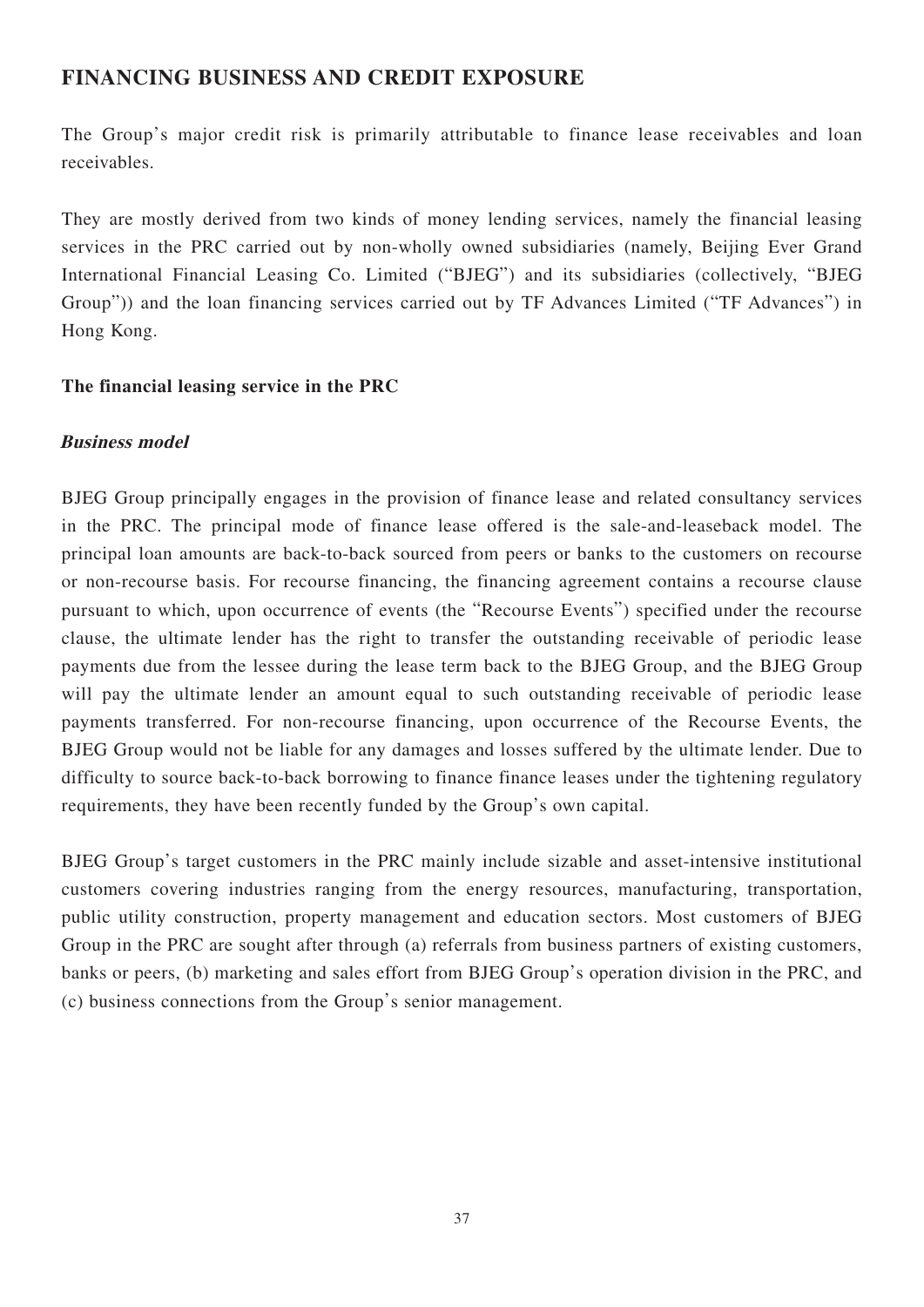## FINANCING BUSINESS AND CREDIT EXPOSURE

The Group's major credit risk is primarily attributable to finance lease receivables and loan receivables.

They are mostly derived from two kinds of money lending services, namely the financial leasing services in the PRC carried out by non-wholly owned subsidiaries (namely, Beijing Ever Grand International Financial Leasing Co. Limited ("BJEG") and its subsidiaries (collectively, "BJEG Group")) and the loan financing services carried out by TF Advances Limited ("TF Advances") in Hong Kong.

### The financial leasing service in the PRC

#### *Business model*

BJEG Group principally engages in the provision of finance lease and related consultancy services in the PRC. The principal mode of finance lease offered is the sale-and-leaseback model. The principal loan amounts are back-to-back sourced from peers or banks to the customers on recourse or non-recourse basis. For recourse financing, the financing agreement contains a recourse clause pursuant to which, upon occurrence of events (the "Recourse Events") specified under the recourse clause, the ultimate lender has the right to transfer the outstanding receivable of periodic lease payments due from the lessee during the lease term back to the BJEG Group, and the BJEG Group will pay the ultimate lender an amount equal to such outstanding receivable of periodic lease payments transferred. For non-recourse financing, upon occurrence of the Recourse Events, the BJEG Group would not be liable for any damages and losses suffered by the ultimate lender. Due to difficulty to source back-to-back borrowing to finance finance leases under the tightening regulatory requirements, they have been recently funded by the Group's own capital.

BJEG Group's target customers in the PRC mainly include sizable and asset-intensive institutional customers covering industries ranging from the energy resources, manufacturing, transportation, public utility construction, property management and education sectors. Most customers of BJEG Group in the PRC are sought after through (a) referrals from business partners of existing customers, banks or peers, (b) marketing and sales effort from BJEG Group's operation division in the PRC, and (c) business connections from the Group's senior management.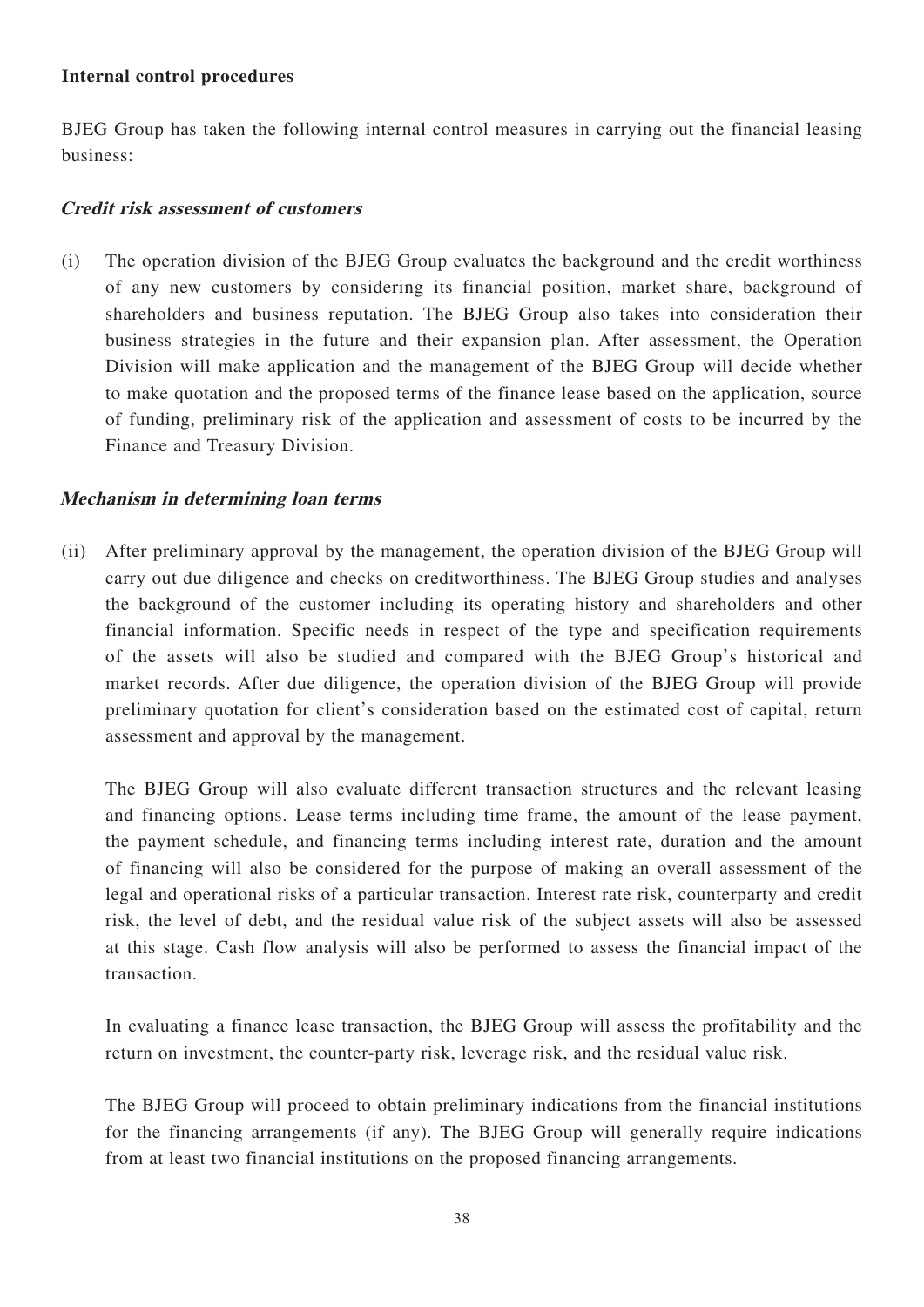**Internal control procedures**

BJEG Group has taken the following internal control measures in carrying out the financial leasing business:

***Credit risk assessment of customers***

(i) The operation division of the BJEG Group evaluates the background and the credit worthiness of any new customers by considering its financial position, market share, background of shareholders and business reputation. The BJEG Group also takes into consideration their business strategies in the future and their expansion plan. After assessment, the Operation Division will make application and the management of the BJEG Group will decide whether to make quotation and the proposed terms of the finance lease based on the application, source of funding, preliminary risk of the application and assessment of costs to be incurred by the Finance and Treasury Division.

***Mechanism in determining loan terms***

(ii) After preliminary approval by the management, the operation division of the BJEG Group will carry out due diligence and checks on creditworthiness. The BJEG Group studies and analyses the background of the customer including its operating history and shareholders and other financial information. Specific needs in respect of the type and specification requirements of the assets will also be studied and compared with the BJEG Group's historical and market records. After due diligence, the operation division of the BJEG Group will provide preliminary quotation for client's consideration based on the estimated cost of capital, return assessment and approval by the management.

The BJEG Group will also evaluate different transaction structures and the relevant leasing and financing options. Lease terms including time frame, the amount of the lease payment, the payment schedule, and financing terms including interest rate, duration and the amount of financing will also be considered for the purpose of making an overall assessment of the legal and operational risks of a particular transaction. Interest rate risk, counterparty and credit risk, the level of debt, and the residual value risk of the subject assets will also be assessed at this stage. Cash flow analysis will also be performed to assess the financial impact of the transaction.

In evaluating a finance lease transaction, the BJEG Group will assess the profitability and the return on investment, the counter-party risk, leverage risk, and the residual value risk.

The BJEG Group will proceed to obtain preliminary indications from the financial institutions for the financing arrangements (if any). The BJEG Group will generally require indications from at least two financial institutions on the proposed financing arrangements.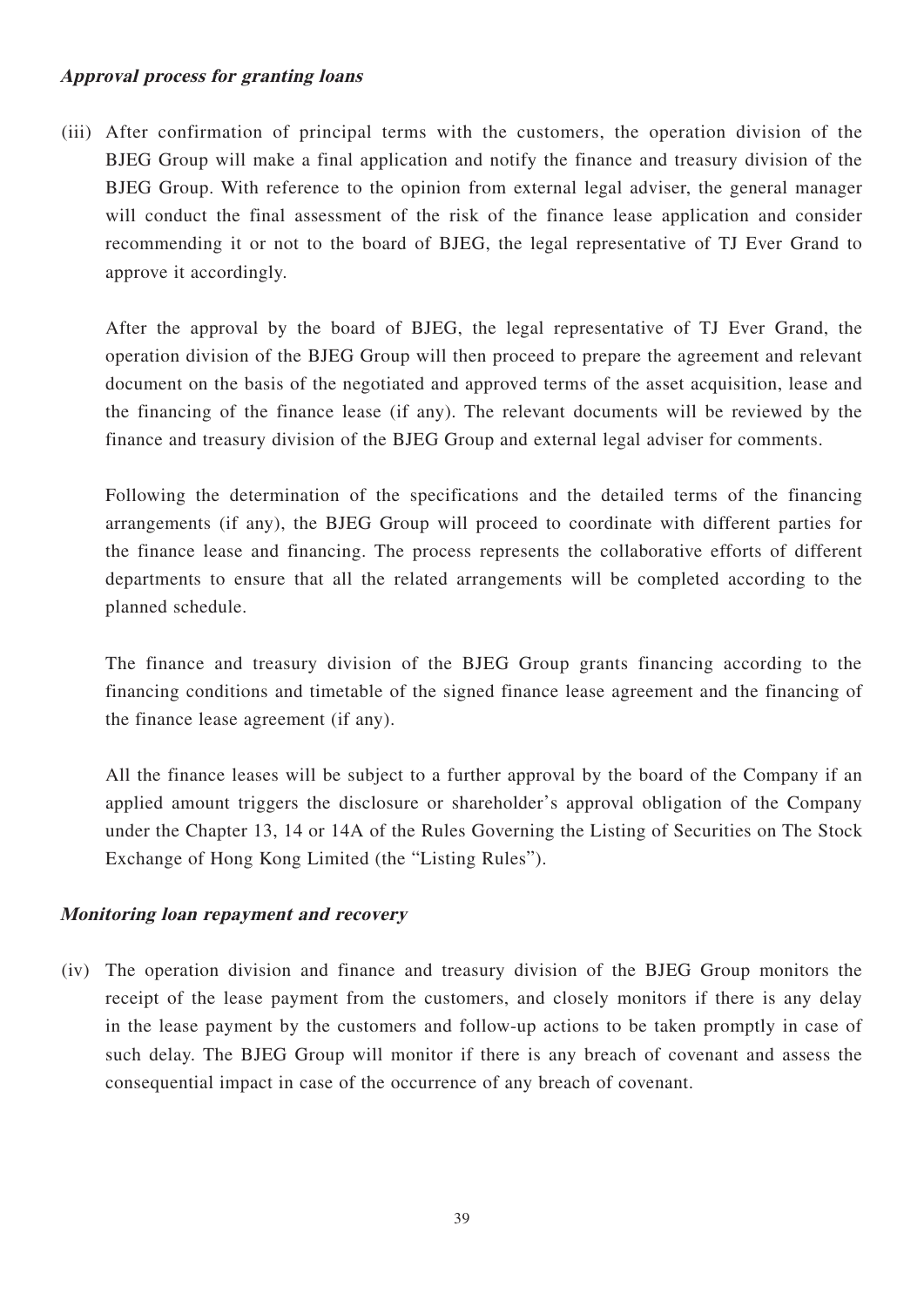***Approval process for granting loans***

(iii) After confirmation of principal terms with the customers, the operation division of the BJEG Group will make a final application and notify the finance and treasury division of the BJEG Group. With reference to the opinion from external legal adviser, the general manager will conduct the final assessment of the risk of the finance lease application and consider recommending it or not to the board of BJEG, the legal representative of TJ Ever Grand to approve it accordingly.

After the approval by the board of BJEG, the legal representative of TJ Ever Grand, the operation division of the BJEG Group will then proceed to prepare the agreement and relevant document on the basis of the negotiated and approved terms of the asset acquisition, lease and the financing of the finance lease (if any). The relevant documents will be reviewed by the finance and treasury division of the BJEG Group and external legal adviser for comments.

Following the determination of the specifications and the detailed terms of the financing arrangements (if any), the BJEG Group will proceed to coordinate with different parties for the finance lease and financing. The process represents the collaborative efforts of different departments to ensure that all the related arrangements will be completed according to the planned schedule.

The finance and treasury division of the BJEG Group grants financing according to the financing conditions and timetable of the signed finance lease agreement and the financing of the finance lease agreement (if any).

All the finance leases will be subject to a further approval by the board of the Company if an applied amount triggers the disclosure or shareholder's approval obligation of the Company under the Chapter 13, 14 or 14A of the Rules Governing the Listing of Securities on The Stock Exchange of Hong Kong Limited (the "Listing Rules").

***Monitoring loan repayment and recovery***

(iv) The operation division and finance and treasury division of the BJEG Group monitors the receipt of the lease payment from the customers, and closely monitors if there is any delay in the lease payment by the customers and follow-up actions to be taken promptly in case of such delay. The BJEG Group will monitor if there is any breach of covenant and assess the consequential impact in case of the occurrence of any breach of covenant.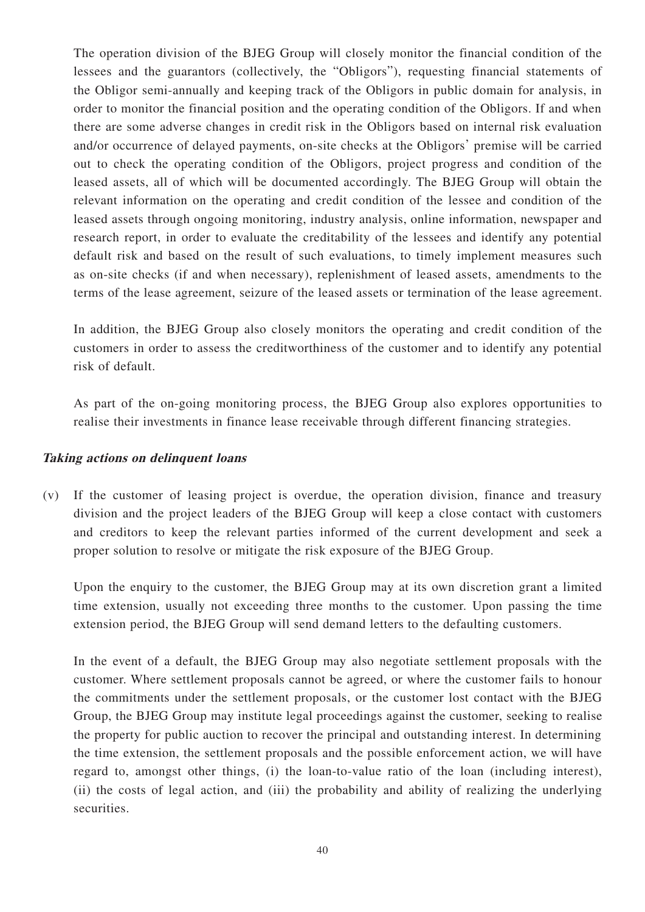The operation division of the BJEG Group will closely monitor the financial condition of the lessees and the guarantors (collectively, the "Obligors"), requesting financial statements of the Obligor semi-annually and keeping track of the Obligors in public domain for analysis, in order to monitor the financial position and the operating condition of the Obligors. If and when there are some adverse changes in credit risk in the Obligors based on internal risk evaluation and/or occurrence of delayed payments, on-site checks at the Obligors' premise will be carried out to check the operating condition of the Obligors, project progress and condition of the leased assets, all of which will be documented accordingly. The BJEG Group will obtain the relevant information on the operating and credit condition of the lessee and condition of the leased assets through ongoing monitoring, industry analysis, online information, newspaper and research report, in order to evaluate the creditability of the lessees and identify any potential default risk and based on the result of such evaluations, to timely implement measures such as on-site checks (if and when necessary), replenishment of leased assets, amendments to the terms of the lease agreement, seizure of the leased assets or termination of the lease agreement.

In addition, the BJEG Group also closely monitors the operating and credit condition of the customers in order to assess the creditworthiness of the customer and to identify any potential risk of default.

As part of the on-going monitoring process, the BJEG Group also explores opportunities to realise their investments in finance lease receivable through different financing strategies.

***Taking actions on delinquent loans***

(v) If the customer of leasing project is overdue, the operation division, finance and treasury division and the project leaders of the BJEG Group will keep a close contact with customers and creditors to keep the relevant parties informed of the current development and seek a proper solution to resolve or mitigate the risk exposure of the BJEG Group.

Upon the enquiry to the customer, the BJEG Group may at its own discretion grant a limited time extension, usually not exceeding three months to the customer. Upon passing the time extension period, the BJEG Group will send demand letters to the defaulting customers.

In the event of a default, the BJEG Group may also negotiate settlement proposals with the customer. Where settlement proposals cannot be agreed, or where the customer fails to honour the commitments under the settlement proposals, or the customer lost contact with the BJEG Group, the BJEG Group may institute legal proceedings against the customer, seeking to realise the property for public auction to recover the principal and outstanding interest. In determining the time extension, the settlement proposals and the possible enforcement action, we will have regard to, amongst other things, (i) the loan-to-value ratio of the loan (including interest), (ii) the costs of legal action, and (iii) the probability and ability of realizing the underlying securities.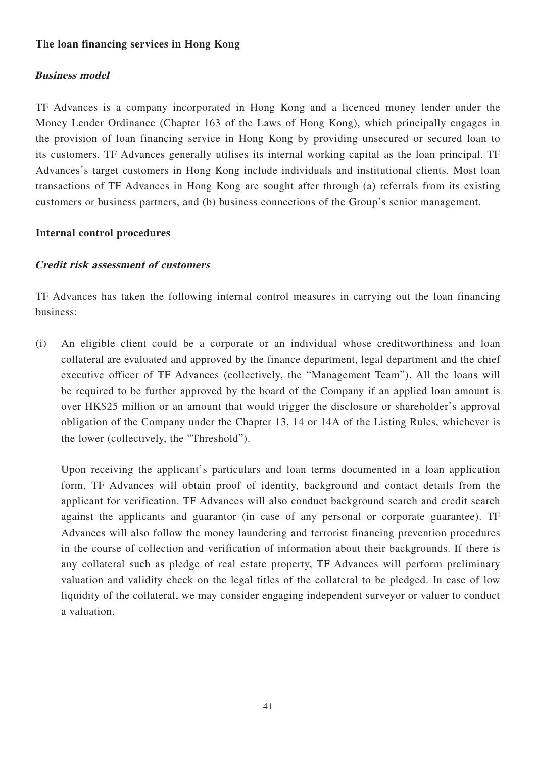**The loan financing services in Hong Kong**

***Business model***

TF Advances is a company incorporated in Hong Kong and a licenced money lender under the Money Lender Ordinance (Chapter 163 of the Laws of Hong Kong), which principally engages in the provision of loan financing service in Hong Kong by providing unsecured or secured loan to its customers. TF Advances generally utilises its internal working capital as the loan principal. TF Advances's target customers in Hong Kong include individuals and institutional clients. Most loan transactions of TF Advances in Hong Kong are sought after through (a) referrals from its existing customers or business partners, and (b) business connections of the Group's senior management.

**Internal control procedures**

***Credit risk assessment of customers***

TF Advances has taken the following internal control measures in carrying out the loan financing business:

(i) An eligible client could be a corporate or an individual whose creditworthiness and loan collateral are evaluated and approved by the finance department, legal department and the chief executive officer of TF Advances (collectively, the "Management Team"). All the loans will be required to be further approved by the board of the Company if an applied loan amount is over HK$25 million or an amount that would trigger the disclosure or shareholder's approval obligation of the Company under the Chapter 13, 14 or 14A of the Listing Rules, whichever is the lower (collectively, the "Threshold").

   Upon receiving the applicant's particulars and loan terms documented in a loan application form, TF Advances will obtain proof of identity, background and contact details from the applicant for verification. TF Advances will also conduct background search and credit search against the applicants and guarantor (in case of any personal or corporate guarantee). TF Advances will also follow the money laundering and terrorist financing prevention procedures in the course of collection and verification of information about their backgrounds. If there is any collateral such as pledge of real estate property, TF Advances will perform preliminary valuation and validity check on the legal titles of the collateral to be pledged. In case of low liquidity of the collateral, we may consider engaging independent surveyor or valuer to conduct a valuation.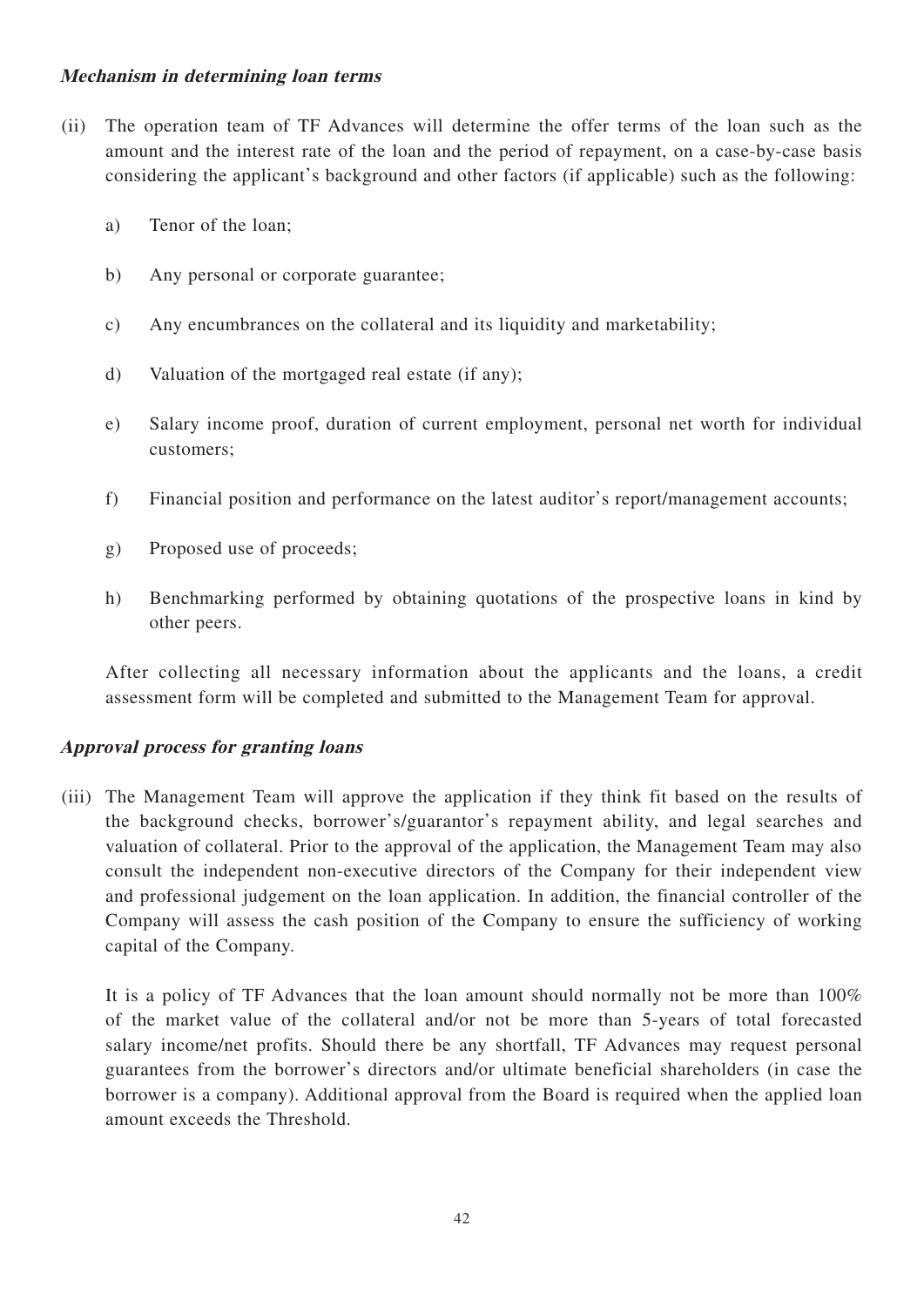***Mechanism in determining loan terms***

(ii) The operation team of TF Advances will determine the offer terms of the loan such as the amount and the interest rate of the loan and the period of repayment, on a case-by-case basis considering the applicant's background and other factors (if applicable) such as the following:

  a) Tenor of the loan;

  b) Any personal or corporate guarantee;

  c) Any encumbrances on the collateral and its liquidity and marketability;

  d) Valuation of the mortgaged real estate (if any);

  e) Salary income proof, duration of current employment, personal net worth for individual customers;

  f) Financial position and performance on the latest auditor's report/management accounts;

  g) Proposed use of proceeds;

  h) Benchmarking performed by obtaining quotations of the prospective loans in kind by other peers.

  After collecting all necessary information about the applicants and the loans, a credit assessment form will be completed and submitted to the Management Team for approval.

***Approval process for granting loans***

(iii) The Management Team will approve the application if they think fit based on the results of the background checks, borrower's/guarantor's repayment ability, and legal searches and valuation of collateral. Prior to the approval of the application, the Management Team may also consult the independent non-executive directors of the Company for their independent view and professional judgement on the loan application. In addition, the financial controller of the Company will assess the cash position of the Company to ensure the sufficiency of working capital of the Company.

  It is a policy of TF Advances that the loan amount should normally not be more than 100% of the market value of the collateral and/or not be more than 5-years of total forecasted salary income/net profits. Should there be any shortfall, TF Advances may request personal guarantees from the borrower's directors and/or ultimate beneficial shareholders (in case the borrower is a company). Additional approval from the Board is required when the applied loan amount exceeds the Threshold.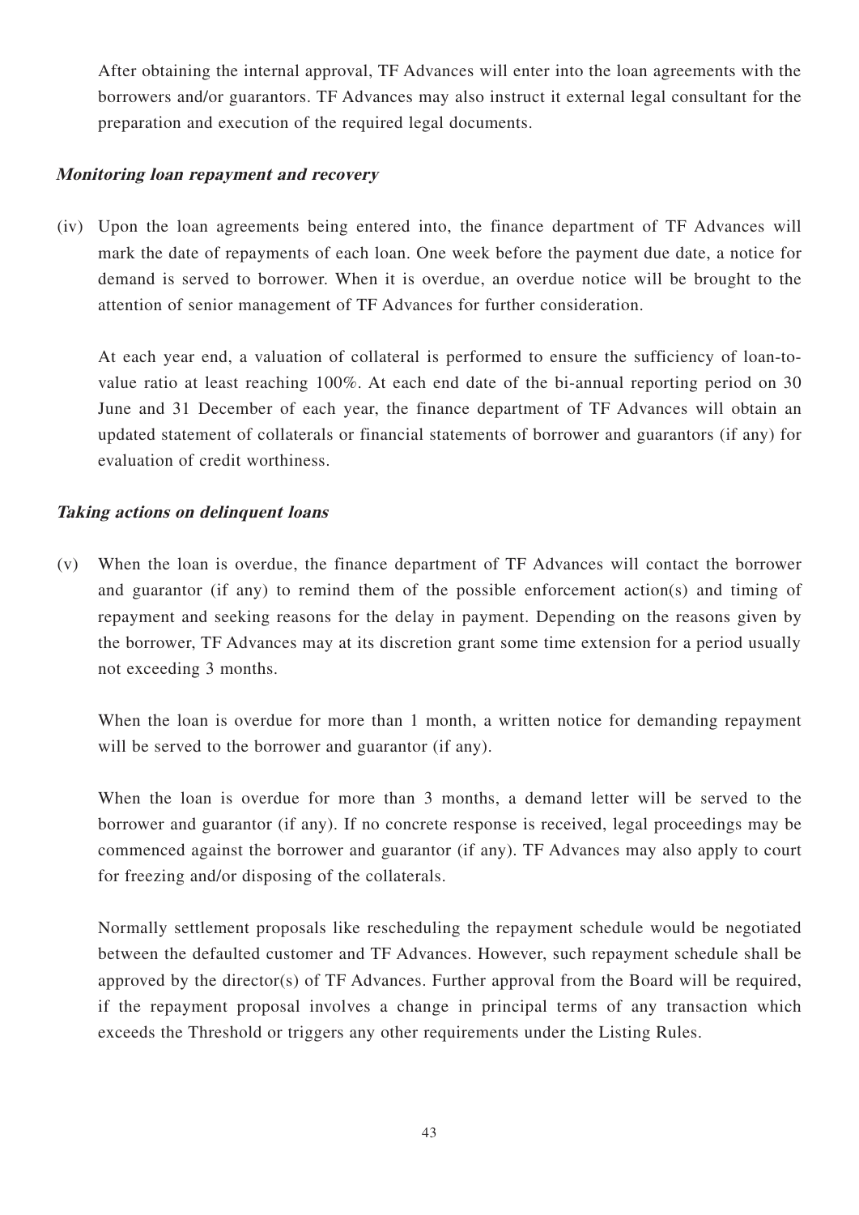After obtaining the internal approval, TF Advances will enter into the loan agreements with the borrowers and/or guarantors. TF Advances may also instruct it external legal consultant for the preparation and execution of the required legal documents.

***Monitoring loan repayment and recovery***

(iv) Upon the loan agreements being entered into, the finance department of TF Advances will mark the date of repayments of each loan. One week before the payment due date, a notice for demand is served to borrower. When it is overdue, an overdue notice will be brought to the attention of senior management of TF Advances for further consideration.

At each year end, a valuation of collateral is performed to ensure the sufficiency of loan-to-value ratio at least reaching 100%. At each end date of the bi-annual reporting period on 30 June and 31 December of each year, the finance department of TF Advances will obtain an updated statement of collaterals or financial statements of borrower and guarantors (if any) for evaluation of credit worthiness.

***Taking actions on delinquent loans***

(v) When the loan is overdue, the finance department of TF Advances will contact the borrower and guarantor (if any) to remind them of the possible enforcement action(s) and timing of repayment and seeking reasons for the delay in payment. Depending on the reasons given by the borrower, TF Advances may at its discretion grant some time extension for a period usually not exceeding 3 months.

When the loan is overdue for more than 1 month, a written notice for demanding repayment will be served to the borrower and guarantor (if any).

When the loan is overdue for more than 3 months, a demand letter will be served to the borrower and guarantor (if any). If no concrete response is received, legal proceedings may be commenced against the borrower and guarantor (if any). TF Advances may also apply to court for freezing and/or disposing of the collaterals.

Normally settlement proposals like rescheduling the repayment schedule would be negotiated between the defaulted customer and TF Advances. However, such repayment schedule shall be approved by the director(s) of TF Advances. Further approval from the Board will be required, if the repayment proposal involves a change in principal terms of any transaction which exceeds the Threshold or triggers any other requirements under the Listing Rules.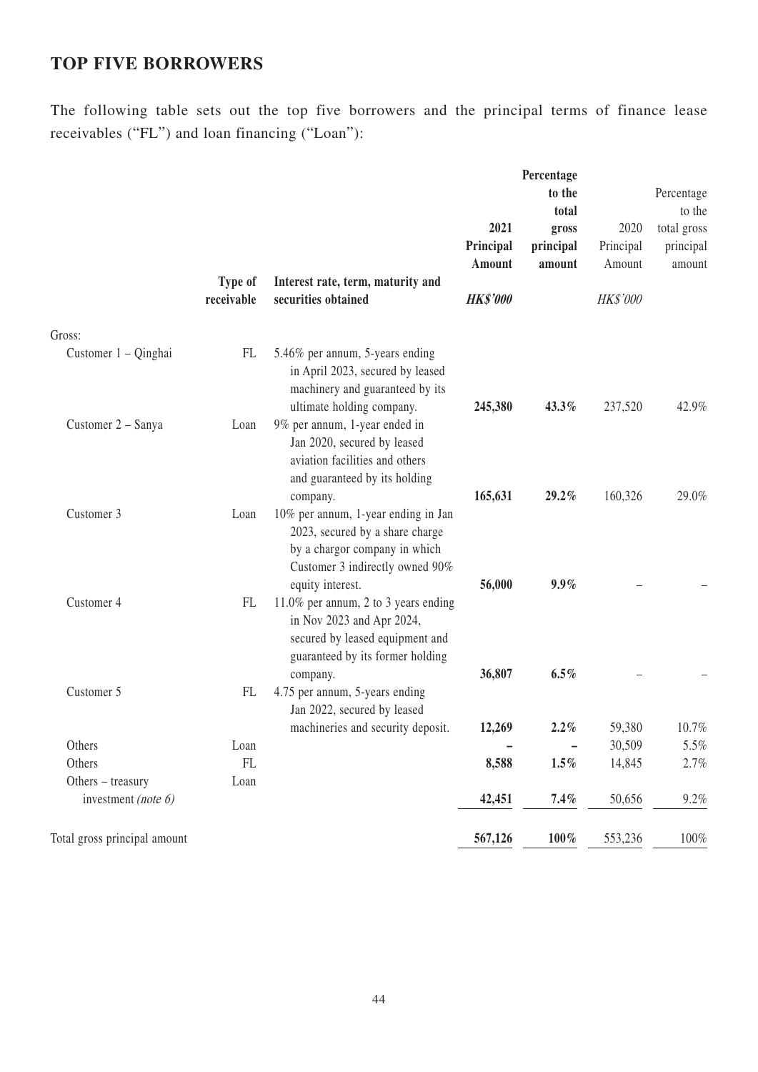## TOP FIVE BORROWERS

The following table sets out the top five borrowers and the principal terms of finance lease receivables ("FL") and loan financing ("Loan"):

| | Type of receivable | Interest rate, term, maturity and securities obtained | 2021 Principal Amount | Percentage to the total gross principal amount | 2020 Principal Amount | Percentage to the total gross principal amount |
|---|---|---|---|---|---|---|
| | | | ***HK$'000*** | | *HK$'000* | |
| Gross: | | | | | | |
| Customer 1 – Qinghai | FL | 5.46% per annum, 5-years ending in April 2023, secured by leased machinery and guaranteed by its ultimate holding company. | **245,380** | **43.3%** | 237,520 | 42.9% |
| Customer 2 – Sanya | Loan | 9% per annum, 1-year ended in Jan 2020, secured by leased aviation facilities and others and guaranteed by its holding company. | **165,631** | **29.2%** | 160,326 | 29.0% |
| Customer 3 | Loan | 10% per annum, 1-year ending in Jan 2023, secured by a share charge by a chargor company in which Customer 3 indirectly owned 90% equity interest. | **56,000** | **9.9%** | – | – |
| Customer 4 | FL | 11.0% per annum, 2 to 3 years ending in Nov 2023 and Apr 2024, secured by leased equipment and guaranteed by its former holding company. | **36,807** | **6.5%** | – | – |
| Customer 5 | FL | 4.75 per annum, 5-years ending Jan 2022, secured by leased machineries and security deposit. | **12,269** | **2.2%** | 59,380 | 10.7% |
| Others | Loan | | **–** | **–** | 30,509 | 5.5% |
| Others | FL | | **8,588** | **1.5%** | 14,845 | 2.7% |
| Others – treasury investment *(note 6)* | Loan | | **42,451** | **7.4%** | 50,656 | 9.2% |
| Total gross principal amount | | | **567,126** | **100%** | 553,236 | 100% |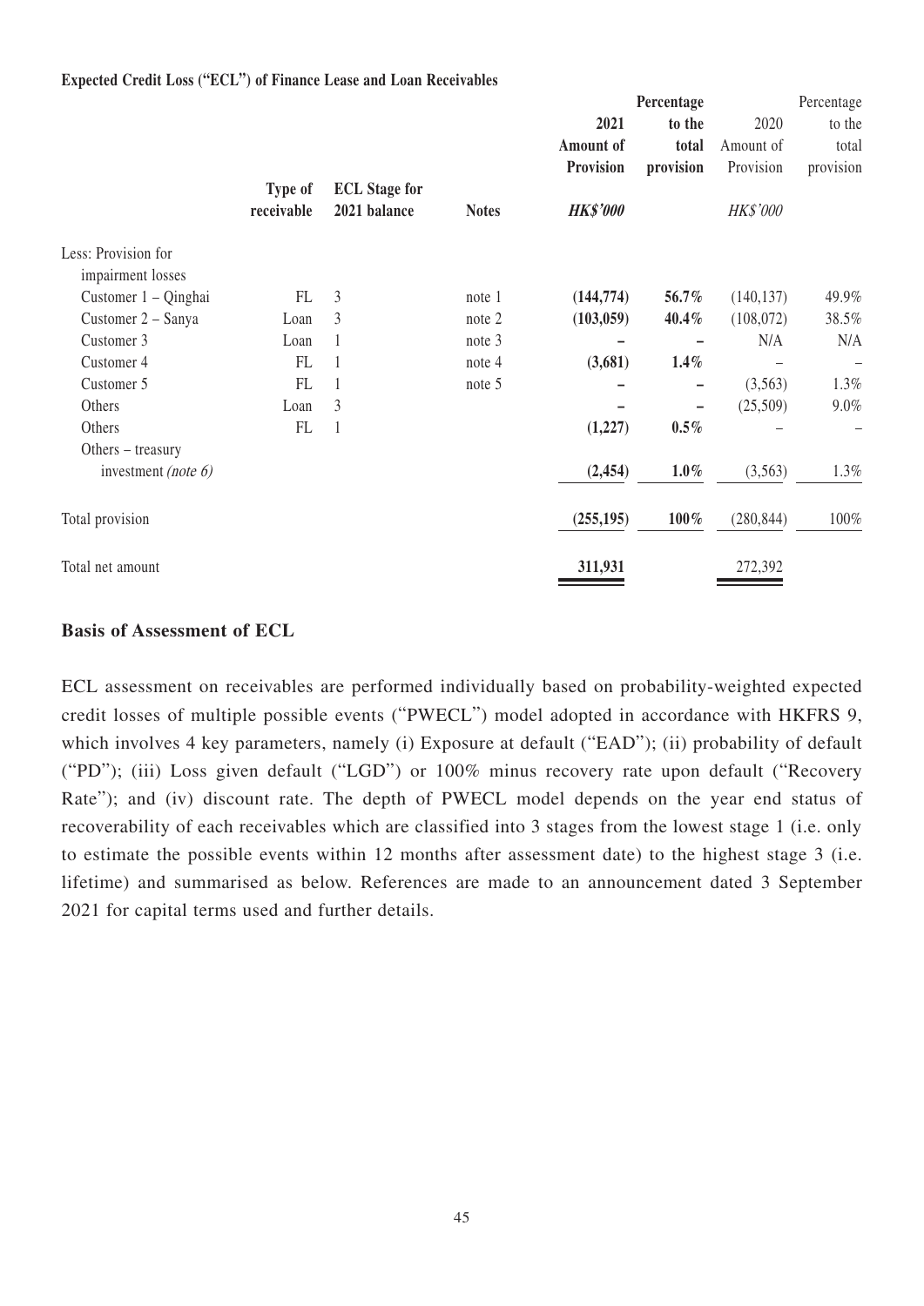**Expected Credit Loss ("ECL") of Finance Lease and Loan Receivables**

| | Type of receivable | ECL Stage for 2021 balance | Notes | 2021 Amount of Provision | Percentage to the total provision | 2020 Amount of Provision | Percentage to the total provision |
|---|---|---|---|---|---|---|---|
| | | | | **HK$'000** | | HK$'000 | |
| Less: Provision for impairment losses | | | | | | | |
| Customer 1 – Qinghai | FL | 3 | note 1 | **(144,774)** | **56.7%** | (140,137) | 49.9% |
| Customer 2 – Sanya | Loan | 3 | note 2 | **(103,059)** | **40.4%** | (108,072) | 38.5% |
| Customer 3 | Loan | 1 | note 3 | **–** | **–** | N/A | N/A |
| Customer 4 | FL | 1 | note 4 | **(3,681)** | **1.4%** | – | – |
| Customer 5 | FL | 1 | note 5 | **–** | **–** | (3,563) | 1.3% |
| Others | Loan | 3 | | **–** | **–** | (25,509) | 9.0% |
| Others | FL | 1 | | **(1,227)** | **0.5%** | – | – |
| Others – treasury investment *(note 6)* | | | | **(2,454)** | **1.0%** | (3,563) | 1.3% |
| Total provision | | | | **(255,195)** | **100%** | (280,844) | 100% |
| Total net amount | | | | **311,931** | | 272,392 | |

## Basis of Assessment of ECL

ECL assessment on receivables are performed individually based on probability-weighted expected credit losses of multiple possible events ("PWECL") model adopted in accordance with HKFRS 9, which involves 4 key parameters, namely (i) Exposure at default ("EAD"); (ii) probability of default ("PD"); (iii) Loss given default ("LGD") or 100% minus recovery rate upon default ("Recovery Rate"); and (iv) discount rate. The depth of PWECL model depends on the year end status of recoverability of each receivables which are classified into 3 stages from the lowest stage 1 (i.e. only to estimate the possible events within 12 months after assessment date) to the highest stage 3 (i.e. lifetime) and summarised as below. References are made to an announcement dated 3 September 2021 for capital terms used and further details.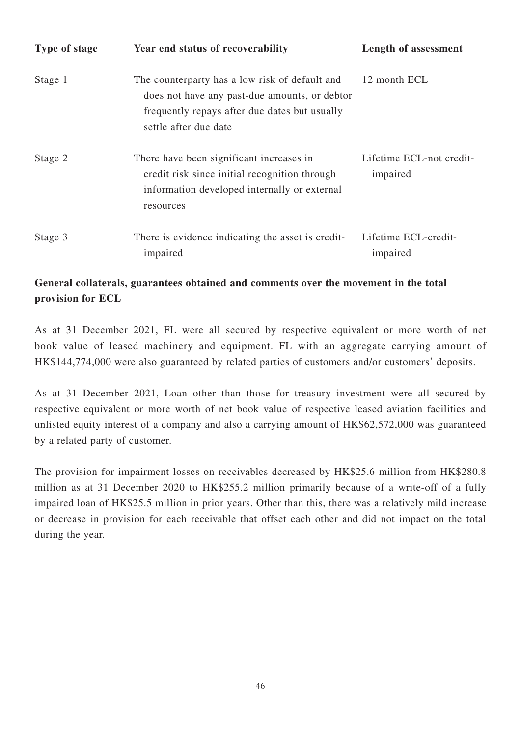| Type of stage | Year end status of recoverability | Length of assessment |
|---|---|---|
| Stage 1 | The counterparty has a low risk of default and does not have any past-due amounts, or debtor frequently repays after due dates but usually settle after due date | 12 month ECL |
| Stage 2 | There have been significant increases in credit risk since initial recognition through information developed internally or external resources | Lifetime ECL-not credit-impaired |
| Stage 3 | There is evidence indicating the asset is credit-impaired | Lifetime ECL-credit-impaired |

**General collaterals, guarantees obtained and comments over the movement in the total provision for ECL**

As at 31 December 2021, FL were all secured by respective equivalent or more worth of net book value of leased machinery and equipment. FL with an aggregate carrying amount of HK$144,774,000 were also guaranteed by related parties of customers and/or customers' deposits.

As at 31 December 2021, Loan other than those for treasury investment were all secured by respective equivalent or more worth of net book value of respective leased aviation facilities and unlisted equity interest of a company and also a carrying amount of HK$62,572,000 was guaranteed by a related party of customer.

The provision for impairment losses on receivables decreased by HK$25.6 million from HK$280.8 million as at 31 December 2020 to HK$255.2 million primarily because of a write-off of a fully impaired loan of HK$25.5 million in prior years. Other than this, there was a relatively mild increase or decrease in provision for each receivable that offset each other and did not impact on the total during the year.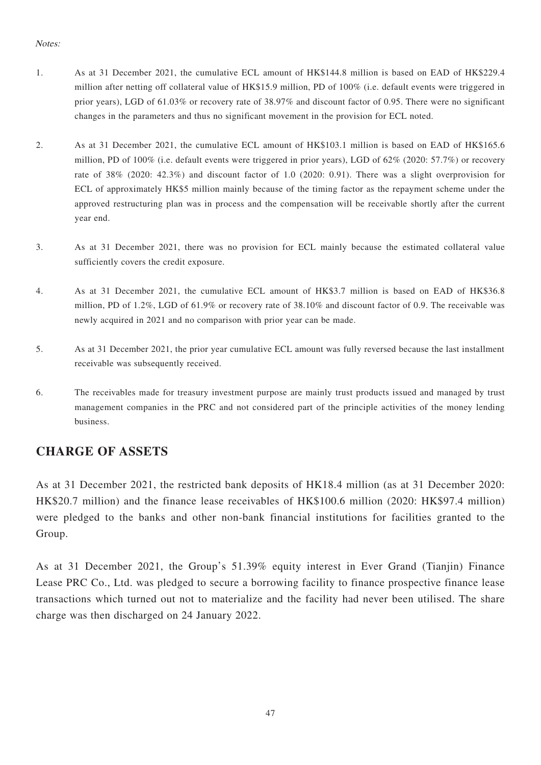*Notes:*

1. As at 31 December 2021, the cumulative ECL amount of HK$144.8 million is based on EAD of HK$229.4 million after netting off collateral value of HK$15.9 million, PD of 100% (i.e. default events were triggered in prior years), LGD of 61.03% or recovery rate of 38.97% and discount factor of 0.95. There were no significant changes in the parameters and thus no significant movement in the provision for ECL noted.

2. As at 31 December 2021, the cumulative ECL amount of HK$103.1 million is based on EAD of HK$165.6 million, PD of 100% (i.e. default events were triggered in prior years), LGD of 62% (2020: 57.7%) or recovery rate of 38% (2020: 42.3%) and discount factor of 1.0 (2020: 0.91). There was a slight overprovision for ECL of approximately HK$5 million mainly because of the timing factor as the repayment scheme under the approved restructuring plan was in process and the compensation will be receivable shortly after the current year end.

3. As at 31 December 2021, there was no provision for ECL mainly because the estimated collateral value sufficiently covers the credit exposure.

4. As at 31 December 2021, the cumulative ECL amount of HK$3.7 million is based on EAD of HK$36.8 million, PD of 1.2%, LGD of 61.9% or recovery rate of 38.10% and discount factor of 0.9. The receivable was newly acquired in 2021 and no comparison with prior year can be made.

5. As at 31 December 2021, the prior year cumulative ECL amount was fully reversed because the last installment receivable was subsequently received.

6. The receivables made for treasury investment purpose are mainly trust products issued and managed by trust management companies in the PRC and not considered part of the principle activities of the money lending business.

## CHARGE OF ASSETS

As at 31 December 2021, the restricted bank deposits of HK18.4 million (as at 31 December 2020: HK$20.7 million) and the finance lease receivables of HK$100.6 million (2020: HK$97.4 million) were pledged to the banks and other non-bank financial institutions for facilities granted to the Group.

As at 31 December 2021, the Group's 51.39% equity interest in Ever Grand (Tianjin) Finance Lease PRC Co., Ltd. was pledged to secure a borrowing facility to finance prospective finance lease transactions which turned out not to materialize and the facility had never been utilised. The share charge was then discharged on 24 January 2022.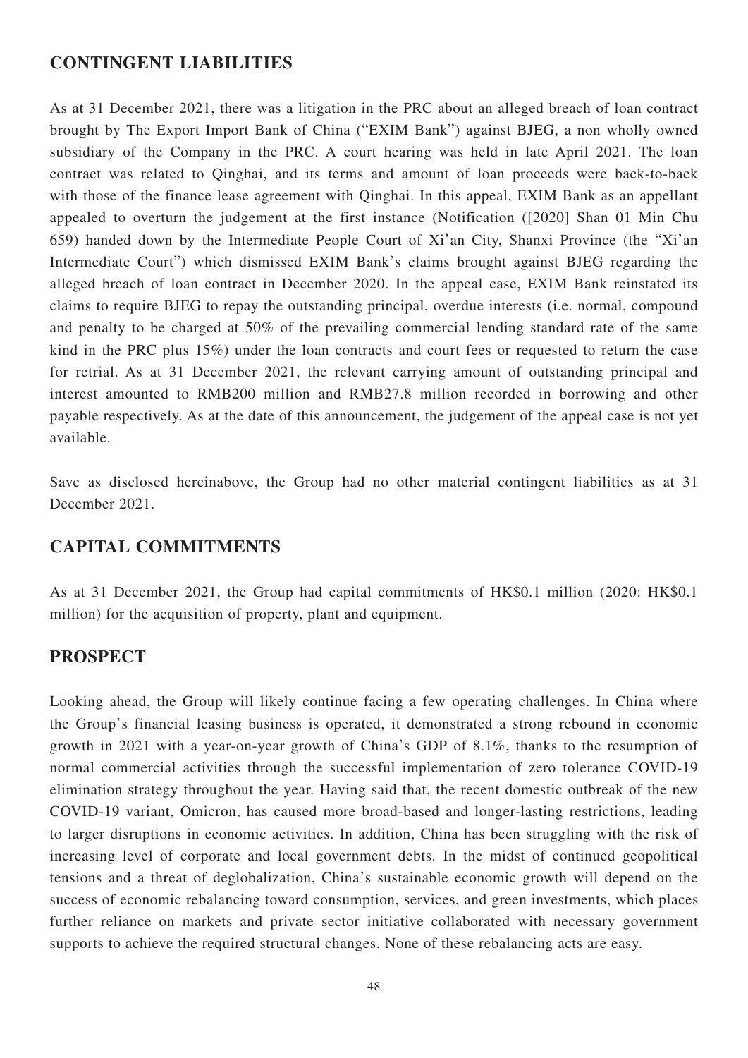## CONTINGENT LIABILITIES

As at 31 December 2021, there was a litigation in the PRC about an alleged breach of loan contract brought by The Export Import Bank of China ("EXIM Bank") against BJEG, a non wholly owned subsidiary of the Company in the PRC. A court hearing was held in late April 2021. The loan contract was related to Qinghai, and its terms and amount of loan proceeds were back-to-back with those of the finance lease agreement with Qinghai. In this appeal, EXIM Bank as an appellant appealed to overturn the judgement at the first instance (Notification ([2020] Shan 01 Min Chu 659) handed down by the Intermediate People Court of Xi'an City, Shanxi Province (the "Xi'an Intermediate Court") which dismissed EXIM Bank's claims brought against BJEG regarding the alleged breach of loan contract in December 2020. In the appeal case, EXIM Bank reinstated its claims to require BJEG to repay the outstanding principal, overdue interests (i.e. normal, compound and penalty to be charged at 50% of the prevailing commercial lending standard rate of the same kind in the PRC plus 15%) under the loan contracts and court fees or requested to return the case for retrial. As at 31 December 2021, the relevant carrying amount of outstanding principal and interest amounted to RMB200 million and RMB27.8 million recorded in borrowing and other payable respectively. As at the date of this announcement, the judgement of the appeal case is not yet available.

Save as disclosed hereinabove, the Group had no other material contingent liabilities as at 31 December 2021.

## CAPITAL COMMITMENTS

As at 31 December 2021, the Group had capital commitments of HK$0.1 million (2020: HK$0.1 million) for the acquisition of property, plant and equipment.

## PROSPECT

Looking ahead, the Group will likely continue facing a few operating challenges. In China where the Group's financial leasing business is operated, it demonstrated a strong rebound in economic growth in 2021 with a year-on-year growth of China's GDP of 8.1%, thanks to the resumption of normal commercial activities through the successful implementation of zero tolerance COVID-19 elimination strategy throughout the year. Having said that, the recent domestic outbreak of the new COVID-19 variant, Omicron, has caused more broad-based and longer-lasting restrictions, leading to larger disruptions in economic activities. In addition, China has been struggling with the risk of increasing level of corporate and local government debts. In the midst of continued geopolitical tensions and a threat of deglobalization, China's sustainable economic growth will depend on the success of economic rebalancing toward consumption, services, and green investments, which places further reliance on markets and private sector initiative collaborated with necessary government supports to achieve the required structural changes. None of these rebalancing acts are easy.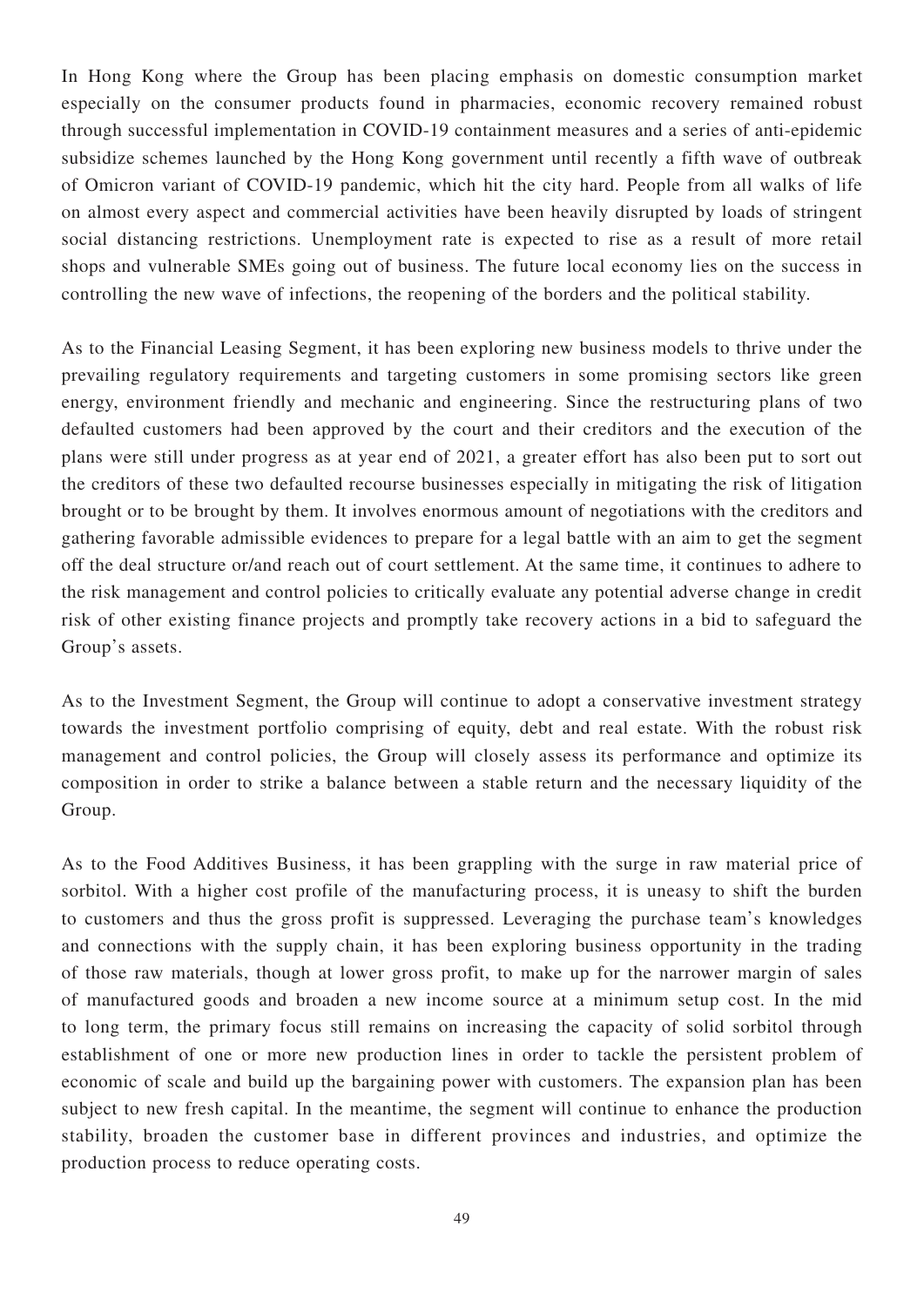In Hong Kong where the Group has been placing emphasis on domestic consumption market especially on the consumer products found in pharmacies, economic recovery remained robust through successful implementation in COVID-19 containment measures and a series of anti-epidemic subsidize schemes launched by the Hong Kong government until recently a fifth wave of outbreak of Omicron variant of COVID-19 pandemic, which hit the city hard. People from all walks of life on almost every aspect and commercial activities have been heavily disrupted by loads of stringent social distancing restrictions. Unemployment rate is expected to rise as a result of more retail shops and vulnerable SMEs going out of business. The future local economy lies on the success in controlling the new wave of infections, the reopening of the borders and the political stability.

As to the Financial Leasing Segment, it has been exploring new business models to thrive under the prevailing regulatory requirements and targeting customers in some promising sectors like green energy, environment friendly and mechanic and engineering. Since the restructuring plans of two defaulted customers had been approved by the court and their creditors and the execution of the plans were still under progress as at year end of 2021, a greater effort has also been put to sort out the creditors of these two defaulted recourse businesses especially in mitigating the risk of litigation brought or to be brought by them. It involves enormous amount of negotiations with the creditors and gathering favorable admissible evidences to prepare for a legal battle with an aim to get the segment off the deal structure or/and reach out of court settlement. At the same time, it continues to adhere to the risk management and control policies to critically evaluate any potential adverse change in credit risk of other existing finance projects and promptly take recovery actions in a bid to safeguard the Group's assets.

As to the Investment Segment, the Group will continue to adopt a conservative investment strategy towards the investment portfolio comprising of equity, debt and real estate. With the robust risk management and control policies, the Group will closely assess its performance and optimize its composition in order to strike a balance between a stable return and the necessary liquidity of the Group.

As to the Food Additives Business, it has been grappling with the surge in raw material price of sorbitol. With a higher cost profile of the manufacturing process, it is uneasy to shift the burden to customers and thus the gross profit is suppressed. Leveraging the purchase team's knowledges and connections with the supply chain, it has been exploring business opportunity in the trading of those raw materials, though at lower gross profit, to make up for the narrower margin of sales of manufactured goods and broaden a new income source at a minimum setup cost. In the mid to long term, the primary focus still remains on increasing the capacity of solid sorbitol through establishment of one or more new production lines in order to tackle the persistent problem of economic of scale and build up the bargaining power with customers. The expansion plan has been subject to new fresh capital. In the meantime, the segment will continue to enhance the production stability, broaden the customer base in different provinces and industries, and optimize the production process to reduce operating costs.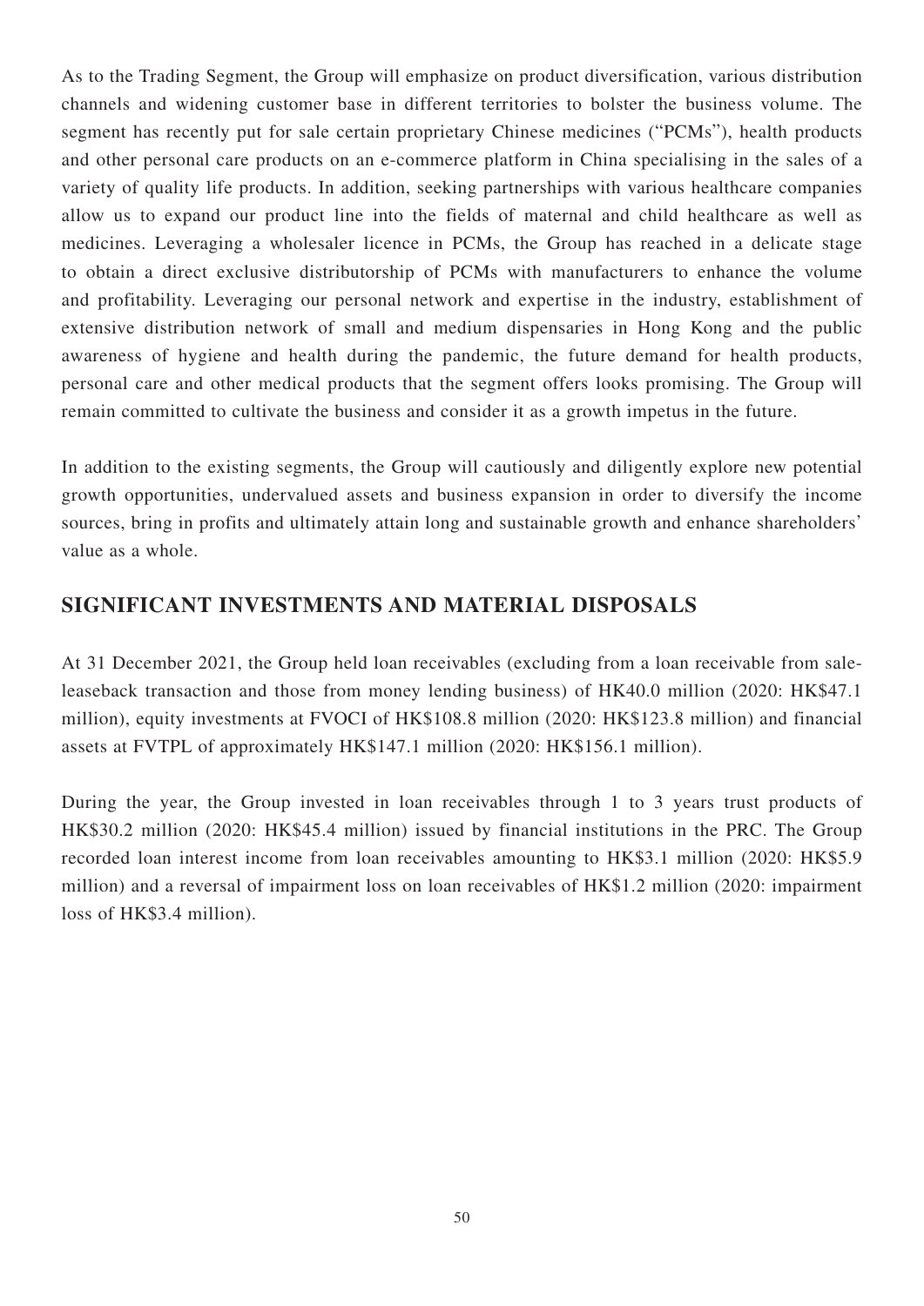As to the Trading Segment, the Group will emphasize on product diversification, various distribution channels and widening customer base in different territories to bolster the business volume. The segment has recently put for sale certain proprietary Chinese medicines ("PCMs"), health products and other personal care products on an e-commerce platform in China specialising in the sales of a variety of quality life products. In addition, seeking partnerships with various healthcare companies allow us to expand our product line into the fields of maternal and child healthcare as well as medicines. Leveraging a wholesaler licence in PCMs, the Group has reached in a delicate stage to obtain a direct exclusive distributorship of PCMs with manufacturers to enhance the volume and profitability. Leveraging our personal network and expertise in the industry, establishment of extensive distribution network of small and medium dispensaries in Hong Kong and the public awareness of hygiene and health during the pandemic, the future demand for health products, personal care and other medical products that the segment offers looks promising. The Group will remain committed to cultivate the business and consider it as a growth impetus in the future.

In addition to the existing segments, the Group will cautiously and diligently explore new potential growth opportunities, undervalued assets and business expansion in order to diversify the income sources, bring in profits and ultimately attain long and sustainable growth and enhance shareholders' value as a whole.

## SIGNIFICANT INVESTMENTS AND MATERIAL DISPOSALS

At 31 December 2021, the Group held loan receivables (excluding from a loan receivable from sale-leaseback transaction and those from money lending business) of HK40.0 million (2020: HK$47.1 million), equity investments at FVOCI of HK$108.8 million (2020: HK$123.8 million) and financial assets at FVTPL of approximately HK$147.1 million (2020: HK$156.1 million).

During the year, the Group invested in loan receivables through 1 to 3 years trust products of HK$30.2 million (2020: HK$45.4 million) issued by financial institutions in the PRC. The Group recorded loan interest income from loan receivables amounting to HK$3.1 million (2020: HK$5.9 million) and a reversal of impairment loss on loan receivables of HK$1.2 million (2020: impairment loss of HK$3.4 million).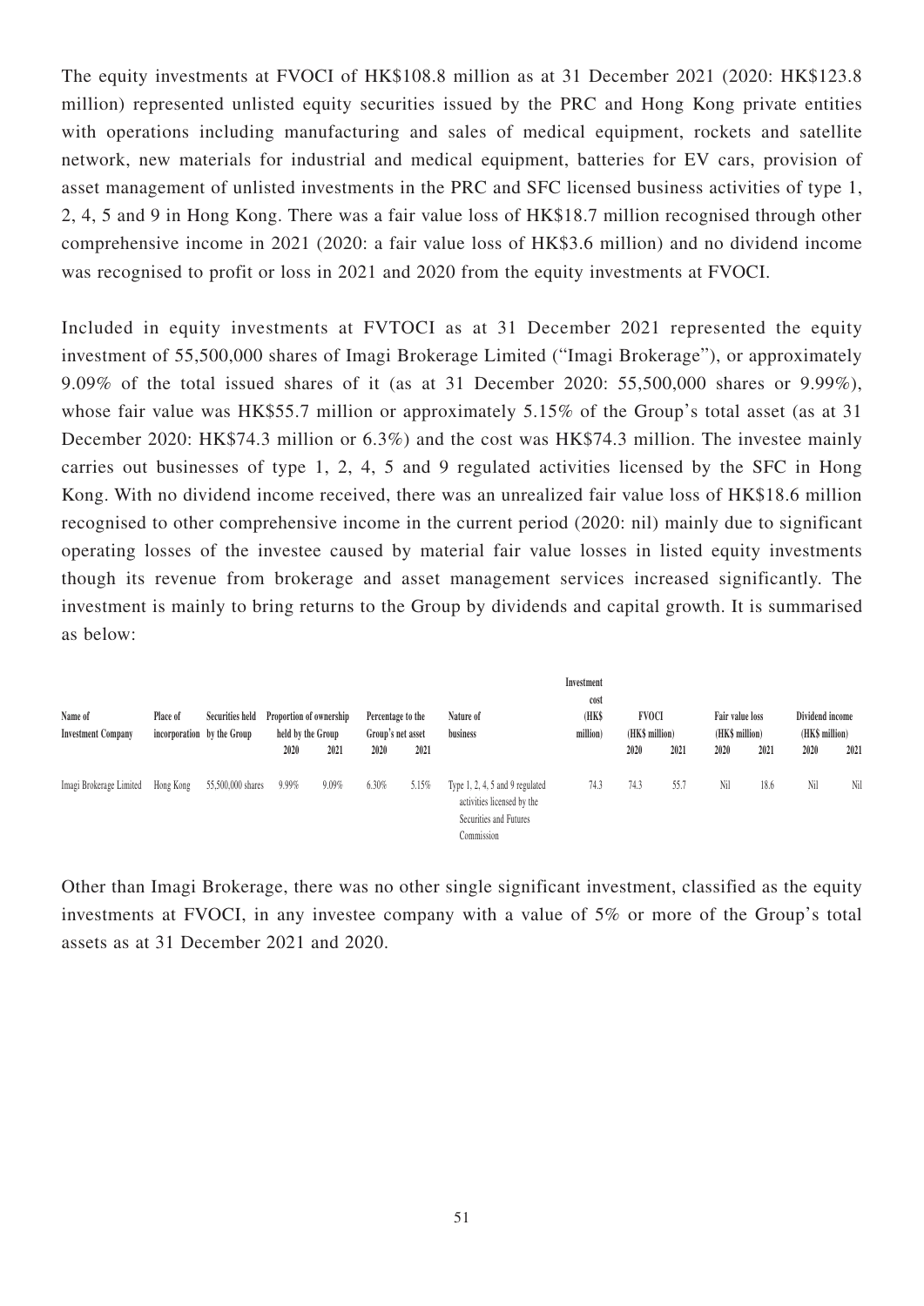The equity investments at FVOCI of HK$108.8 million as at 31 December 2021 (2020: HK$123.8 million) represented unlisted equity securities issued by the PRC and Hong Kong private entities with operations including manufacturing and sales of medical equipment, rockets and satellite network, new materials for industrial and medical equipment, batteries for EV cars, provision of asset management of unlisted investments in the PRC and SFC licensed business activities of type 1, 2, 4, 5 and 9 in Hong Kong. There was a fair value loss of HK$18.7 million recognised through other comprehensive income in 2021 (2020: a fair value loss of HK$3.6 million) and no dividend income was recognised to profit or loss in 2021 and 2020 from the equity investments at FVOCI.

Included in equity investments at FVTOCI as at 31 December 2021 represented the equity investment of 55,500,000 shares of Imagi Brokerage Limited ("Imagi Brokerage"), or approximately 9.09% of the total issued shares of it (as at 31 December 2020: 55,500,000 shares or 9.99%), whose fair value was HK$55.7 million or approximately 5.15% of the Group's total asset (as at 31 December 2020: HK$74.3 million or 6.3%) and the cost was HK$74.3 million. The investee mainly carries out businesses of type 1, 2, 4, 5 and 9 regulated activities licensed by the SFC in Hong Kong. With no dividend income received, there was an unrealized fair value loss of HK$18.6 million recognised to other comprehensive income in the current period (2020: nil) mainly due to significant operating losses of the investee caused by material fair value losses in listed equity investments though its revenue from brokerage and asset management services increased significantly. The investment is mainly to bring returns to the Group by dividends and capital growth. It is summarised as below:

| Name of Investment Company | Place of incorporation | Securities held by the Group | Proportion of ownership held by the Group | | Percentage to the Group's net asset | | Nature of business | Investment cost (HK$ million) | FVOCI (HK$ million) | | Fair value loss (HK$ million) | | Dividend income (HK$ million) | |
|---|---|---|---|---|---|---|---|---|---|---|---|---|---|---|
| | | | 2020 | 2021 | 2020 | 2021 | | | 2020 | 2021 | 2020 | 2021 | 2020 | 2021 |
| Imagi Brokerage Limited | Hong Kong | 55,500,000 shares | 9.99% | 9.09% | 6.30% | 5.15% | Type 1, 2, 4, 5 and 9 regulated activities licensed by the Securities and Futures Commission | 74.3 | 74.3 | 55.7 | Nil | 18.6 | Nil | Nil |

Other than Imagi Brokerage, there was no other single significant investment, classified as the equity investments at FVOCI, in any investee company with a value of 5% or more of the Group's total assets as at 31 December 2021 and 2020.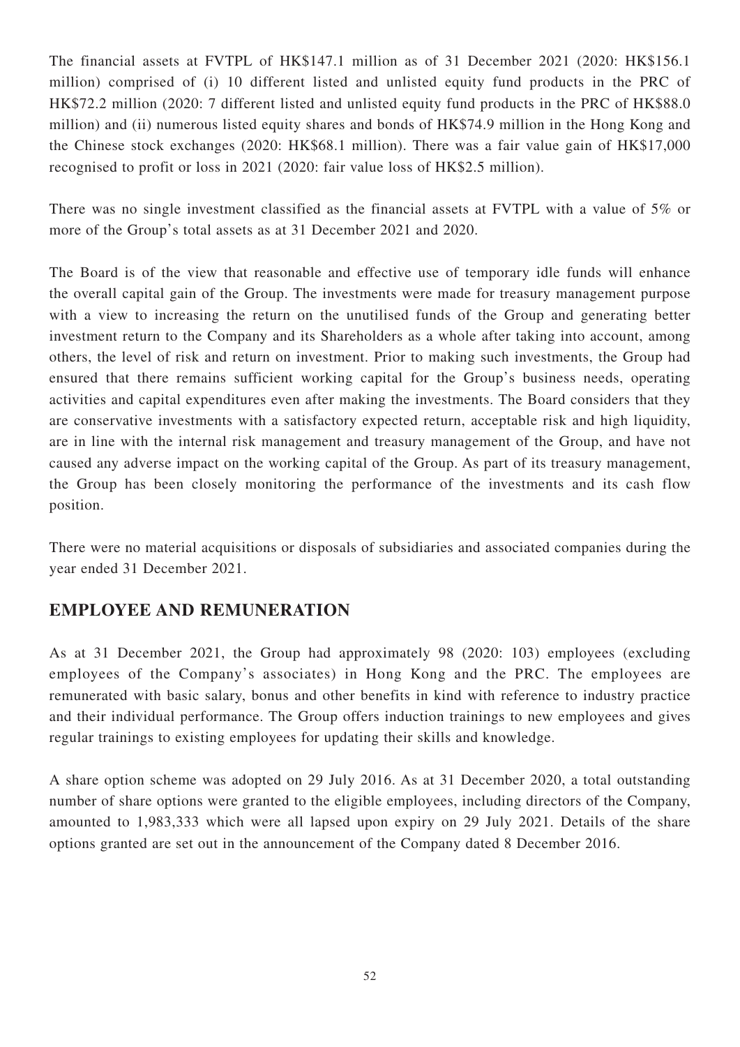The financial assets at FVTPL of HK$147.1 million as of 31 December 2021 (2020: HK$156.1 million) comprised of (i) 10 different listed and unlisted equity fund products in the PRC of HK$72.2 million (2020: 7 different listed and unlisted equity fund products in the PRC of HK$88.0 million) and (ii) numerous listed equity shares and bonds of HK$74.9 million in the Hong Kong and the Chinese stock exchanges (2020: HK$68.1 million). There was a fair value gain of HK$17,000 recognised to profit or loss in 2021 (2020: fair value loss of HK$2.5 million).

There was no single investment classified as the financial assets at FVTPL with a value of 5% or more of the Group's total assets as at 31 December 2021 and 2020.

The Board is of the view that reasonable and effective use of temporary idle funds will enhance the overall capital gain of the Group. The investments were made for treasury management purpose with a view to increasing the return on the unutilised funds of the Group and generating better investment return to the Company and its Shareholders as a whole after taking into account, among others, the level of risk and return on investment. Prior to making such investments, the Group had ensured that there remains sufficient working capital for the Group's business needs, operating activities and capital expenditures even after making the investments. The Board considers that they are conservative investments with a satisfactory expected return, acceptable risk and high liquidity, are in line with the internal risk management and treasury management of the Group, and have not caused any adverse impact on the working capital of the Group. As part of its treasury management, the Group has been closely monitoring the performance of the investments and its cash flow position.

There were no material acquisitions or disposals of subsidiaries and associated companies during the year ended 31 December 2021.

## EMPLOYEE AND REMUNERATION

As at 31 December 2021, the Group had approximately 98 (2020: 103) employees (excluding employees of the Company's associates) in Hong Kong and the PRC. The employees are remunerated with basic salary, bonus and other benefits in kind with reference to industry practice and their individual performance. The Group offers induction trainings to new employees and gives regular trainings to existing employees for updating their skills and knowledge.

A share option scheme was adopted on 29 July 2016. As at 31 December 2020, a total outstanding number of share options were granted to the eligible employees, including directors of the Company, amounted to 1,983,333 which were all lapsed upon expiry on 29 July 2021. Details of the share options granted are set out in the announcement of the Company dated 8 December 2016.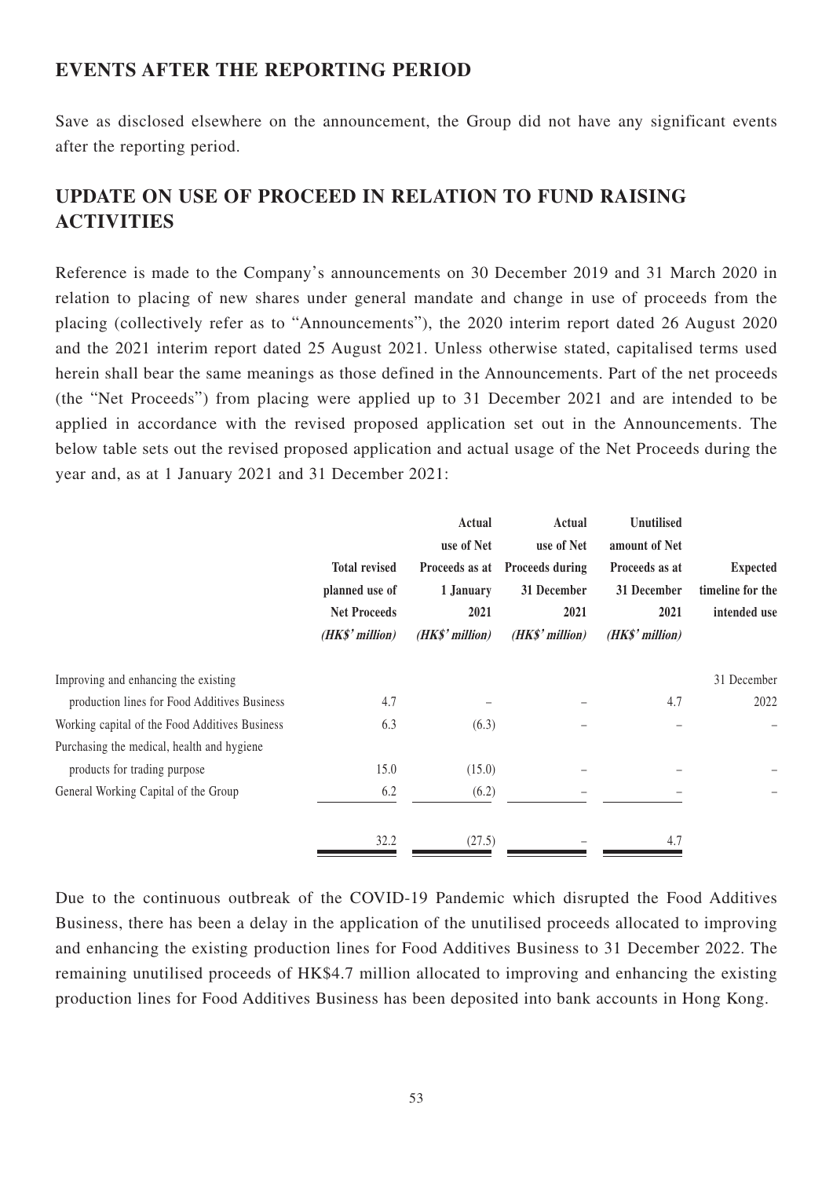## EVENTS AFTER THE REPORTING PERIOD

Save as disclosed elsewhere on the announcement, the Group did not have any significant events after the reporting period.

## UPDATE ON USE OF PROCEED IN RELATION TO FUND RAISING ACTIVITIES

Reference is made to the Company's announcements on 30 December 2019 and 31 March 2020 in relation to placing of new shares under general mandate and change in use of proceeds from the placing (collectively refer as to "Announcements"), the 2020 interim report dated 26 August 2020 and the 2021 interim report dated 25 August 2021. Unless otherwise stated, capitalised terms used herein shall bear the same meanings as those defined in the Announcements. Part of the net proceeds (the "Net Proceeds") from placing were applied up to 31 December 2021 and are intended to be applied in accordance with the revised proposed application set out in the Announcements. The below table sets out the revised proposed application and actual usage of the Net Proceeds during the year and, as at 1 January 2021 and 31 December 2021:

| | Total revised planned use of Net Proceeds *(HK$' million)* | Actual use of Net Proceeds as at 1 January 2021 *(HK$' million)* | Actual use of Net Proceeds during 31 December 2021 *(HK$' million)* | Unutilised amount of Net Proceeds as at 31 December 2021 *(HK$' million)* | Expected timeline for the intended use |
|---|---|---|---|---|---|
| Improving and enhancing the existing production lines for Food Additives Business | 4.7 | – | – | 4.7 | 31 December 2022 |
| Working capital of the Food Additives Business | 6.3 | (6.3) | – | – | – |
| Purchasing the medical, health and hygiene products for trading purpose | 15.0 | (15.0) | – | – | – |
| General Working Capital of the Group | 6.2 | (6.2) | – | – | – |
| | 32.2 | (27.5) | – | 4.7 | |

Due to the continuous outbreak of the COVID-19 Pandemic which disrupted the Food Additives Business, there has been a delay in the application of the unutilised proceeds allocated to improving and enhancing the existing production lines for Food Additives Business to 31 December 2022. The remaining unutilised proceeds of HK$4.7 million allocated to improving and enhancing the existing production lines for Food Additives Business has been deposited into bank accounts in Hong Kong.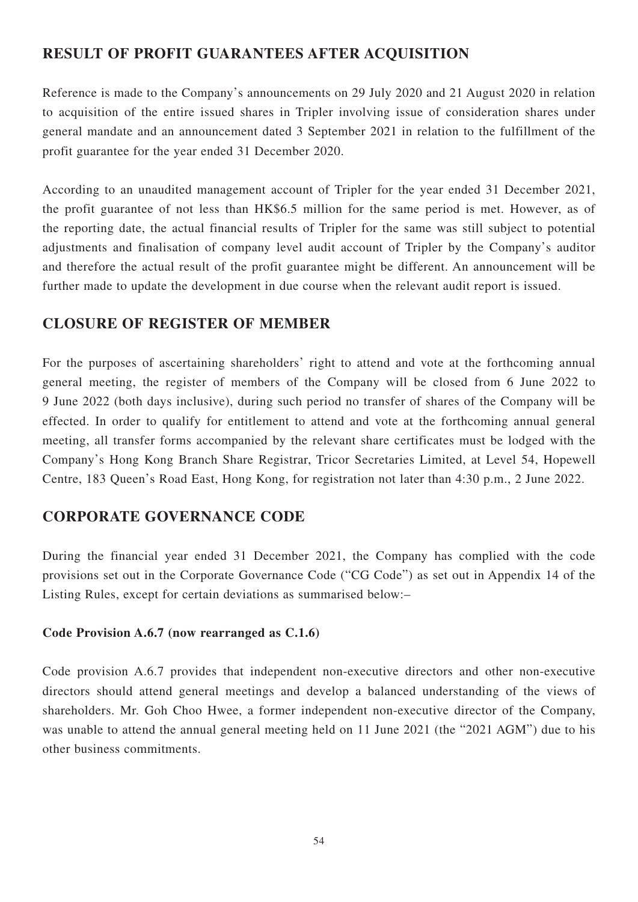## RESULT OF PROFIT GUARANTEES AFTER ACQUISITION

Reference is made to the Company's announcements on 29 July 2020 and 21 August 2020 in relation to acquisition of the entire issued shares in Tripler involving issue of consideration shares under general mandate and an announcement dated 3 September 2021 in relation to the fulfillment of the profit guarantee for the year ended 31 December 2020.

According to an unaudited management account of Tripler for the year ended 31 December 2021, the profit guarantee of not less than HK$6.5 million for the same period is met. However, as of the reporting date, the actual financial results of Tripler for the same was still subject to potential adjustments and finalisation of company level audit account of Tripler by the Company's auditor and therefore the actual result of the profit guarantee might be different. An announcement will be further made to update the development in due course when the relevant audit report is issued.

## CLOSURE OF REGISTER OF MEMBER

For the purposes of ascertaining shareholders' right to attend and vote at the forthcoming annual general meeting, the register of members of the Company will be closed from 6 June 2022 to 9 June 2022 (both days inclusive), during such period no transfer of shares of the Company will be effected. In order to qualify for entitlement to attend and vote at the forthcoming annual general meeting, all transfer forms accompanied by the relevant share certificates must be lodged with the Company's Hong Kong Branch Share Registrar, Tricor Secretaries Limited, at Level 54, Hopewell Centre, 183 Queen's Road East, Hong Kong, for registration not later than 4:30 p.m., 2 June 2022.

## CORPORATE GOVERNANCE CODE

During the financial year ended 31 December 2021, the Company has complied with the code provisions set out in the Corporate Governance Code ("CG Code") as set out in Appendix 14 of the Listing Rules, except for certain deviations as summarised below:–

**Code Provision A.6.7 (now rearranged as C.1.6)**

Code provision A.6.7 provides that independent non-executive directors and other non-executive directors should attend general meetings and develop a balanced understanding of the views of shareholders. Mr. Goh Choo Hwee, a former independent non-executive director of the Company, was unable to attend the annual general meeting held on 11 June 2021 (the "2021 AGM") due to his other business commitments.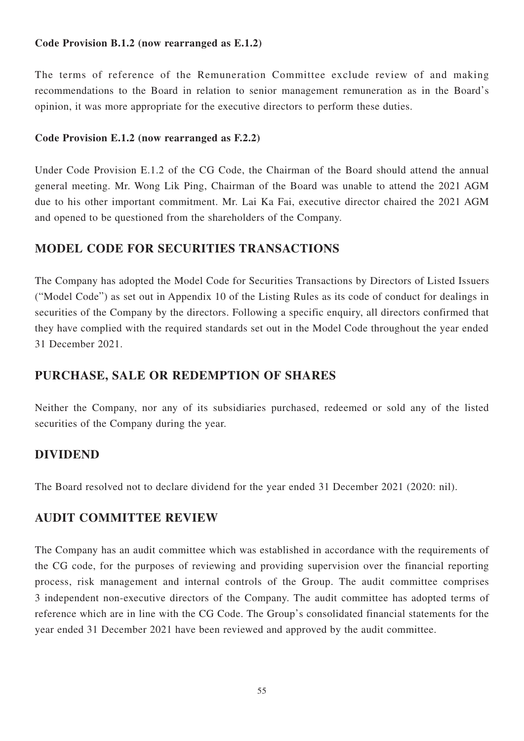**Code Provision B.1.2 (now rearranged as E.1.2)**

The terms of reference of the Remuneration Committee exclude review of and making recommendations to the Board in relation to senior management remuneration as in the Board's opinion, it was more appropriate for the executive directors to perform these duties.

**Code Provision E.1.2 (now rearranged as F.2.2)**

Under Code Provision E.1.2 of the CG Code, the Chairman of the Board should attend the annual general meeting. Mr. Wong Lik Ping, Chairman of the Board was unable to attend the 2021 AGM due to his other important commitment. Mr. Lai Ka Fai, executive director chaired the 2021 AGM and opened to be questioned from the shareholders of the Company.

## MODEL CODE FOR SECURITIES TRANSACTIONS

The Company has adopted the Model Code for Securities Transactions by Directors of Listed Issuers ("Model Code") as set out in Appendix 10 of the Listing Rules as its code of conduct for dealings in securities of the Company by the directors. Following a specific enquiry, all directors confirmed that they have complied with the required standards set out in the Model Code throughout the year ended 31 December 2021.

## PURCHASE, SALE OR REDEMPTION OF SHARES

Neither the Company, nor any of its subsidiaries purchased, redeemed or sold any of the listed securities of the Company during the year.

## DIVIDEND

The Board resolved not to declare dividend for the year ended 31 December 2021 (2020: nil).

## AUDIT COMMITTEE REVIEW

The Company has an audit committee which was established in accordance with the requirements of the CG code, for the purposes of reviewing and providing supervision over the financial reporting process, risk management and internal controls of the Group. The audit committee comprises 3 independent non-executive directors of the Company. The audit committee has adopted terms of reference which are in line with the CG Code. The Group's consolidated financial statements for the year ended 31 December 2021 have been reviewed and approved by the audit committee.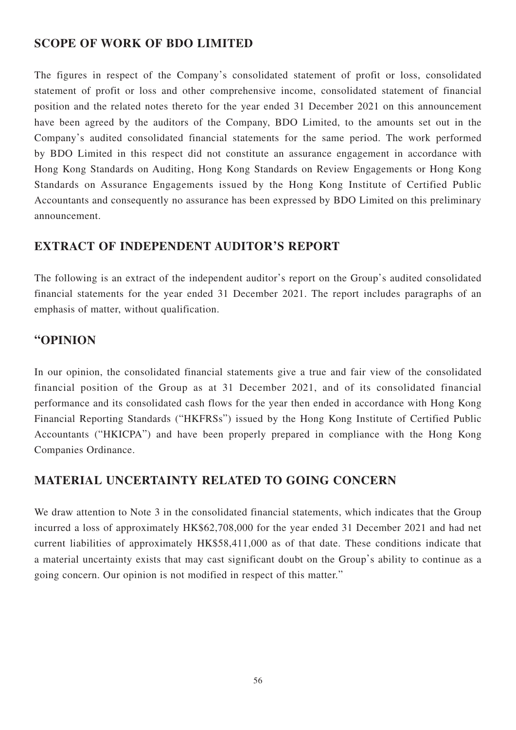## SCOPE OF WORK OF BDO LIMITED

The figures in respect of the Company's consolidated statement of profit or loss, consolidated statement of profit or loss and other comprehensive income, consolidated statement of financial position and the related notes thereto for the year ended 31 December 2021 on this announcement have been agreed by the auditors of the Company, BDO Limited, to the amounts set out in the Company's audited consolidated financial statements for the same period. The work performed by BDO Limited in this respect did not constitute an assurance engagement in accordance with Hong Kong Standards on Auditing, Hong Kong Standards on Review Engagements or Hong Kong Standards on Assurance Engagements issued by the Hong Kong Institute of Certified Public Accountants and consequently no assurance has been expressed by BDO Limited on this preliminary announcement.

## EXTRACT OF INDEPENDENT AUDITOR'S REPORT

The following is an extract of the independent auditor's report on the Group's audited consolidated financial statements for the year ended 31 December 2021. The report includes paragraphs of an emphasis of matter, without qualification.

## "OPINION

In our opinion, the consolidated financial statements give a true and fair view of the consolidated financial position of the Group as at 31 December 2021, and of its consolidated financial performance and its consolidated cash flows for the year then ended in accordance with Hong Kong Financial Reporting Standards ("HKFRSs") issued by the Hong Kong Institute of Certified Public Accountants ("HKICPA") and have been properly prepared in compliance with the Hong Kong Companies Ordinance.

## MATERIAL UNCERTAINTY RELATED TO GOING CONCERN

We draw attention to Note 3 in the consolidated financial statements, which indicates that the Group incurred a loss of approximately HK$62,708,000 for the year ended 31 December 2021 and had net current liabilities of approximately HK$58,411,000 as of that date. These conditions indicate that a material uncertainty exists that may cast significant doubt on the Group's ability to continue as a going concern. Our opinion is not modified in respect of this matter."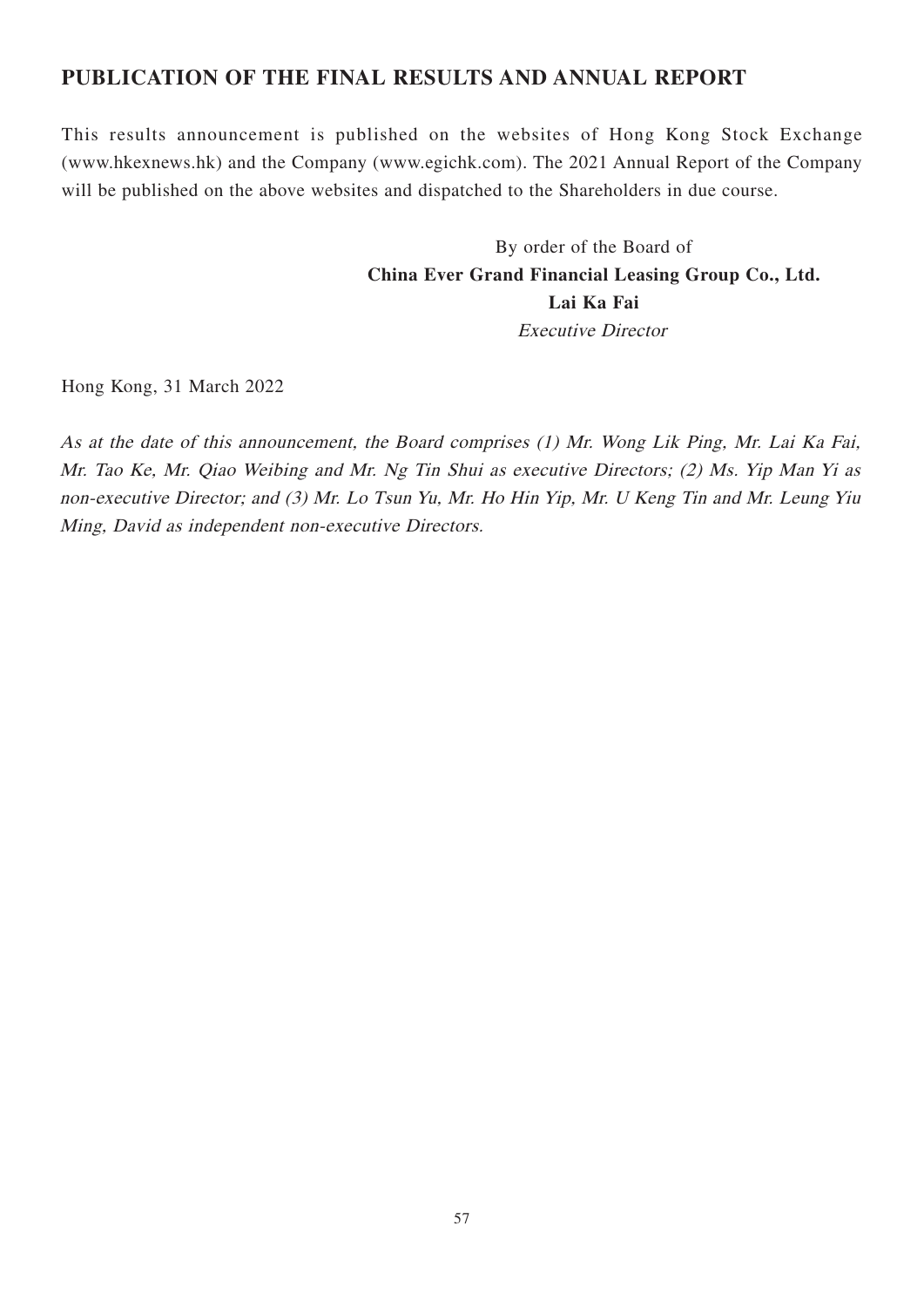## PUBLICATION OF THE FINAL RESULTS AND ANNUAL REPORT

This results announcement is published on the websites of Hong Kong Stock Exchange (www.hkexnews.hk) and the Company (www.egichk.com). The 2021 Annual Report of the Company will be published on the above websites and dispatched to the Shareholders in due course.

By order of the Board of
**China Ever Grand Financial Leasing Group Co., Ltd.**
**Lai Ka Fai**
*Executive Director*

Hong Kong, 31 March 2022

*As at the date of this announcement, the Board comprises (1) Mr. Wong Lik Ping, Mr. Lai Ka Fai, Mr. Tao Ke, Mr. Qiao Weibing and Mr. Ng Tin Shui as executive Directors; (2) Ms. Yip Man Yi as non-executive Director; and (3) Mr. Lo Tsun Yu, Mr. Ho Hin Yip, Mr. U Keng Tin and Mr. Leung Yiu Ming, David as independent non-executive Directors.*